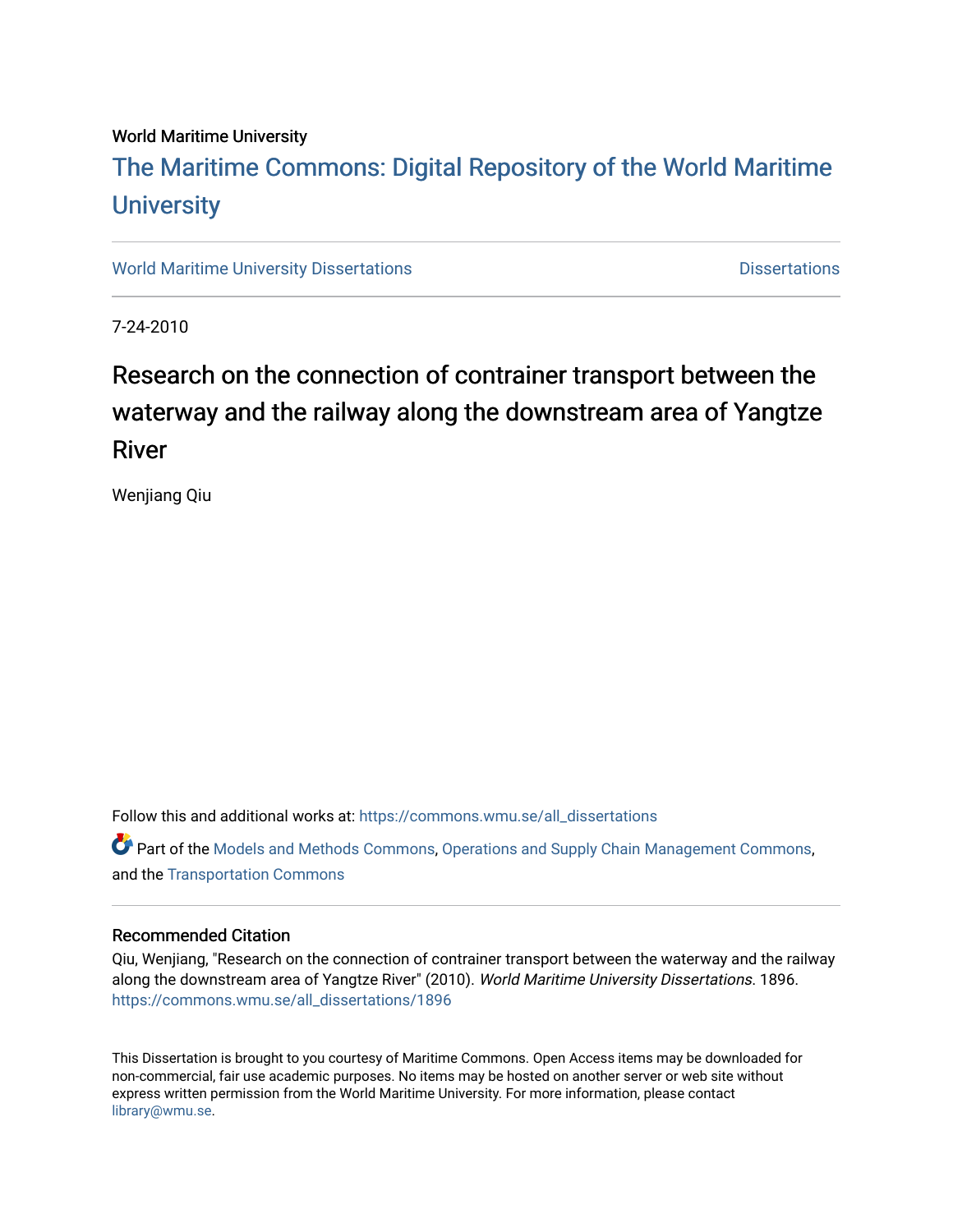World Maritime University

# The Maritime Commons: Digital Repository of the World Maritime University

World Maritime University Dissertations

Dissertations

7-24-2010

# Research on the connection of contrainer transport between the waterway and the railway along the downstream area of Yangtze River

Wenjiang Qiu

Follow this and additional works at: https://commons.wmu.se/all_dissertations

Part of the Models and Methods Commons, Operations and Supply Chain Management Commons, and the Transportation Commons

## Recommended Citation

Qiu, Wenjiang, "Research on the connection of contrainer transport between the waterway and the railway along the downstream area of Yangtze River" (2010). *World Maritime University Dissertations*. 1896. https://commons.wmu.se/all_dissertations/1896

This Dissertation is brought to you courtesy of Maritime Commons. Open Access items may be downloaded for non-commercial, fair use academic purposes. No items may be hosted on another server or web site without express written permission from the World Maritime University. For more information, please contact library@wmu.se.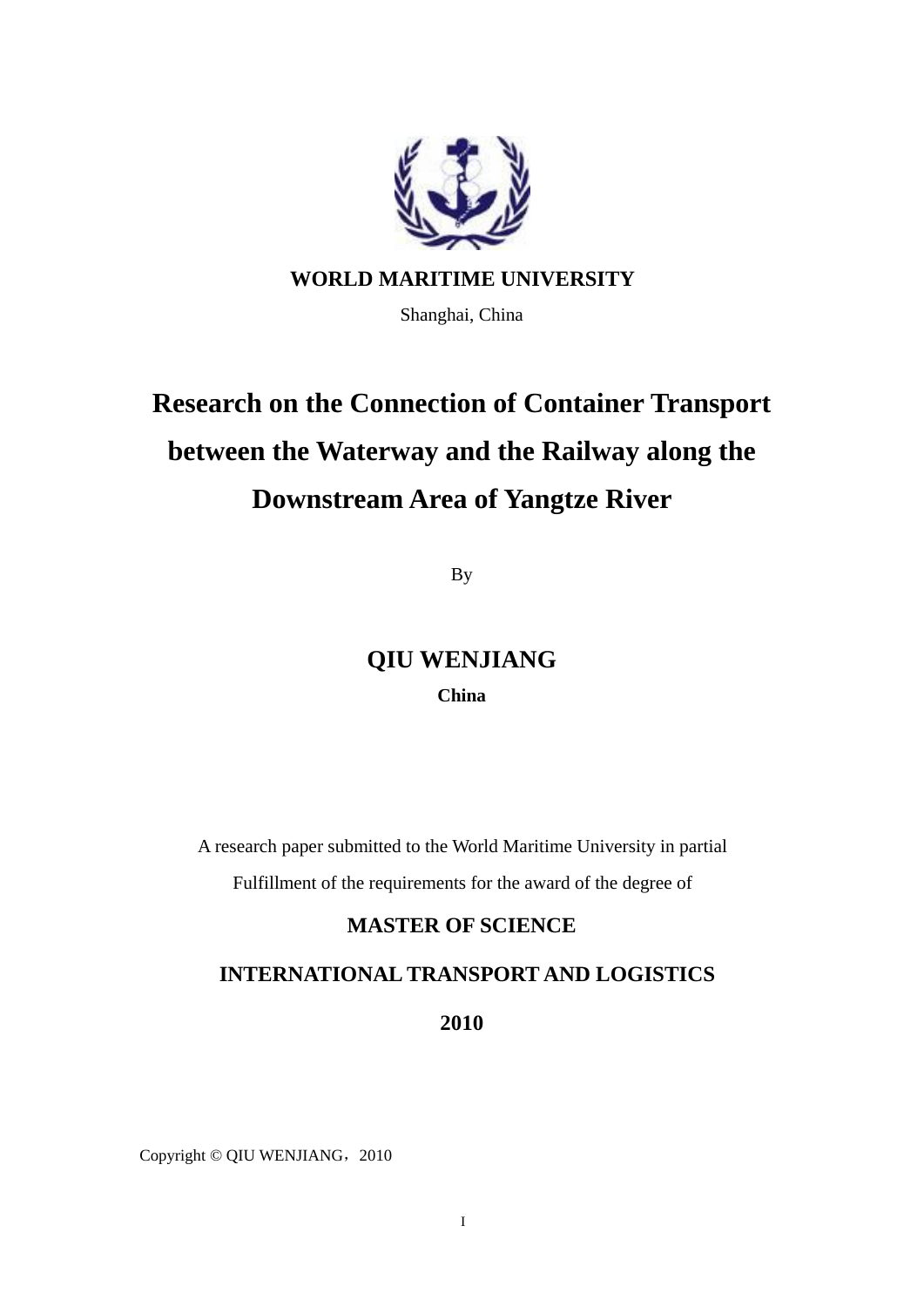**WORLD MARITIME UNIVERSITY**

Shanghai, China

# Research on the Connection of Container Transport between the Waterway and the Railway along the Downstream Area of Yangtze River

By

## QIU WENJIANG

**China**

A research paper submitted to the World Maritime University in partial Fulfillment of the requirements for the award of the degree of

**MASTER OF SCIENCE**

**INTERNATIONAL TRANSPORT AND LOGISTICS**

**2010**

Copyright © QIU WENJIANG，2010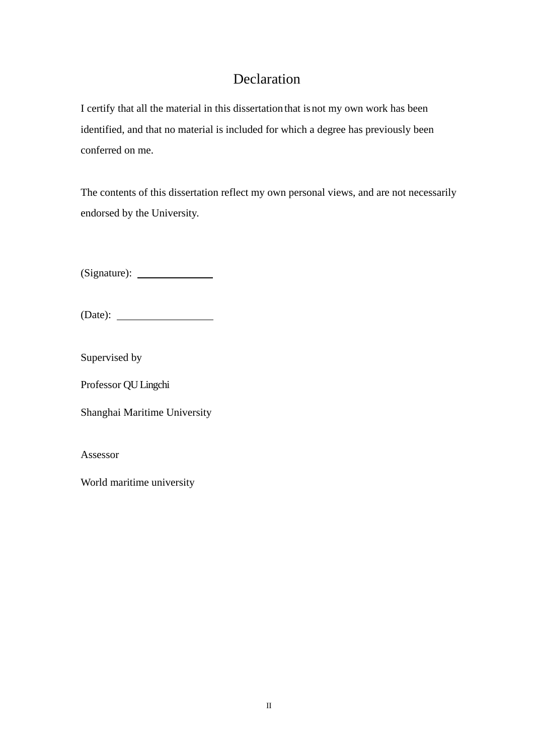# Declaration

I certify that all the material in this dissertation that is not my own work has been identified, and that no material is included for which a degree has previously been conferred on me.

The contents of this dissertation reflect my own personal views, and are not necessarily endorsed by the University.

(Signature): ______________

(Date): ________________

Supervised by

Professor QU Lingchi

Shanghai Maritime University

Assessor

World maritime university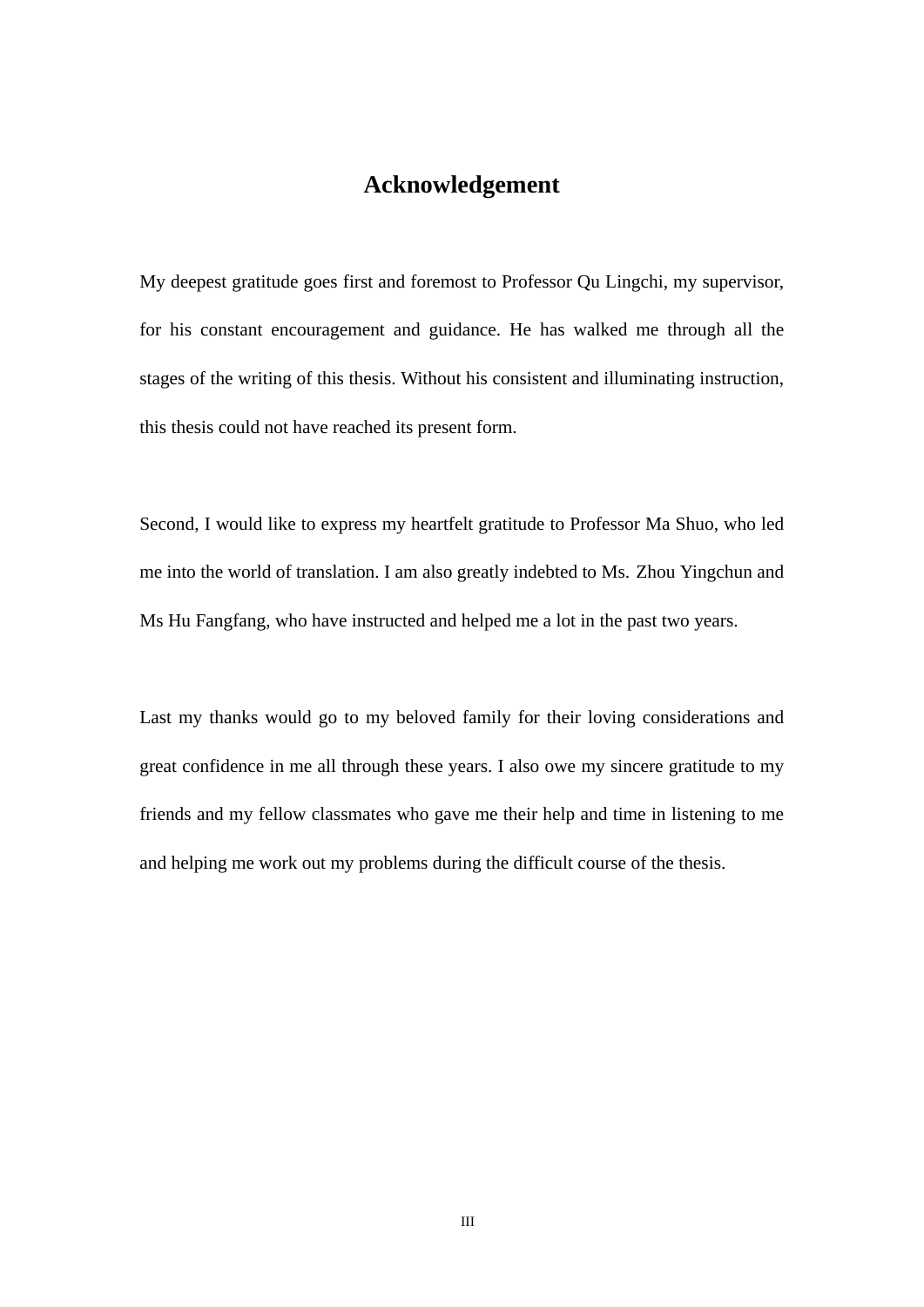# Acknowledgement

My deepest gratitude goes first and foremost to Professor Qu Lingchi, my supervisor, for his constant encouragement and guidance. He has walked me through all the stages of the writing of this thesis. Without his consistent and illuminating instruction, this thesis could not have reached its present form.

Second, I would like to express my heartfelt gratitude to Professor Ma Shuo, who led me into the world of translation. I am also greatly indebted to Ms. Zhou Yingchun and Ms Hu Fangfang, who have instructed and helped me a lot in the past two years.

Last my thanks would go to my beloved family for their loving considerations and great confidence in me all through these years. I also owe my sincere gratitude to my friends and my fellow classmates who gave me their help and time in listening to me and helping me work out my problems during the difficult course of the thesis.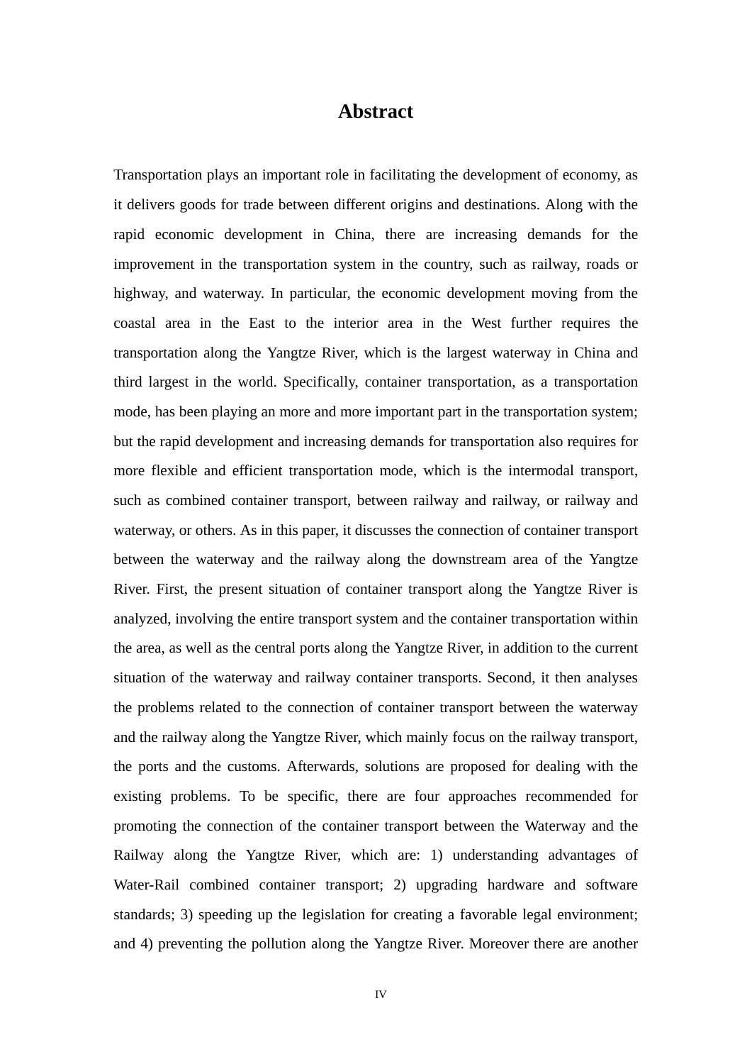# Abstract

Transportation plays an important role in facilitating the development of economy, as it delivers goods for trade between different origins and destinations. Along with the rapid economic development in China, there are increasing demands for the improvement in the transportation system in the country, such as railway, roads or highway, and waterway. In particular, the economic development moving from the coastal area in the East to the interior area in the West further requires the transportation along the Yangtze River, which is the largest waterway in China and third largest in the world. Specifically, container transportation, as a transportation mode, has been playing an more and more important part in the transportation system; but the rapid development and increasing demands for transportation also requires for more flexible and efficient transportation mode, which is the intermodal transport, such as combined container transport, between railway and railway, or railway and waterway, or others. As in this paper, it discusses the connection of container transport between the waterway and the railway along the downstream area of the Yangtze River. First, the present situation of container transport along the Yangtze River is analyzed, involving the entire transport system and the container transportation within the area, as well as the central ports along the Yangtze River, in addition to the current situation of the waterway and railway container transports. Second, it then analyses the problems related to the connection of container transport between the waterway and the railway along the Yangtze River, which mainly focus on the railway transport, the ports and the customs. Afterwards, solutions are proposed for dealing with the existing problems. To be specific, there are four approaches recommended for promoting the connection of the container transport between the Waterway and the Railway along the Yangtze River, which are: 1) understanding advantages of Water-Rail combined container transport; 2) upgrading hardware and software standards; 3) speeding up the legislation for creating a favorable legal environment; and 4) preventing the pollution along the Yangtze River. Moreover there are another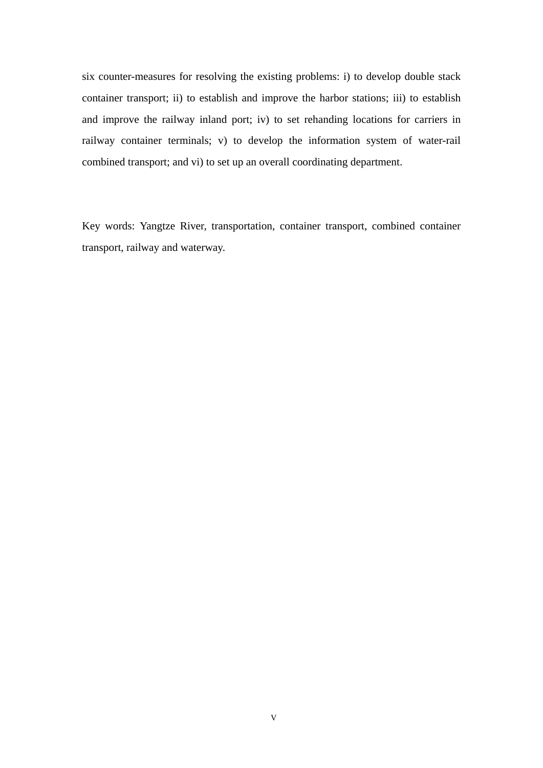six counter-measures for resolving the existing problems: i) to develop double stack container transport; ii) to establish and improve the harbor stations; iii) to establish and improve the railway inland port; iv) to set rehanding locations for carriers in railway container terminals; v) to develop the information system of water-rail combined transport; and vi) to set up an overall coordinating department.

Key words: Yangtze River, transportation, container transport, combined container transport, railway and waterway.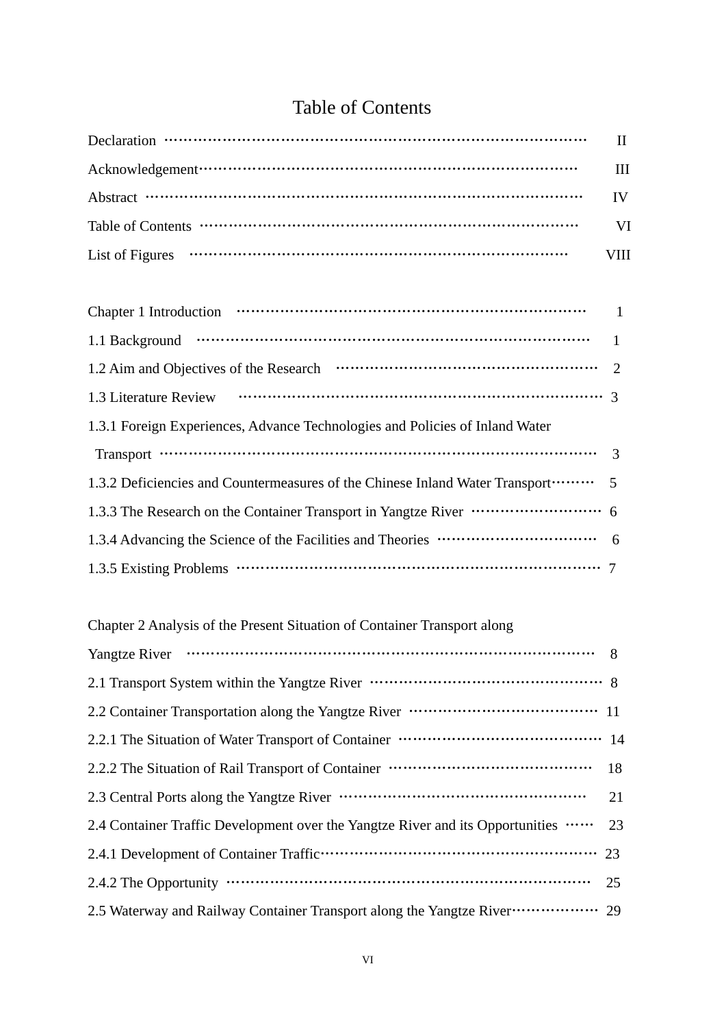# Table of Contents

Declaration ………………………………………………………………………… II

Acknowledgement……………………………………………………………………… III

Abstract ……………………………………………………………………………… IV

Table of Contents …………………………………………………………………… VI

List of Figures ……………………………………………………………………… VIII

Chapter 1 Introduction ……………………………………………………………… 1

1.1 Background ………………………………………………………………………… 1

1.2 Aim and Objectives of the Research ……………………………………………… 2

1.3 Literature Review ………………………………………………………………… 3

1.3.1 Foreign Experiences, Advance Technologies and Policies of Inland Water Transport ……………………………………………………………………………… 3

1.3.2 Deficiencies and Countermeasures of the Chinese Inland Water Transport……… 5

1.3.3 The Research on the Container Transport in Yangtze River ……………………… 6

1.3.4 Advancing the Science of the Facilities and Theories …………………………… 6

1.3.5 Existing Problems ………………………………………………………………… 7

Chapter 2 Analysis of the Present Situation of Container Transport along Yangtze River ………………………………………………………………………………… 8

2.1 Transport System within the Yangtze River ……………………………………… 8

2.2 Container Transportation along the Yangtze River ……………………………… 11

2.2.1 The Situation of Water Transport of Container ………………………………… 14

2.2.2 The Situation of Rail Transport of Container …………………………………… 18

2.3 Central Ports along the Yangtze River …………………………………………… 21

2.4 Container Traffic Development over the Yangtze River and its Opportunities …… 23

2.4.1 Development of Container Traffic………………………………………………… 23

2.4.2 The Opportunity …………………………………………………………………… 25

2.5 Waterway and Railway Container Transport along the Yangtze River……………… 29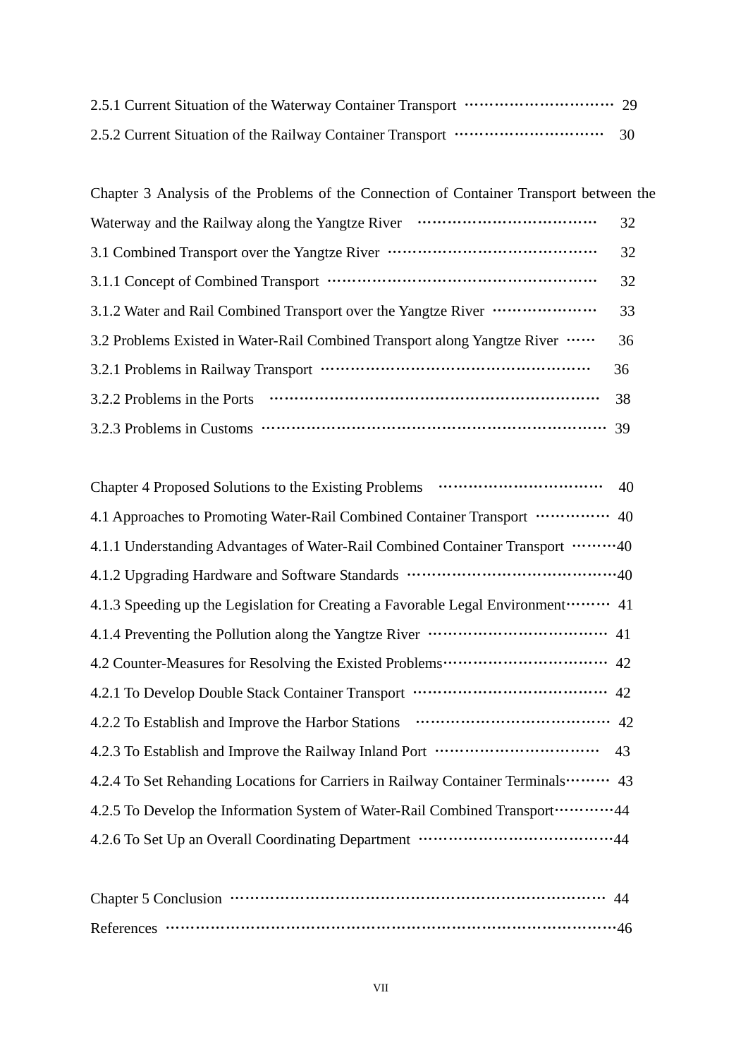2.5.1 Current Situation of the Waterway Container Transport ………………………… 29

2.5.2 Current Situation of the Railway Container Transport ………………………… 30

Chapter 3 Analysis of the Problems of the Connection of Container Transport between the Waterway and the Railway along the Yangtze River ……………………………… 32

3.1 Combined Transport over the Yangtze River …………………………………… 32

3.1.1 Concept of Combined Transport ……………………………………………… 32

3.1.2 Water and Rail Combined Transport over the Yangtze River ………………… 33

3.2 Problems Existed in Water-Rail Combined Transport along Yangtze River …… 36

3.2.1 Problems in Railway Transport ……………………………………………… 36

3.2.2 Problems in the Ports ………………………………………………………… 38

3.2.3 Problems in Customs …………………………………………………………… 39

Chapter 4 Proposed Solutions to the Existing Problems …………………………… 40

4.1 Approaches to Promoting Water-Rail Combined Container Transport …………… 40

4.1.1 Understanding Advantages of Water-Rail Combined Container Transport ………40

4.1.2 Upgrading Hardware and Software Standards ……………………………………40

4.1.3 Speeding up the Legislation for Creating a Favorable Legal Environment……… 41

4.1.4 Preventing the Pollution along the Yangtze River ……………………………… 41

4.2 Counter-Measures for Resolving the Existed Problems…………………………… 42

4.2.1 To Develop Double Stack Container Transport ………………………………… 42

4.2.2 To Establish and Improve the Harbor Stations ………………………………… 42

4.2.3 To Establish and Improve the Railway Inland Port …………………………… 43

4.2.4 To Set Rehanding Locations for Carriers in Railway Container Terminals……… 43

4.2.5 To Develop the Information System of Water-Rail Combined Transport…………44

4.2.6 To Set Up an Overall Coordinating Department …………………………………44

Chapter 5 Conclusion ………………………………………………………………… 44

References ………………………………………………………………………………46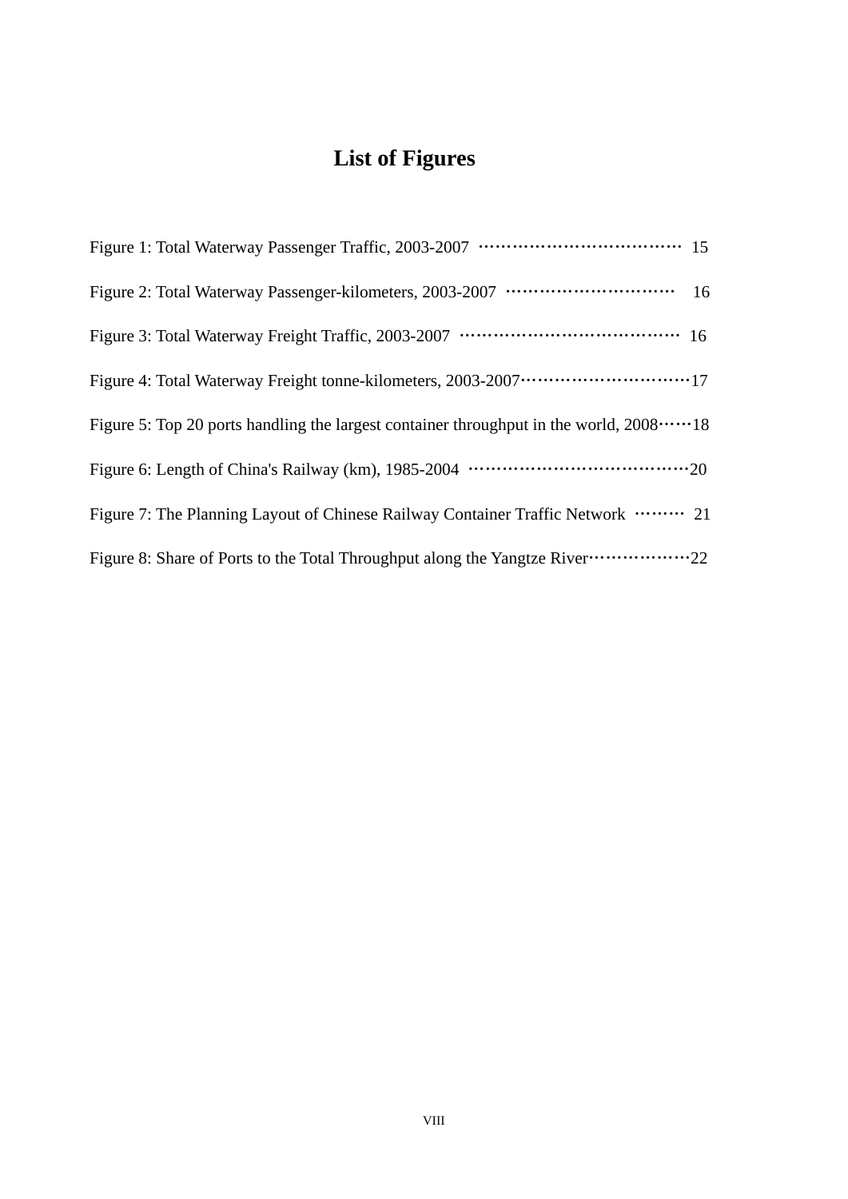# List of Figures

Figure 1: Total Waterway Passenger Traffic, 2003-2007 ………………………………… 15

Figure 2: Total Waterway Passenger-kilometers, 2003-2007 ………………………… 16

Figure 3: Total Waterway Freight Traffic, 2003-2007 …………………………………… 16

Figure 4: Total Waterway Freight tonne-kilometers, 2003-2007…………………………17

Figure 5: Top 20 ports handling the largest container throughput in the world, 2008……18

Figure 6: Length of China's Railway (km), 1985-2004 ……………………………………20

Figure 7: The Planning Layout of Chinese Railway Container Traffic Network ……… 21

Figure 8: Share of Ports to the Total Throughput along the Yangtze River………………22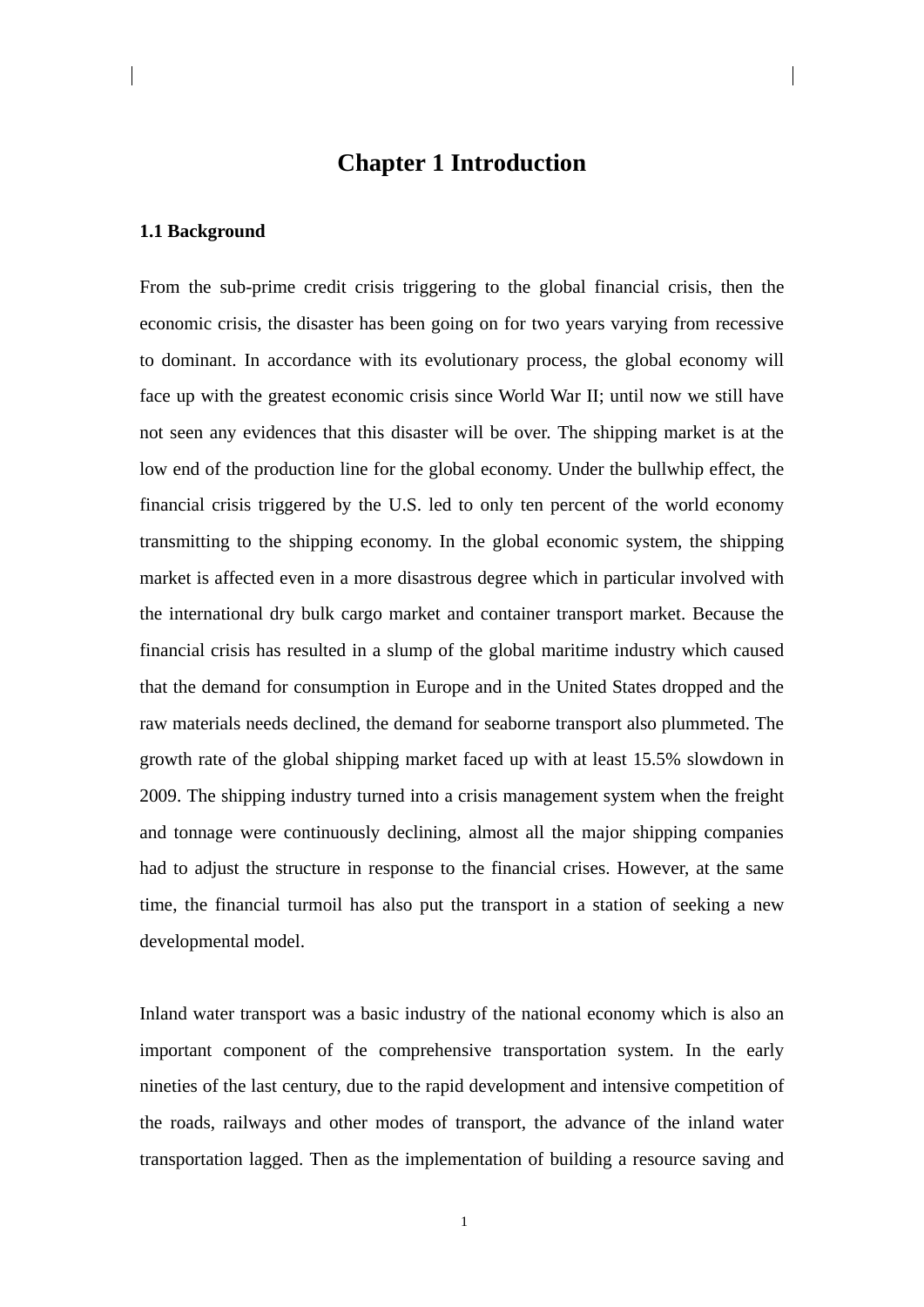# Chapter 1 Introduction

## 1.1 Background

From the sub-prime credit crisis triggering to the global financial crisis, then the economic crisis, the disaster has been going on for two years varying from recessive to dominant. In accordance with its evolutionary process, the global economy will face up with the greatest economic crisis since World War II; until now we still have not seen any evidences that this disaster will be over. The shipping market is at the low end of the production line for the global economy. Under the bullwhip effect, the financial crisis triggered by the U.S. led to only ten percent of the world economy transmitting to the shipping economy. In the global economic system, the shipping market is affected even in a more disastrous degree which in particular involved with the international dry bulk cargo market and container transport market. Because the financial crisis has resulted in a slump of the global maritime industry which caused that the demand for consumption in Europe and in the United States dropped and the raw materials needs declined, the demand for seaborne transport also plummeted. The growth rate of the global shipping market faced up with at least 15.5% slowdown in 2009. The shipping industry turned into a crisis management system when the freight and tonnage were continuously declining, almost all the major shipping companies had to adjust the structure in response to the financial crises. However, at the same time, the financial turmoil has also put the transport in a station of seeking a new developmental model.

Inland water transport was a basic industry of the national economy which is also an important component of the comprehensive transportation system. In the early nineties of the last century, due to the rapid development and intensive competition of the roads, railways and other modes of transport, the advance of the inland water transportation lagged. Then as the implementation of building a resource saving and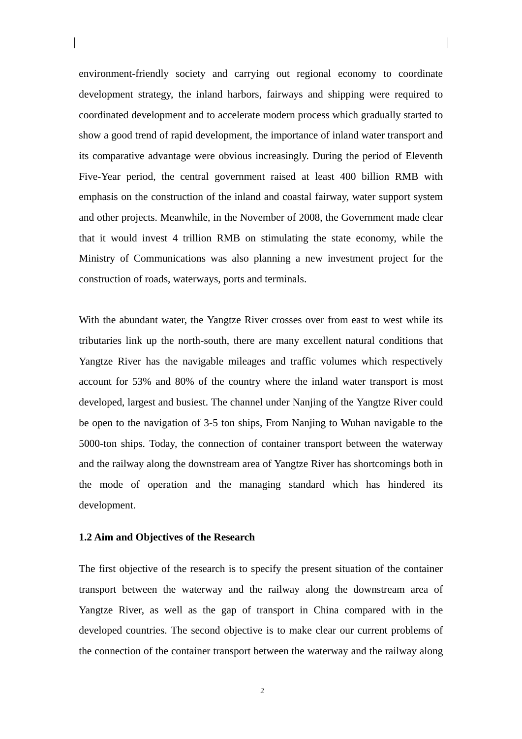environment-friendly society and carrying out regional economy to coordinate development strategy, the inland harbors, fairways and shipping were required to coordinated development and to accelerate modern process which gradually started to show a good trend of rapid development, the importance of inland water transport and its comparative advantage were obvious increasingly. During the period of Eleventh Five-Year period, the central government raised at least 400 billion RMB with emphasis on the construction of the inland and coastal fairway, water support system and other projects. Meanwhile, in the November of 2008, the Government made clear that it would invest 4 trillion RMB on stimulating the state economy, while the Ministry of Communications was also planning a new investment project for the construction of roads, waterways, ports and terminals.

With the abundant water, the Yangtze River crosses over from east to west while its tributaries link up the north-south, there are many excellent natural conditions that Yangtze River has the navigable mileages and traffic volumes which respectively account for 53% and 80% of the country where the inland water transport is most developed, largest and busiest. The channel under Nanjing of the Yangtze River could be open to the navigation of 3-5 ton ships, From Nanjing to Wuhan navigable to the 5000-ton ships. Today, the connection of container transport between the waterway and the railway along the downstream area of Yangtze River has shortcomings both in the mode of operation and the managing standard which has hindered its development.

### 1.2 Aim and Objectives of the Research

The first objective of the research is to specify the present situation of the container transport between the waterway and the railway along the downstream area of Yangtze River, as well as the gap of transport in China compared with in the developed countries. The second objective is to make clear our current problems of the connection of the container transport between the waterway and the railway along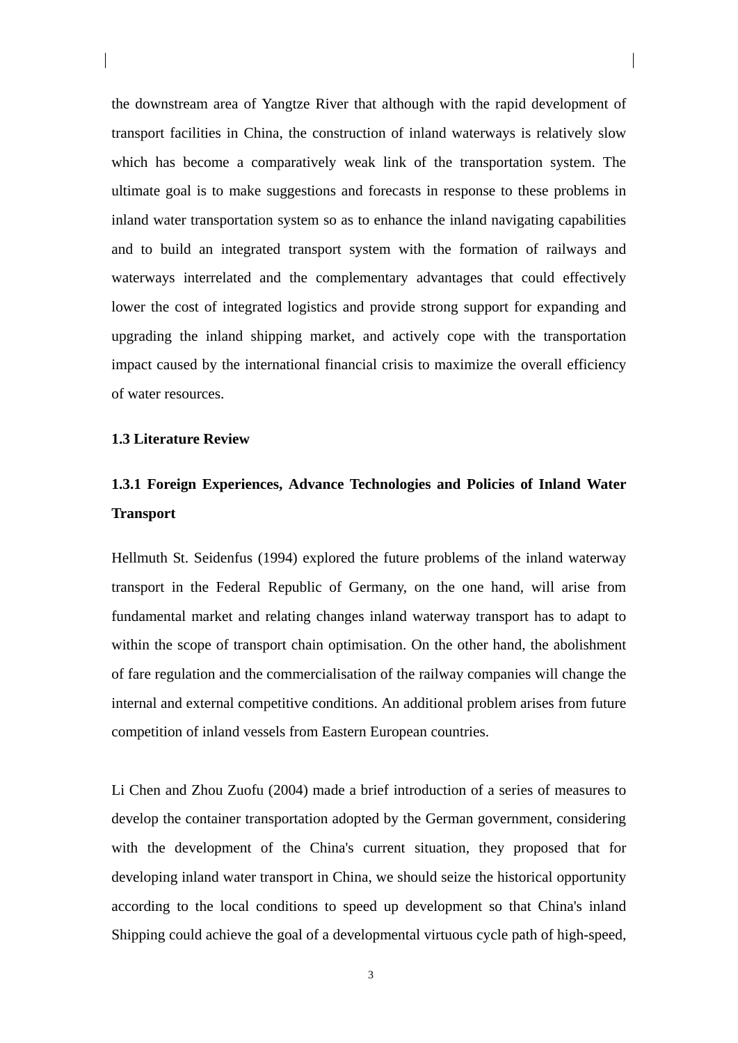the downstream area of Yangtze River that although with the rapid development of transport facilities in China, the construction of inland waterways is relatively slow which has become a comparatively weak link of the transportation system. The ultimate goal is to make suggestions and forecasts in response to these problems in inland water transportation system so as to enhance the inland navigating capabilities and to build an integrated transport system with the formation of railways and waterways interrelated and the complementary advantages that could effectively lower the cost of integrated logistics and provide strong support for expanding and upgrading the inland shipping market, and actively cope with the transportation impact caused by the international financial crisis to maximize the overall efficiency of water resources.

### 1.3 Literature Review

#### 1.3.1 Foreign Experiences, Advance Technologies and Policies of Inland Water Transport

Hellmuth St. Seidenfus (1994) explored the future problems of the inland waterway transport in the Federal Republic of Germany, on the one hand, will arise from fundamental market and relating changes inland waterway transport has to adapt to within the scope of transport chain optimisation. On the other hand, the abolishment of fare regulation and the commercialisation of the railway companies will change the internal and external competitive conditions. An additional problem arises from future competition of inland vessels from Eastern European countries.

Li Chen and Zhou Zuofu (2004) made a brief introduction of a series of measures to develop the container transportation adopted by the German government, considering with the development of the China's current situation, they proposed that for developing inland water transport in China, we should seize the historical opportunity according to the local conditions to speed up development so that China's inland Shipping could achieve the goal of a developmental virtuous cycle path of high-speed,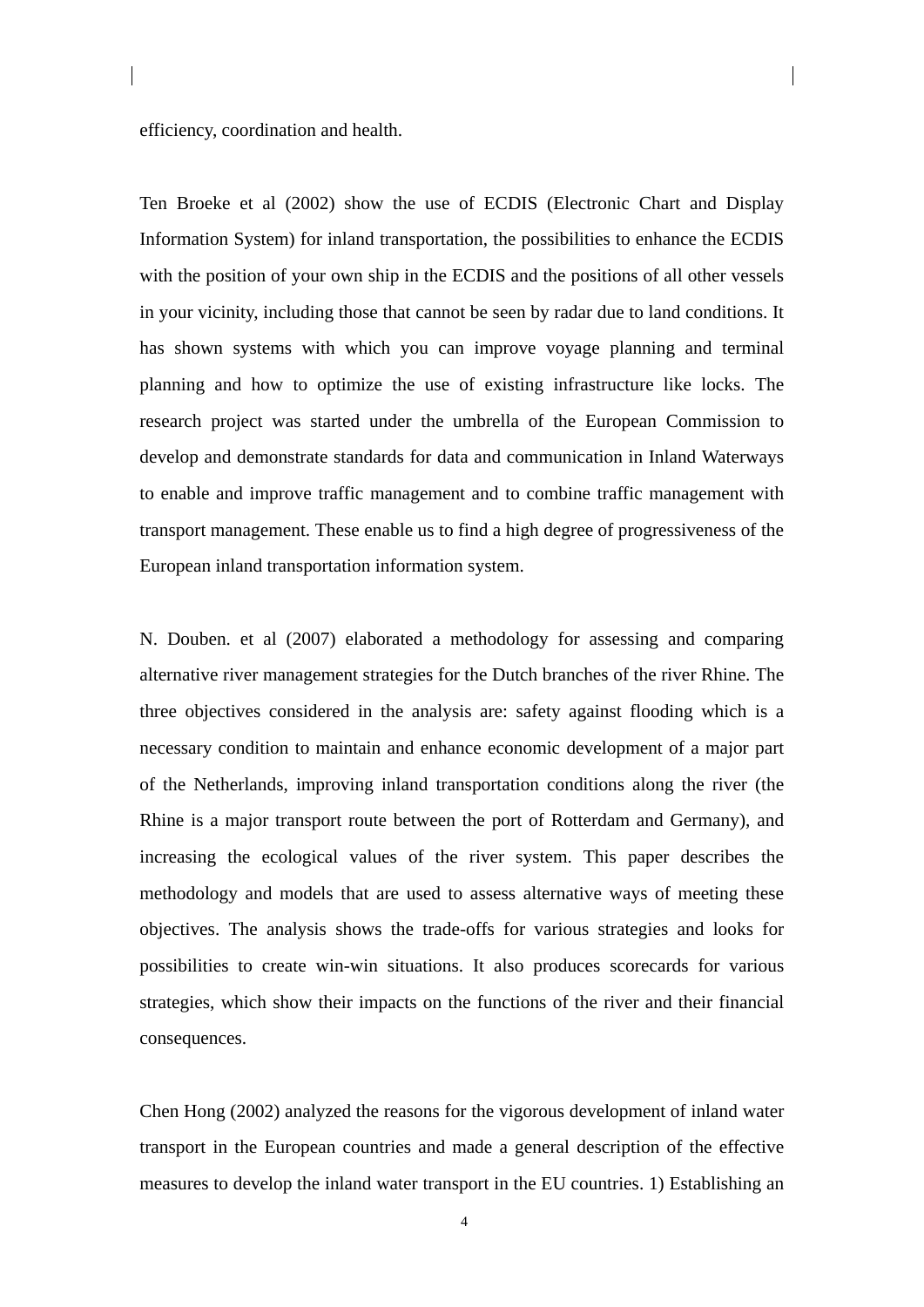efficiency, coordination and health.

Ten Broeke et al (2002) show the use of ECDIS (Electronic Chart and Display Information System) for inland transportation, the possibilities to enhance the ECDIS with the position of your own ship in the ECDIS and the positions of all other vessels in your vicinity, including those that cannot be seen by radar due to land conditions. It has shown systems with which you can improve voyage planning and terminal planning and how to optimize the use of existing infrastructure like locks. The research project was started under the umbrella of the European Commission to develop and demonstrate standards for data and communication in Inland Waterways to enable and improve traffic management and to combine traffic management with transport management. These enable us to find a high degree of progressiveness of the European inland transportation information system.

N. Douben. et al (2007) elaborated a methodology for assessing and comparing alternative river management strategies for the Dutch branches of the river Rhine. The three objectives considered in the analysis are: safety against flooding which is a necessary condition to maintain and enhance economic development of a major part of the Netherlands, improving inland transportation conditions along the river (the Rhine is a major transport route between the port of Rotterdam and Germany), and increasing the ecological values of the river system. This paper describes the methodology and models that are used to assess alternative ways of meeting these objectives. The analysis shows the trade-offs for various strategies and looks for possibilities to create win-win situations. It also produces scorecards for various strategies, which show their impacts on the functions of the river and their financial consequences.

Chen Hong (2002) analyzed the reasons for the vigorous development of inland water transport in the European countries and made a general description of the effective measures to develop the inland water transport in the EU countries. 1) Establishing an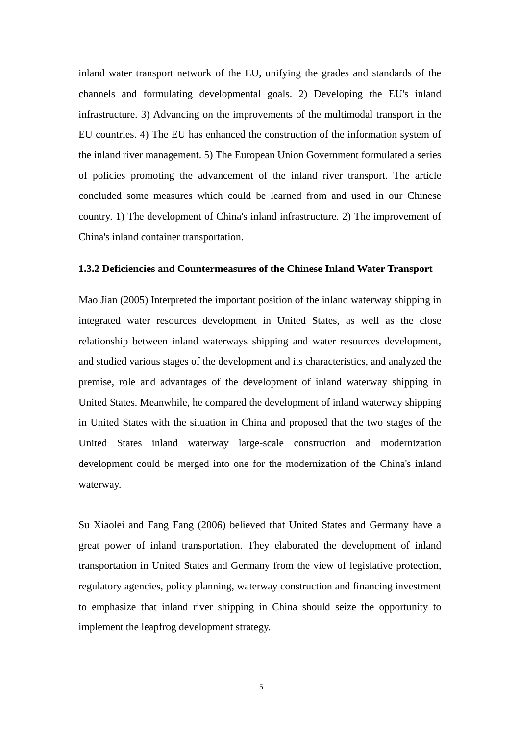inland water transport network of the EU, unifying the grades and standards of the channels and formulating developmental goals. 2) Developing the EU's inland infrastructure. 3) Advancing on the improvements of the multimodal transport in the EU countries. 4) The EU has enhanced the construction of the information system of the inland river management. 5) The European Union Government formulated a series of policies promoting the advancement of the inland river transport. The article concluded some measures which could be learned from and used in our Chinese country. 1) The development of China's inland infrastructure. 2) The improvement of China's inland container transportation.

### 1.3.2 Deficiencies and Countermeasures of the Chinese Inland Water Transport

Mao Jian (2005) Interpreted the important position of the inland waterway shipping in integrated water resources development in United States, as well as the close relationship between inland waterways shipping and water resources development, and studied various stages of the development and its characteristics, and analyzed the premise, role and advantages of the development of inland waterway shipping in United States. Meanwhile, he compared the development of inland waterway shipping in United States with the situation in China and proposed that the two stages of the United States inland waterway large-scale construction and modernization development could be merged into one for the modernization of the China's inland waterway.

Su Xiaolei and Fang Fang (2006) believed that United States and Germany have a great power of inland transportation. They elaborated the development of inland transportation in United States and Germany from the view of legislative protection, regulatory agencies, policy planning, waterway construction and financing investment to emphasize that inland river shipping in China should seize the opportunity to implement the leapfrog development strategy.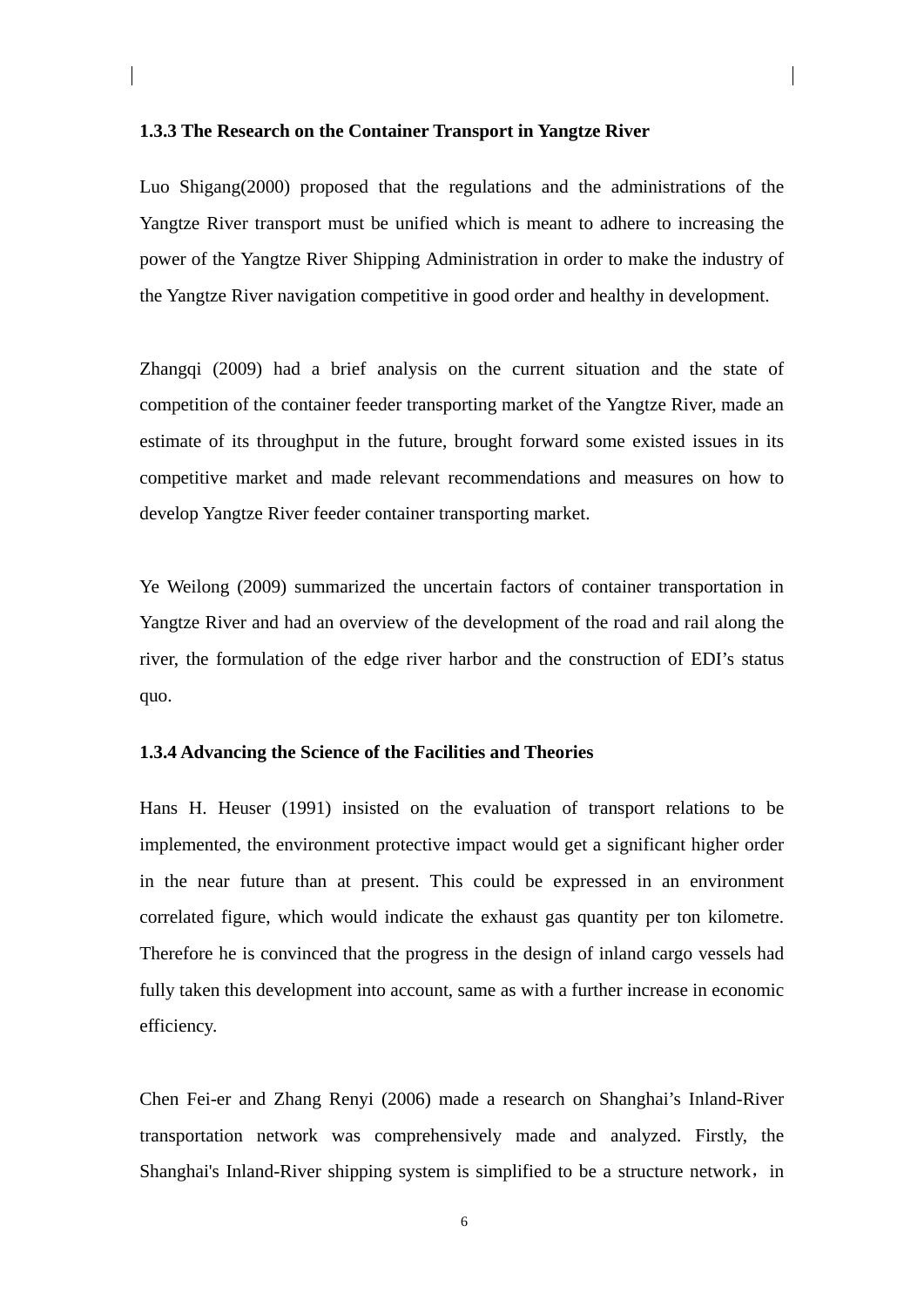### 1.3.3 The Research on the Container Transport in Yangtze River

Luo Shigang(2000) proposed that the regulations and the administrations of the Yangtze River transport must be unified which is meant to adhere to increasing the power of the Yangtze River Shipping Administration in order to make the industry of the Yangtze River navigation competitive in good order and healthy in development.

Zhangqi (2009) had a brief analysis on the current situation and the state of competition of the container feeder transporting market of the Yangtze River, made an estimate of its throughput in the future, brought forward some existed issues in its competitive market and made relevant recommendations and measures on how to develop Yangtze River feeder container transporting market.

Ye Weilong (2009) summarized the uncertain factors of container transportation in Yangtze River and had an overview of the development of the road and rail along the river, the formulation of the edge river harbor and the construction of EDI's status quo.

### 1.3.4 Advancing the Science of the Facilities and Theories

Hans H. Heuser (1991) insisted on the evaluation of transport relations to be implemented, the environment protective impact would get a significant higher order in the near future than at present. This could be expressed in an environment correlated figure, which would indicate the exhaust gas quantity per ton kilometre. Therefore he is convinced that the progress in the design of inland cargo vessels had fully taken this development into account, same as with a further increase in economic efficiency.

Chen Fei-er and Zhang Renyi (2006) made a research on Shanghai's Inland-River transportation network was comprehensively made and analyzed. Firstly, the Shanghai's Inland-River shipping system is simplified to be a structure network，in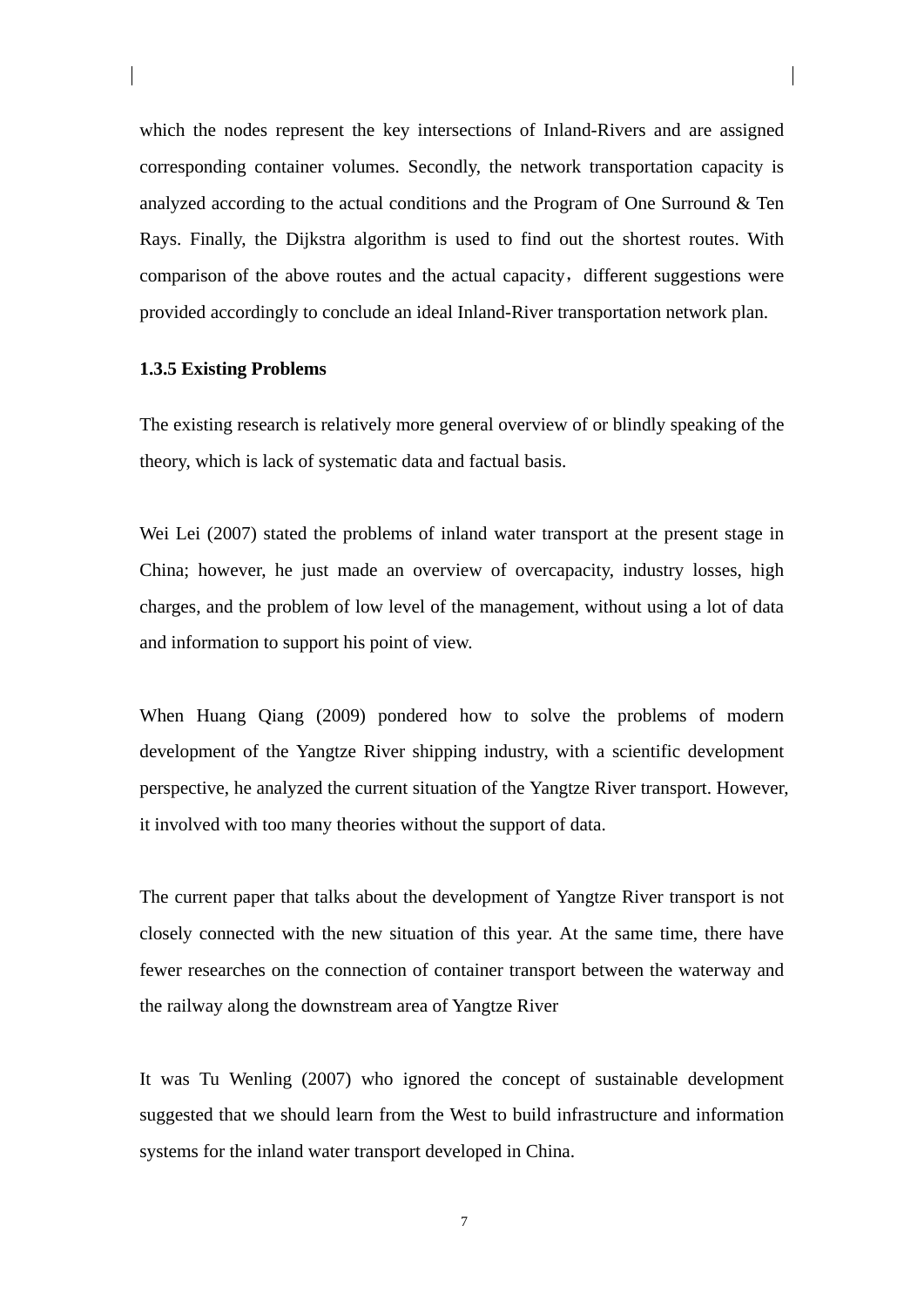which the nodes represent the key intersections of Inland-Rivers and are assigned corresponding container volumes. Secondly, the network transportation capacity is analyzed according to the actual conditions and the Program of One Surround & Ten Rays. Finally, the Dijkstra algorithm is used to find out the shortest routes. With comparison of the above routes and the actual capacity，different suggestions were provided accordingly to conclude an ideal Inland-River transportation network plan.

### 1.3.5 Existing Problems

The existing research is relatively more general overview of or blindly speaking of the theory, which is lack of systematic data and factual basis.

Wei Lei (2007) stated the problems of inland water transport at the present stage in China; however, he just made an overview of overcapacity, industry losses, high charges, and the problem of low level of the management, without using a lot of data and information to support his point of view.

When Huang Qiang (2009) pondered how to solve the problems of modern development of the Yangtze River shipping industry, with a scientific development perspective, he analyzed the current situation of the Yangtze River transport. However, it involved with too many theories without the support of data.

The current paper that talks about the development of Yangtze River transport is not closely connected with the new situation of this year. At the same time, there have fewer researches on the connection of container transport between the waterway and the railway along the downstream area of Yangtze River

It was Tu Wenling (2007) who ignored the concept of sustainable development suggested that we should learn from the West to build infrastructure and information systems for the inland water transport developed in China.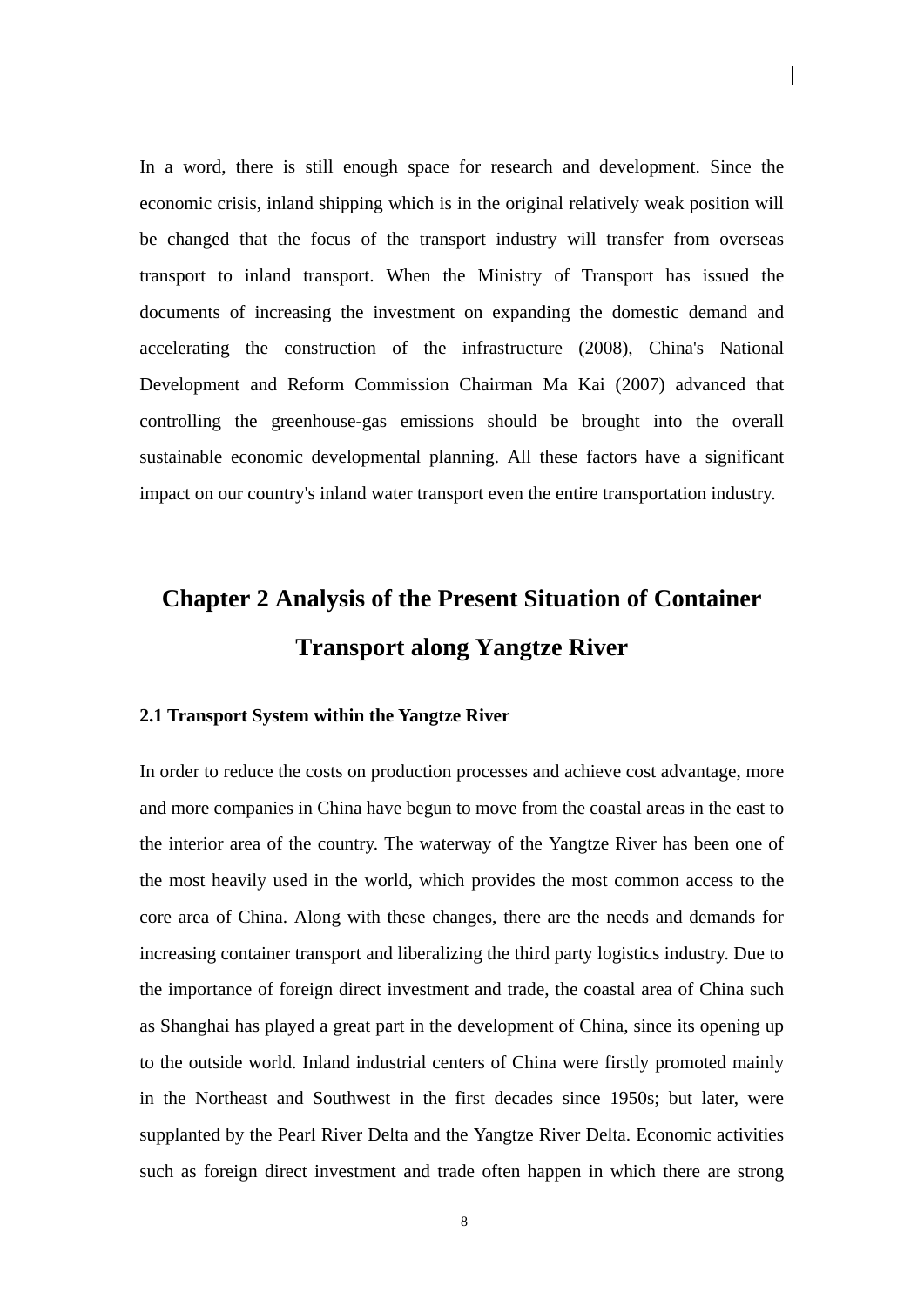In a word, there is still enough space for research and development. Since the economic crisis, inland shipping which is in the original relatively weak position will be changed that the focus of the transport industry will transfer from overseas transport to inland transport. When the Ministry of Transport has issued the documents of increasing the investment on expanding the domestic demand and accelerating the construction of the infrastructure (2008), China's National Development and Reform Commission Chairman Ma Kai (2007) advanced that controlling the greenhouse-gas emissions should be brought into the overall sustainable economic developmental planning. All these factors have a significant impact on our country's inland water transport even the entire transportation industry.

# Chapter 2 Analysis of the Present Situation of Container Transport along Yangtze River

## 2.1 Transport System within the Yangtze River

In order to reduce the costs on production processes and achieve cost advantage, more and more companies in China have begun to move from the coastal areas in the east to the interior area of the country. The waterway of the Yangtze River has been one of the most heavily used in the world, which provides the most common access to the core area of China. Along with these changes, there are the needs and demands for increasing container transport and liberalizing the third party logistics industry. Due to the importance of foreign direct investment and trade, the coastal area of China such as Shanghai has played a great part in the development of China, since its opening up to the outside world. Inland industrial centers of China were firstly promoted mainly in the Northeast and Southwest in the first decades since 1950s; but later, were supplanted by the Pearl River Delta and the Yangtze River Delta. Economic activities such as foreign direct investment and trade often happen in which there are strong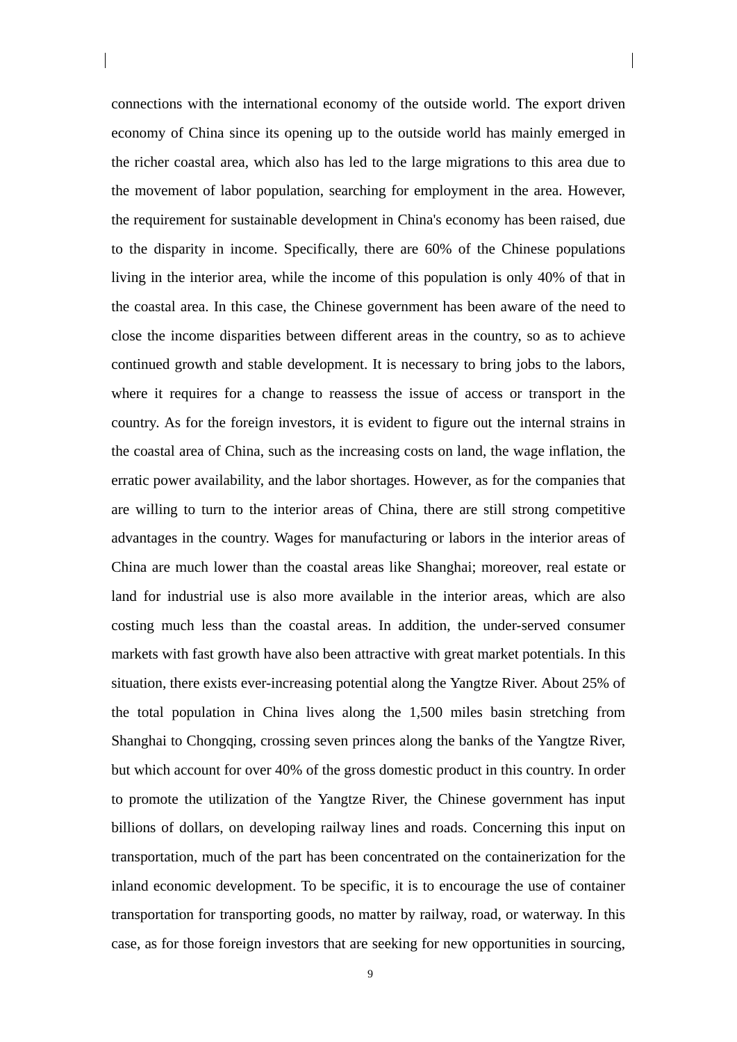connections with the international economy of the outside world. The export driven economy of China since its opening up to the outside world has mainly emerged in the richer coastal area, which also has led to the large migrations to this area due to the movement of labor population, searching for employment in the area. However, the requirement for sustainable development in China's economy has been raised, due to the disparity in income. Specifically, there are 60% of the Chinese populations living in the interior area, while the income of this population is only 40% of that in the coastal area. In this case, the Chinese government has been aware of the need to close the income disparities between different areas in the country, so as to achieve continued growth and stable development. It is necessary to bring jobs to the labors, where it requires for a change to reassess the issue of access or transport in the country. As for the foreign investors, it is evident to figure out the internal strains in the coastal area of China, such as the increasing costs on land, the wage inflation, the erratic power availability, and the labor shortages. However, as for the companies that are willing to turn to the interior areas of China, there are still strong competitive advantages in the country. Wages for manufacturing or labors in the interior areas of China are much lower than the coastal areas like Shanghai; moreover, real estate or land for industrial use is also more available in the interior areas, which are also costing much less than the coastal areas. In addition, the under-served consumer markets with fast growth have also been attractive with great market potentials. In this situation, there exists ever-increasing potential along the Yangtze River. About 25% of the total population in China lives along the 1,500 miles basin stretching from Shanghai to Chongqing, crossing seven princes along the banks of the Yangtze River, but which account for over 40% of the gross domestic product in this country. In order to promote the utilization of the Yangtze River, the Chinese government has input billions of dollars, on developing railway lines and roads. Concerning this input on transportation, much of the part has been concentrated on the containerization for the inland economic development. To be specific, it is to encourage the use of container transportation for transporting goods, no matter by railway, road, or waterway. In this case, as for those foreign investors that are seeking for new opportunities in sourcing,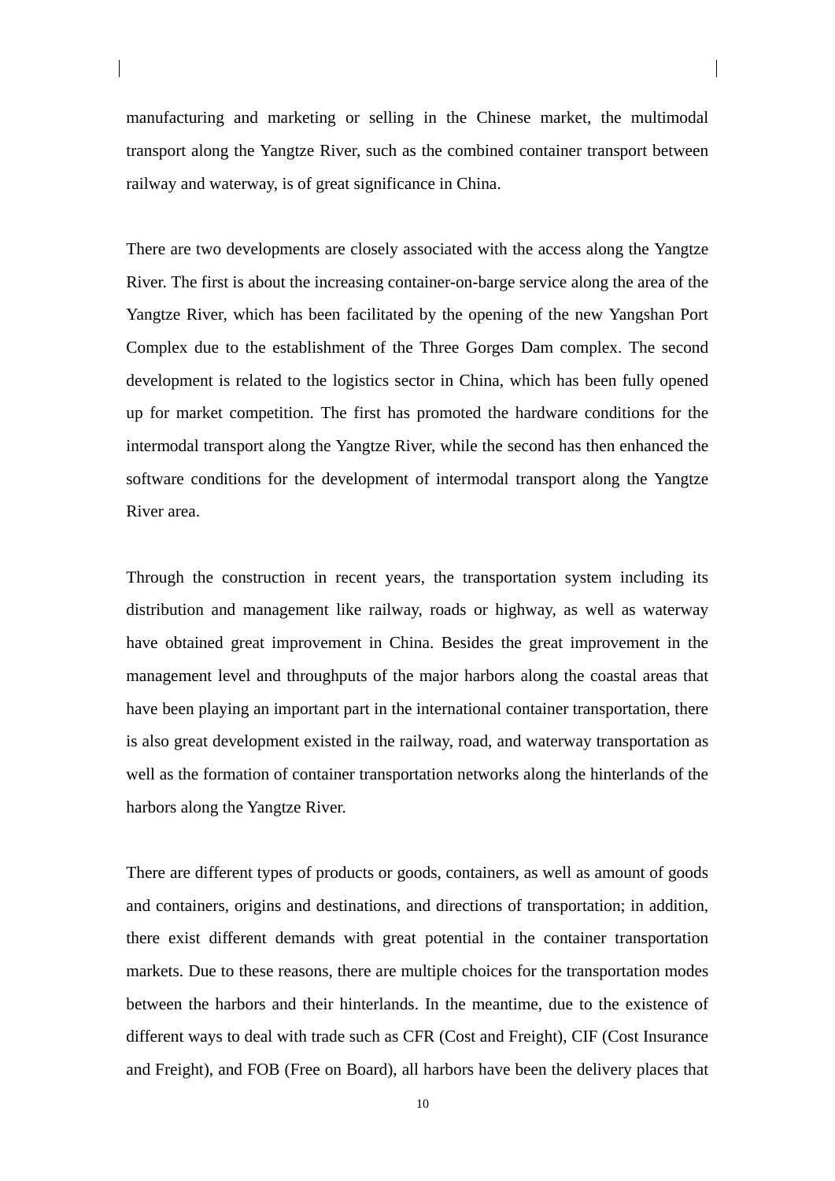manufacturing and marketing or selling in the Chinese market, the multimodal transport along the Yangtze River, such as the combined container transport between railway and waterway, is of great significance in China.

There are two developments are closely associated with the access along the Yangtze River. The first is about the increasing container-on-barge service along the area of the Yangtze River, which has been facilitated by the opening of the new Yangshan Port Complex due to the establishment of the Three Gorges Dam complex. The second development is related to the logistics sector in China, which has been fully opened up for market competition. The first has promoted the hardware conditions for the intermodal transport along the Yangtze River, while the second has then enhanced the software conditions for the development of intermodal transport along the Yangtze River area.

Through the construction in recent years, the transportation system including its distribution and management like railway, roads or highway, as well as waterway have obtained great improvement in China. Besides the great improvement in the management level and throughputs of the major harbors along the coastal areas that have been playing an important part in the international container transportation, there is also great development existed in the railway, road, and waterway transportation as well as the formation of container transportation networks along the hinterlands of the harbors along the Yangtze River.

There are different types of products or goods, containers, as well as amount of goods and containers, origins and destinations, and directions of transportation; in addition, there exist different demands with great potential in the container transportation markets. Due to these reasons, there are multiple choices for the transportation modes between the harbors and their hinterlands. In the meantime, due to the existence of different ways to deal with trade such as CFR (Cost and Freight), CIF (Cost Insurance and Freight), and FOB (Free on Board), all harbors have been the delivery places that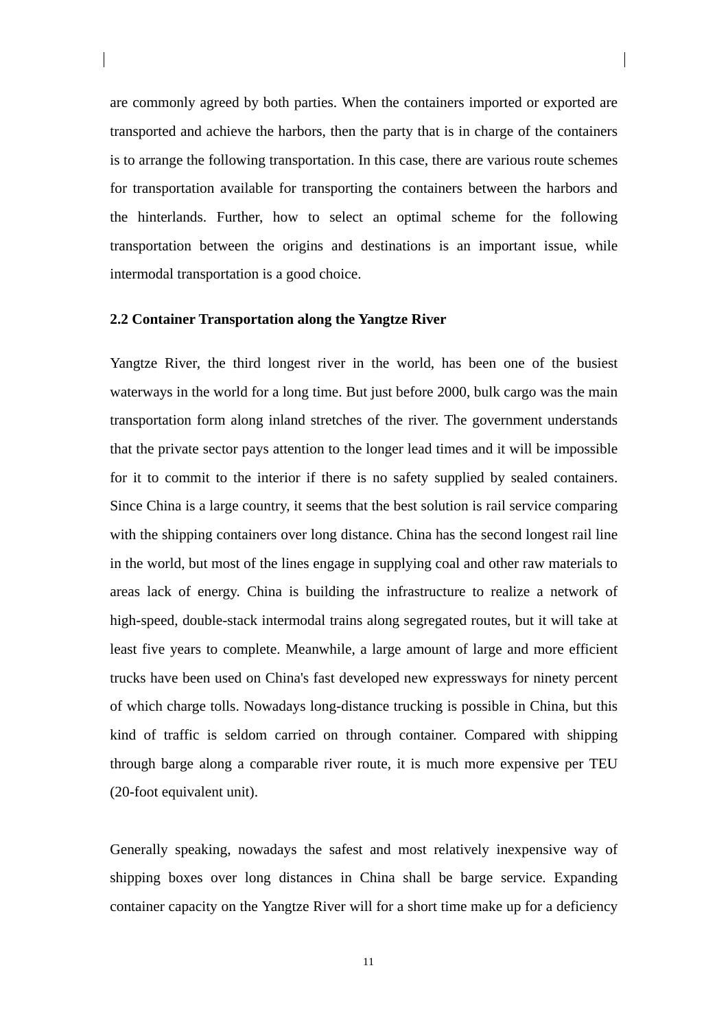are commonly agreed by both parties. When the containers imported or exported are transported and achieve the harbors, then the party that is in charge of the containers is to arrange the following transportation. In this case, there are various route schemes for transportation available for transporting the containers between the harbors and the hinterlands. Further, how to select an optimal scheme for the following transportation between the origins and destinations is an important issue, while intermodal transportation is a good choice.

## 2.2 Container Transportation along the Yangtze River

Yangtze River, the third longest river in the world, has been one of the busiest waterways in the world for a long time. But just before 2000, bulk cargo was the main transportation form along inland stretches of the river. The government understands that the private sector pays attention to the longer lead times and it will be impossible for it to commit to the interior if there is no safety supplied by sealed containers. Since China is a large country, it seems that the best solution is rail service comparing with the shipping containers over long distance. China has the second longest rail line in the world, but most of the lines engage in supplying coal and other raw materials to areas lack of energy. China is building the infrastructure to realize a network of high-speed, double-stack intermodal trains along segregated routes, but it will take at least five years to complete. Meanwhile, a large amount of large and more efficient trucks have been used on China's fast developed new expressways for ninety percent of which charge tolls. Nowadays long-distance trucking is possible in China, but this kind of traffic is seldom carried on through container. Compared with shipping through barge along a comparable river route, it is much more expensive per TEU (20-foot equivalent unit).

Generally speaking, nowadays the safest and most relatively inexpensive way of shipping boxes over long distances in China shall be barge service. Expanding container capacity on the Yangtze River will for a short time make up for a deficiency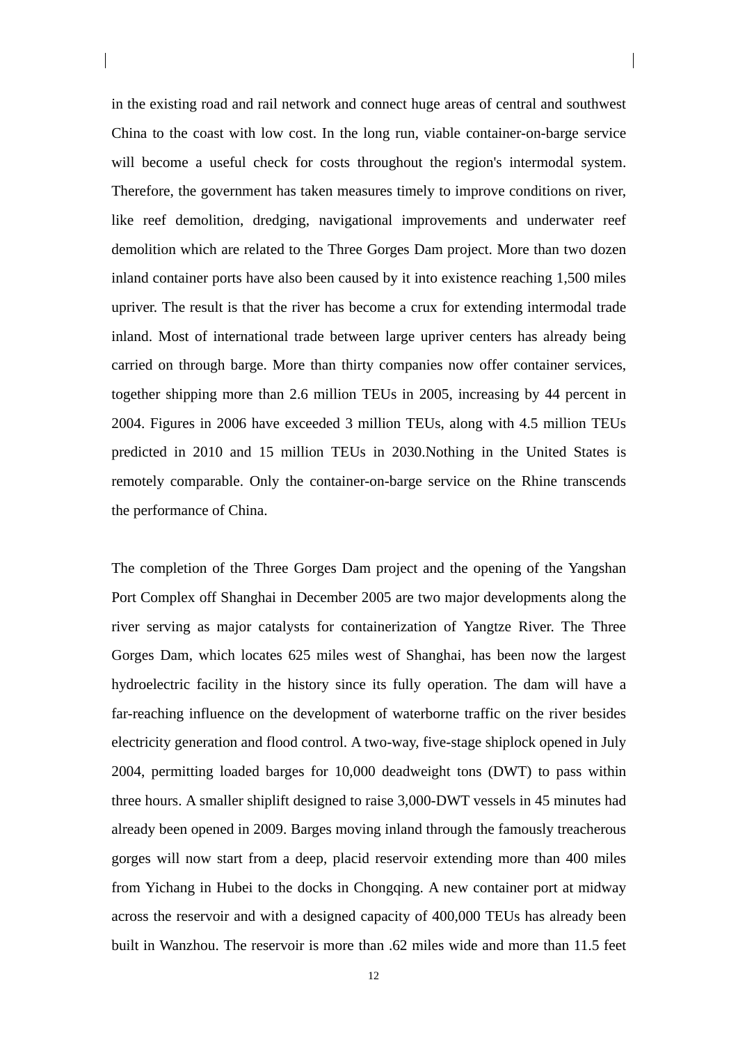in the existing road and rail network and connect huge areas of central and southwest China to the coast with low cost. In the long run, viable container-on-barge service will become a useful check for costs throughout the region's intermodal system. Therefore, the government has taken measures timely to improve conditions on river, like reef demolition, dredging, navigational improvements and underwater reef demolition which are related to the Three Gorges Dam project. More than two dozen inland container ports have also been caused by it into existence reaching 1,500 miles upriver. The result is that the river has become a crux for extending intermodal trade inland. Most of international trade between large upriver centers has already being carried on through barge. More than thirty companies now offer container services, together shipping more than 2.6 million TEUs in 2005, increasing by 44 percent in 2004. Figures in 2006 have exceeded 3 million TEUs, along with 4.5 million TEUs predicted in 2010 and 15 million TEUs in 2030.Nothing in the United States is remotely comparable. Only the container-on-barge service on the Rhine transcends the performance of China.

The completion of the Three Gorges Dam project and the opening of the Yangshan Port Complex off Shanghai in December 2005 are two major developments along the river serving as major catalysts for containerization of Yangtze River. The Three Gorges Dam, which locates 625 miles west of Shanghai, has been now the largest hydroelectric facility in the history since its fully operation. The dam will have a far-reaching influence on the development of waterborne traffic on the river besides electricity generation and flood control. A two-way, five-stage shiplock opened in July 2004, permitting loaded barges for 10,000 deadweight tons (DWT) to pass within three hours. A smaller shiplift designed to raise 3,000-DWT vessels in 45 minutes had already been opened in 2009. Barges moving inland through the famously treacherous gorges will now start from a deep, placid reservoir extending more than 400 miles from Yichang in Hubei to the docks in Chongqing. A new container port at midway across the reservoir and with a designed capacity of 400,000 TEUs has already been built in Wanzhou. The reservoir is more than .62 miles wide and more than 11.5 feet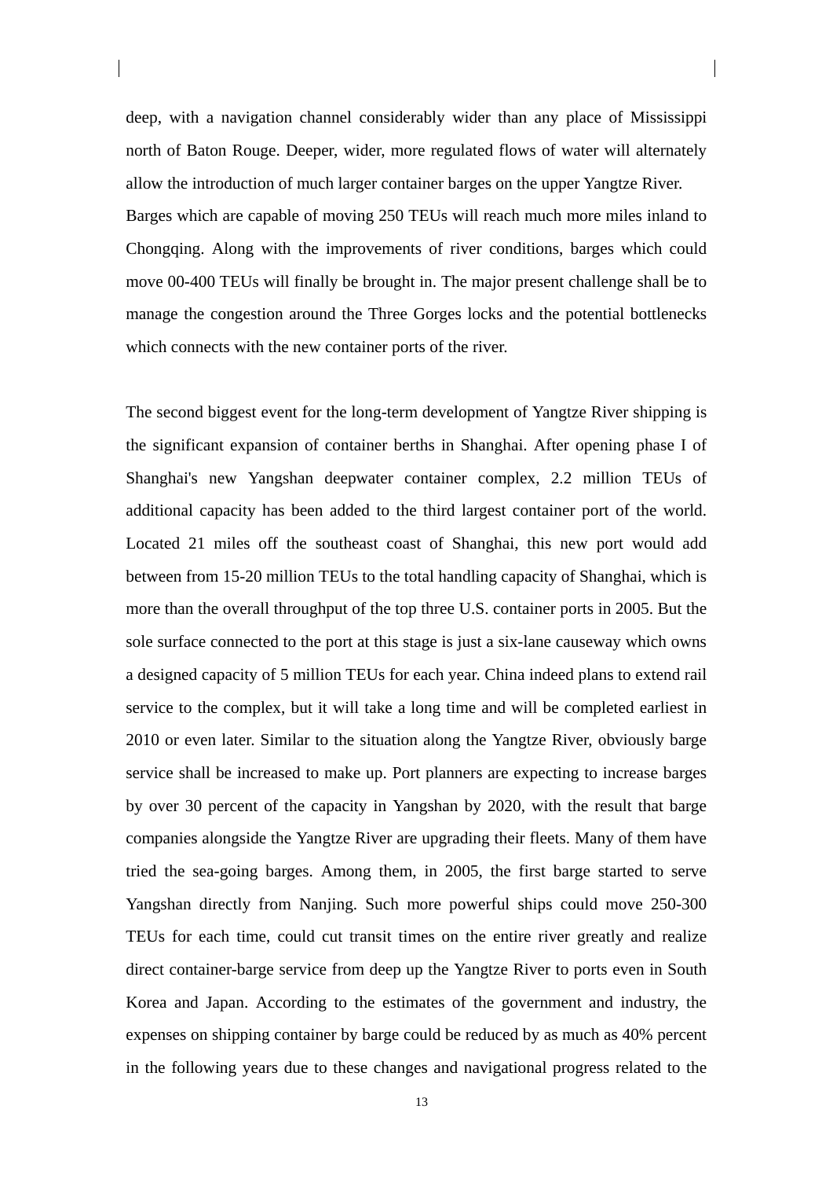deep, with a navigation channel considerably wider than any place of Mississippi north of Baton Rouge. Deeper, wider, more regulated flows of water will alternately allow the introduction of much larger container barges on the upper Yangtze River. Barges which are capable of moving 250 TEUs will reach much more miles inland to Chongqing. Along with the improvements of river conditions, barges which could move 00-400 TEUs will finally be brought in. The major present challenge shall be to manage the congestion around the Three Gorges locks and the potential bottlenecks which connects with the new container ports of the river.

The second biggest event for the long-term development of Yangtze River shipping is the significant expansion of container berths in Shanghai. After opening phase I of Shanghai's new Yangshan deepwater container complex, 2.2 million TEUs of additional capacity has been added to the third largest container port of the world. Located 21 miles off the southeast coast of Shanghai, this new port would add between from 15-20 million TEUs to the total handling capacity of Shanghai, which is more than the overall throughput of the top three U.S. container ports in 2005. But the sole surface connected to the port at this stage is just a six-lane causeway which owns a designed capacity of 5 million TEUs for each year. China indeed plans to extend rail service to the complex, but it will take a long time and will be completed earliest in 2010 or even later. Similar to the situation along the Yangtze River, obviously barge service shall be increased to make up. Port planners are expecting to increase barges by over 30 percent of the capacity in Yangshan by 2020, with the result that barge companies alongside the Yangtze River are upgrading their fleets. Many of them have tried the sea-going barges. Among them, in 2005, the first barge started to serve Yangshan directly from Nanjing. Such more powerful ships could move 250-300 TEUs for each time, could cut transit times on the entire river greatly and realize direct container-barge service from deep up the Yangtze River to ports even in South Korea and Japan. According to the estimates of the government and industry, the expenses on shipping container by barge could be reduced by as much as 40% percent in the following years due to these changes and navigational progress related to the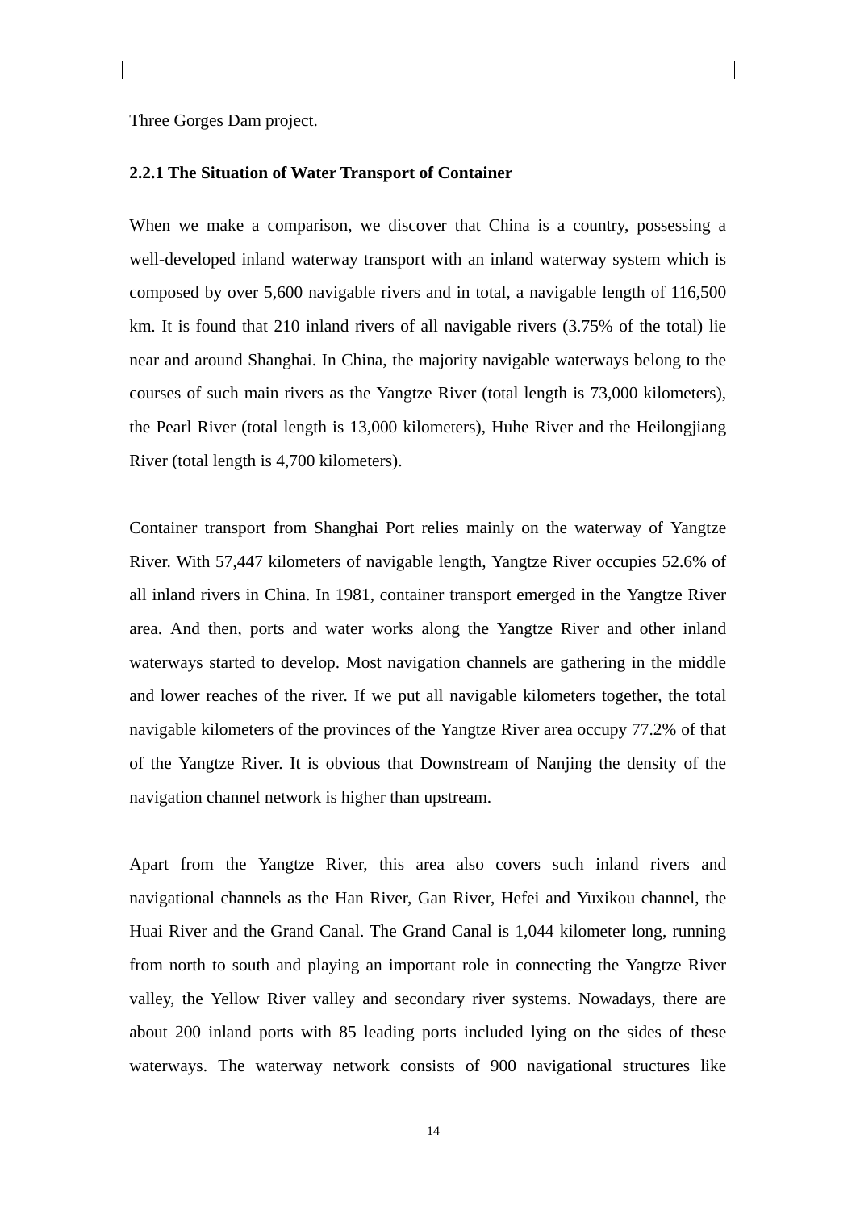Three Gorges Dam project.

### 2.2.1 The Situation of Water Transport of Container

When we make a comparison, we discover that China is a country, possessing a well-developed inland waterway transport with an inland waterway system which is composed by over 5,600 navigable rivers and in total, a navigable length of 116,500 km. It is found that 210 inland rivers of all navigable rivers (3.75% of the total) lie near and around Shanghai. In China, the majority navigable waterways belong to the courses of such main rivers as the Yangtze River (total length is 73,000 kilometers), the Pearl River (total length is 13,000 kilometers), Huhe River and the Heilongjiang River (total length is 4,700 kilometers).

Container transport from Shanghai Port relies mainly on the waterway of Yangtze River. With 57,447 kilometers of navigable length, Yangtze River occupies 52.6% of all inland rivers in China. In 1981, container transport emerged in the Yangtze River area. And then, ports and water works along the Yangtze River and other inland waterways started to develop. Most navigation channels are gathering in the middle and lower reaches of the river. If we put all navigable kilometers together, the total navigable kilometers of the provinces of the Yangtze River area occupy 77.2% of that of the Yangtze River. It is obvious that Downstream of Nanjing the density of the navigation channel network is higher than upstream.

Apart from the Yangtze River, this area also covers such inland rivers and navigational channels as the Han River, Gan River, Hefei and Yuxikou channel, the Huai River and the Grand Canal. The Grand Canal is 1,044 kilometer long, running from north to south and playing an important role in connecting the Yangtze River valley, the Yellow River valley and secondary river systems. Nowadays, there are about 200 inland ports with 85 leading ports included lying on the sides of these waterways. The waterway network consists of 900 navigational structures like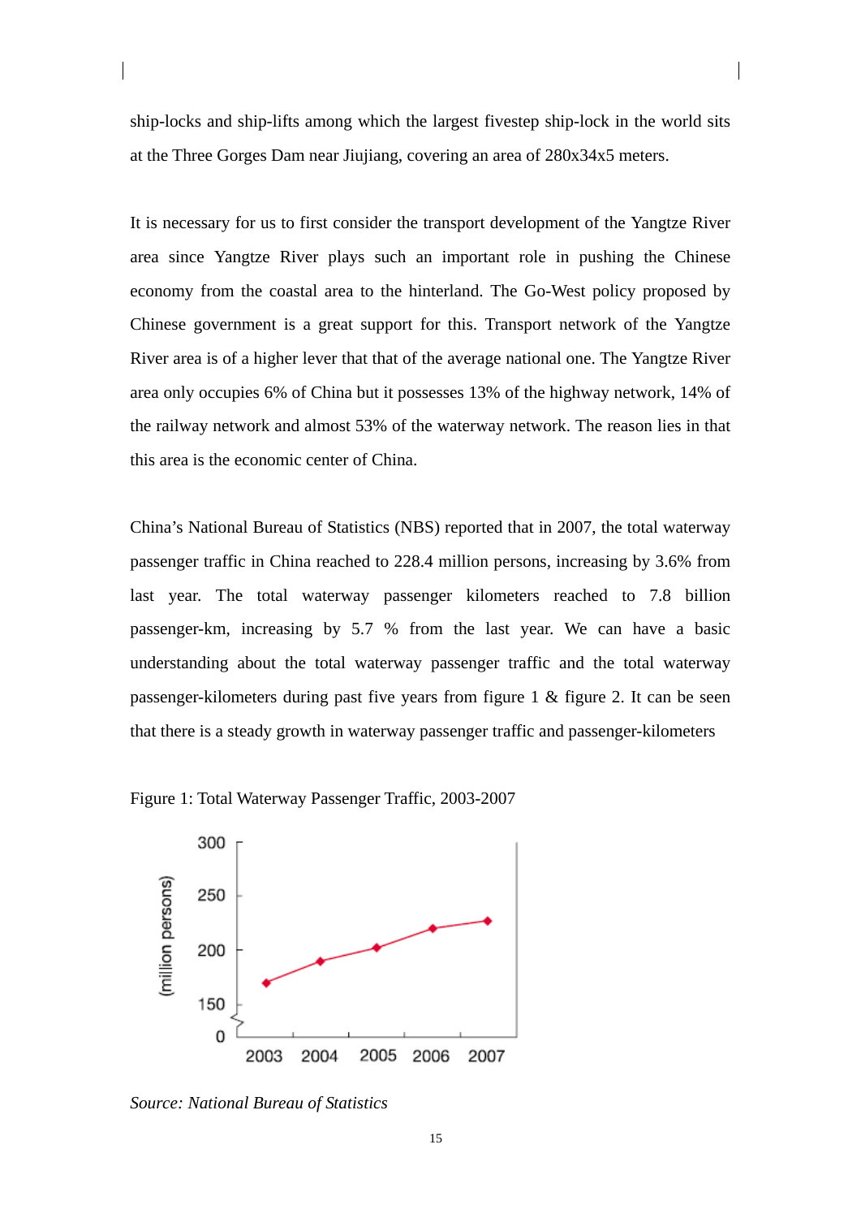ship-locks and ship-lifts among which the largest fivestep ship-lock in the world sits at the Three Gorges Dam near Jiujiang, covering an area of 280x34x5 meters.

It is necessary for us to first consider the transport development of the Yangtze River area since Yangtze River plays such an important role in pushing the Chinese economy from the coastal area to the hinterland. The Go-West policy proposed by Chinese government is a great support for this. Transport network of the Yangtze River area is of a higher lever that that of the average national one. The Yangtze River area only occupies 6% of China but it possesses 13% of the highway network, 14% of the railway network and almost 53% of the waterway network. The reason lies in that this area is the economic center of China.

China's National Bureau of Statistics (NBS) reported that in 2007, the total waterway passenger traffic in China reached to 228.4 million persons, increasing by 3.6% from last year. The total waterway passenger kilometers reached to 7.8 billion passenger-km, increasing by 5.7 % from the last year. We can have a basic understanding about the total waterway passenger traffic and the total waterway passenger-kilometers during past five years from figure 1 & figure 2. It can be seen that there is a steady growth in waterway passenger traffic and passenger-kilometers

Figure 1: Total Waterway Passenger Traffic, 2003-2007

*Source: National Bureau of Statistics*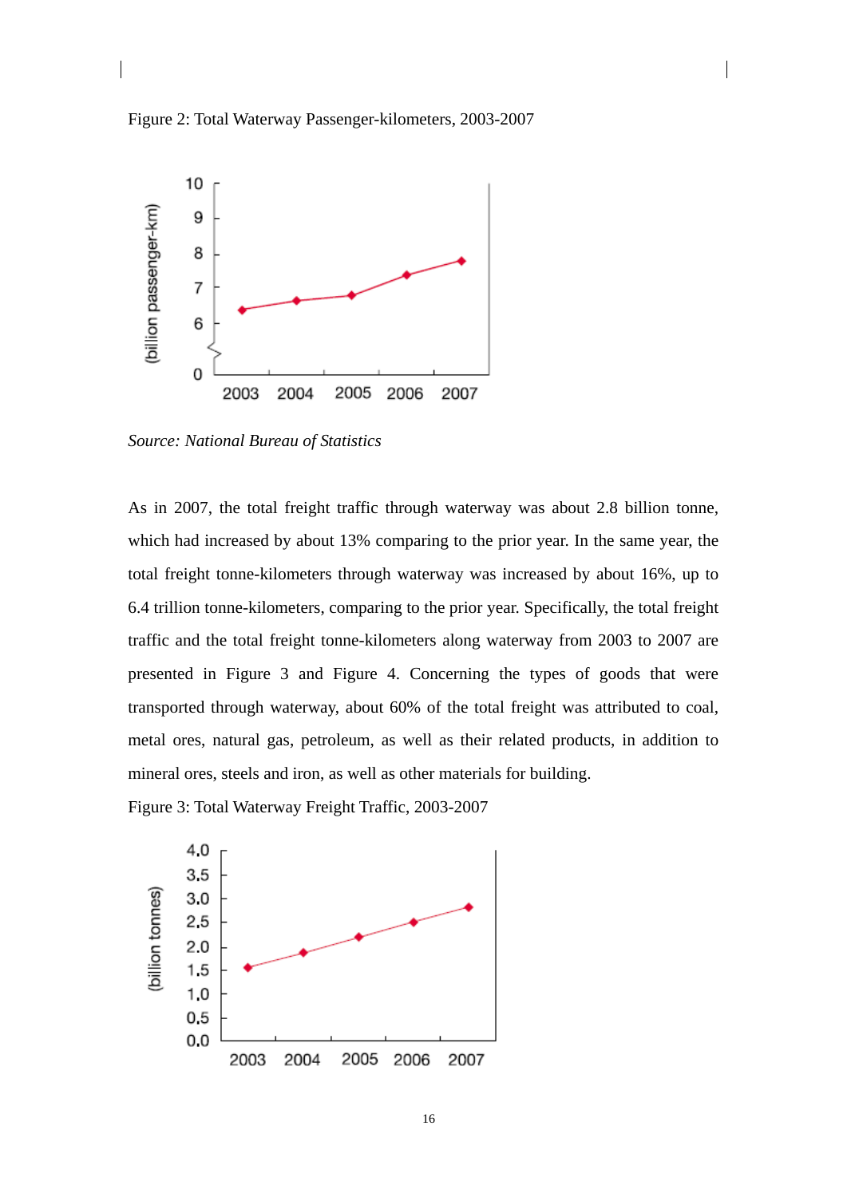Figure 2: Total Waterway Passenger-kilometers, 2003-2007

(billion passenger-km)

10
9
8
7
6
0

2003 2004 2005 2006 2007

*Source: National Bureau of Statistics*

As in 2007, the total freight traffic through waterway was about 2.8 billion tonne, which had increased by about 13% comparing to the prior year. In the same year, the total freight tonne-kilometers through waterway was increased by about 16%, up to 6.4 trillion tonne-kilometers, comparing to the prior year. Specifically, the total freight traffic and the total freight tonne-kilometers along waterway from 2003 to 2007 are presented in Figure 3 and Figure 4. Concerning the types of goods that were transported through waterway, about 60% of the total freight was attributed to coal, metal ores, natural gas, petroleum, as well as their related products, in addition to mineral ores, steels and iron, as well as other materials for building.

Figure 3: Total Waterway Freight Traffic, 2003-2007

(billion tonnes)

4.0
3.5
3.0
2.5
2.0
1.5
1.0
0.5
0.0

2003 2004 2005 2006 2007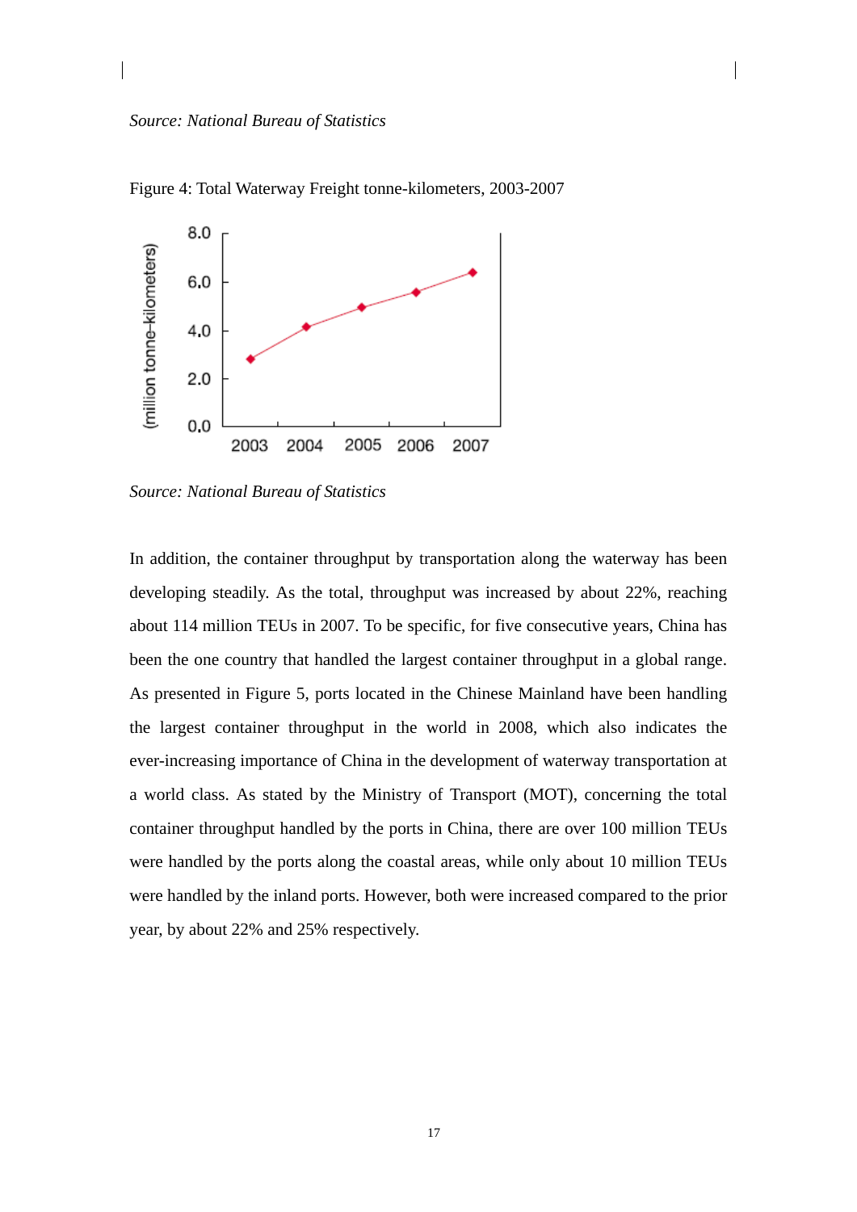*Source: National Bureau of Statistics*

Figure 4: Total Waterway Freight tonne-kilometers, 2003-2007

(million tonne-kilometers)

8.0
6.0
4.0
2.0
0.0

2003 2004 2005 2006 2007

*Source: National Bureau of Statistics*

In addition, the container throughput by transportation along the waterway has been developing steadily. As the total, throughput was increased by about 22%, reaching about 114 million TEUs in 2007. To be specific, for five consecutive years, China has been the one country that handled the largest container throughput in a global range. As presented in Figure 5, ports located in the Chinese Mainland have been handling the largest container throughput in the world in 2008, which also indicates the ever-increasing importance of China in the development of waterway transportation at a world class. As stated by the Ministry of Transport (MOT), concerning the total container throughput handled by the ports in China, there are over 100 million TEUs were handled by the ports along the coastal areas, while only about 10 million TEUs were handled by the inland ports. However, both were increased compared to the prior year, by about 22% and 25% respectively.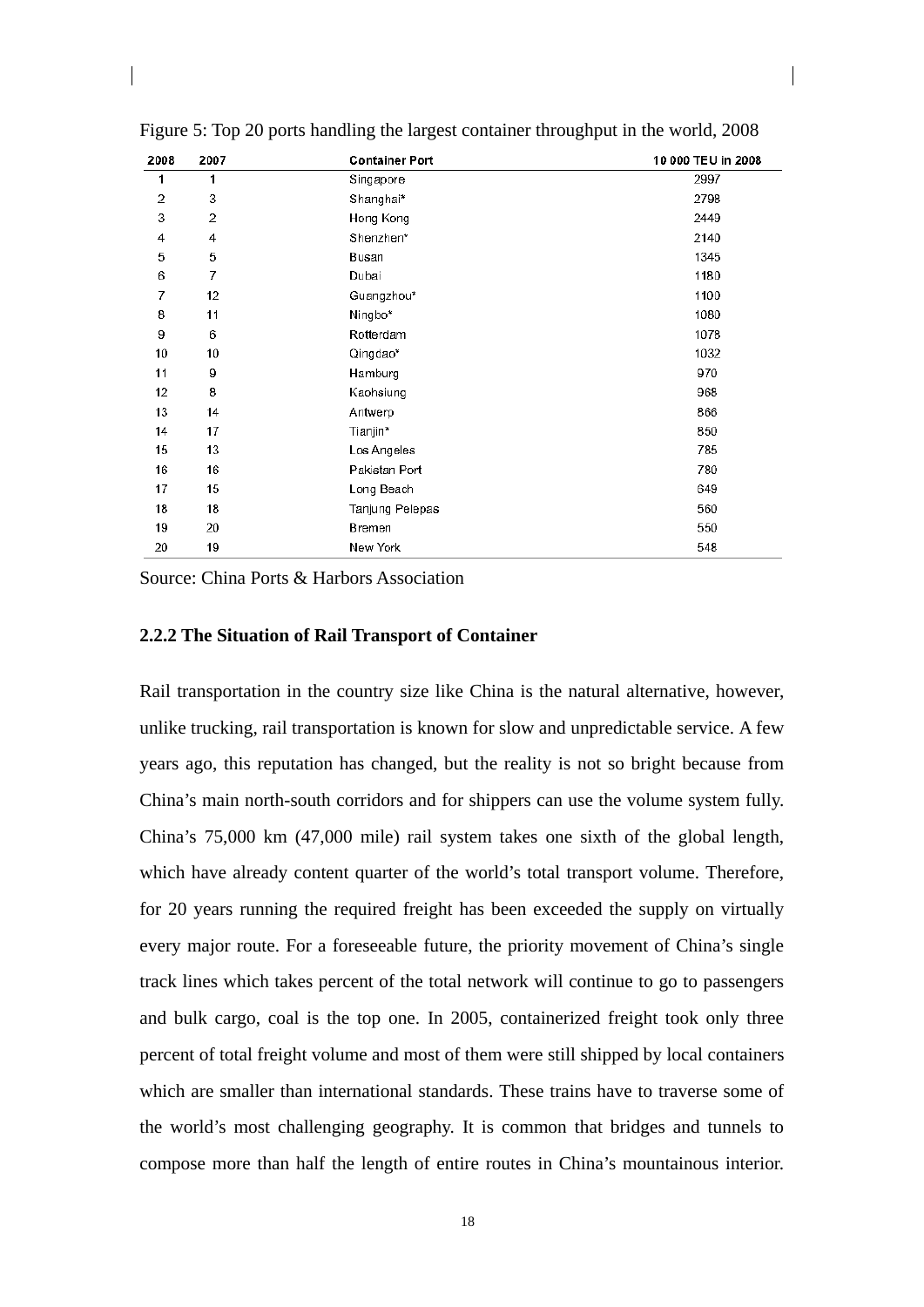Figure 5: Top 20 ports handling the largest container throughput in the world, 2008

| 2008 | 2007 | Container Port | 10 000 TEU in 2008 |
|---|---|---|---|
| 1 | 1 | Singapore | 2997 |
| 2 | 3 | Shanghai* | 2798 |
| 3 | 2 | Hong Kong | 2449 |
| 4 | 4 | Shenzhen* | 2140 |
| 5 | 5 | Busan | 1345 |
| 6 | 7 | Dubai | 1180 |
| 7 | 12 | Guangzhou* | 1100 |
| 8 | 11 | Ningbo* | 1080 |
| 9 | 6 | Rotterdam | 1078 |
| 10 | 10 | Qingdao* | 1032 |
| 11 | 9 | Hamburg | 970 |
| 12 | 8 | Kaohsiung | 968 |
| 13 | 14 | Antwerp | 866 |
| 14 | 17 | Tianjin* | 850 |
| 15 | 13 | Los Angeles | 785 |
| 16 | 16 | Pakistan Port | 780 |
| 17 | 15 | Long Beach | 649 |
| 18 | 18 | Tanjung Pelepas | 560 |
| 19 | 20 | Bremen | 550 |
| 20 | 19 | New York | 548 |

Source: China Ports & Harbors Association

### 2.2.2 The Situation of Rail Transport of Container

Rail transportation in the country size like China is the natural alternative, however, unlike trucking, rail transportation is known for slow and unpredictable service. A few years ago, this reputation has changed, but the reality is not so bright because from China's main north-south corridors and for shippers can use the volume system fully. China's 75,000 km (47,000 mile) rail system takes one sixth of the global length, which have already content quarter of the world's total transport volume. Therefore, for 20 years running the required freight has been exceeded the supply on virtually every major route. For a foreseeable future, the priority movement of China's single track lines which takes percent of the total network will continue to go to passengers and bulk cargo, coal is the top one. In 2005, containerized freight took only three percent of total freight volume and most of them were still shipped by local containers which are smaller than international standards. These trains have to traverse some of the world's most challenging geography. It is common that bridges and tunnels to compose more than half the length of entire routes in China's mountainous interior.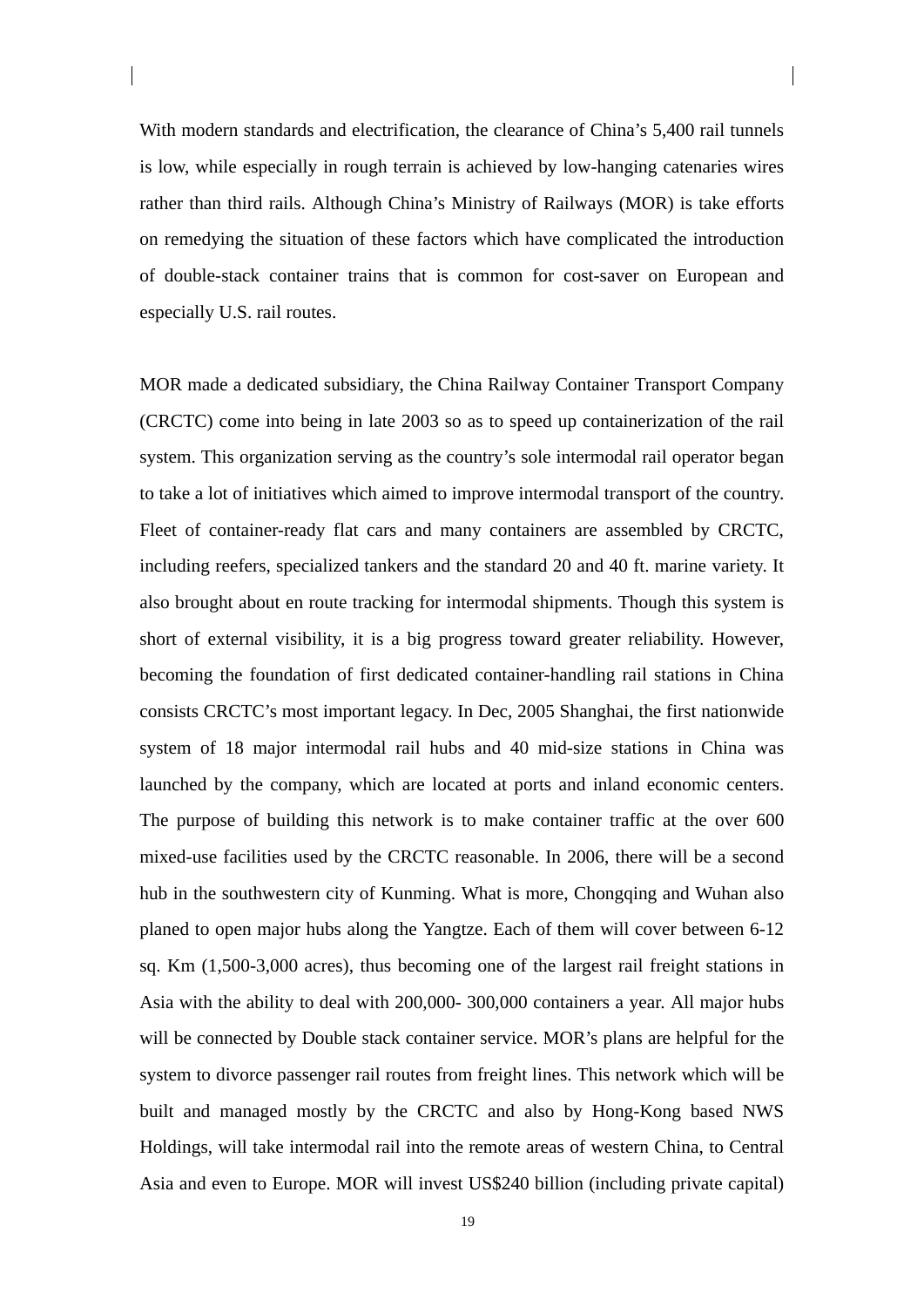With modern standards and electrification, the clearance of China's 5,400 rail tunnels is low, while especially in rough terrain is achieved by low-hanging catenaries wires rather than third rails. Although China's Ministry of Railways (MOR) is take efforts on remedying the situation of these factors which have complicated the introduction of double-stack container trains that is common for cost-saver on European and especially U.S. rail routes.

MOR made a dedicated subsidiary, the China Railway Container Transport Company (CRCTC) come into being in late 2003 so as to speed up containerization of the rail system. This organization serving as the country's sole intermodal rail operator began to take a lot of initiatives which aimed to improve intermodal transport of the country. Fleet of container-ready flat cars and many containers are assembled by CRCTC, including reefers, specialized tankers and the standard 20 and 40 ft. marine variety. It also brought about en route tracking for intermodal shipments. Though this system is short of external visibility, it is a big progress toward greater reliability. However, becoming the foundation of first dedicated container-handling rail stations in China consists CRCTC's most important legacy. In Dec, 2005 Shanghai, the first nationwide system of 18 major intermodal rail hubs and 40 mid-size stations in China was launched by the company, which are located at ports and inland economic centers. The purpose of building this network is to make container traffic at the over 600 mixed-use facilities used by the CRCTC reasonable. In 2006, there will be a second hub in the southwestern city of Kunming. What is more, Chongqing and Wuhan also planed to open major hubs along the Yangtze. Each of them will cover between 6-12 sq. Km (1,500-3,000 acres), thus becoming one of the largest rail freight stations in Asia with the ability to deal with 200,000- 300,000 containers a year. All major hubs will be connected by Double stack container service. MOR's plans are helpful for the system to divorce passenger rail routes from freight lines. This network which will be built and managed mostly by the CRCTC and also by Hong-Kong based NWS Holdings, will take intermodal rail into the remote areas of western China, to Central Asia and even to Europe. MOR will invest US$240 billion (including private capital)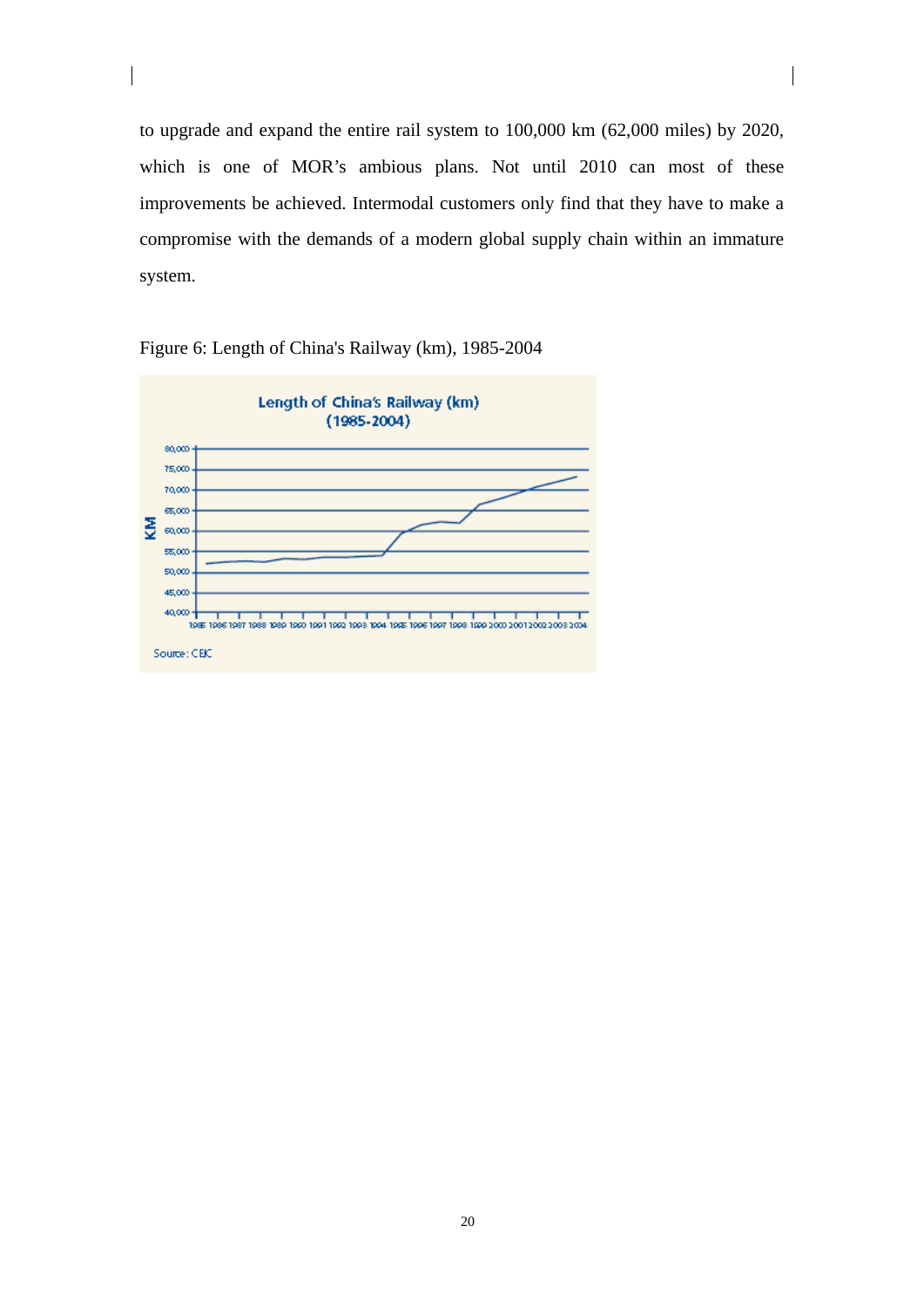to upgrade and expand the entire rail system to 100,000 km (62,000 miles) by 2020, which is one of MOR's ambious plans. Not until 2010 can most of these improvements be achieved. Intermodal customers only find that they have to make a compromise with the demands of a modern global supply chain within an immature system.

Figure 6: Length of China's Railway (km), 1985-2004

Length of China's Railway (km)
(1985-2004)

KM

80,000
75,000
70,000
65,000
60,000
55,000
50,000
45,000
40,000

1985 1986 1987 1988 1989 1990 1991 1992 1993 1994 1995 1996 1997 1998 1999 2000 2001 2002 2003 2004

Source: CEIC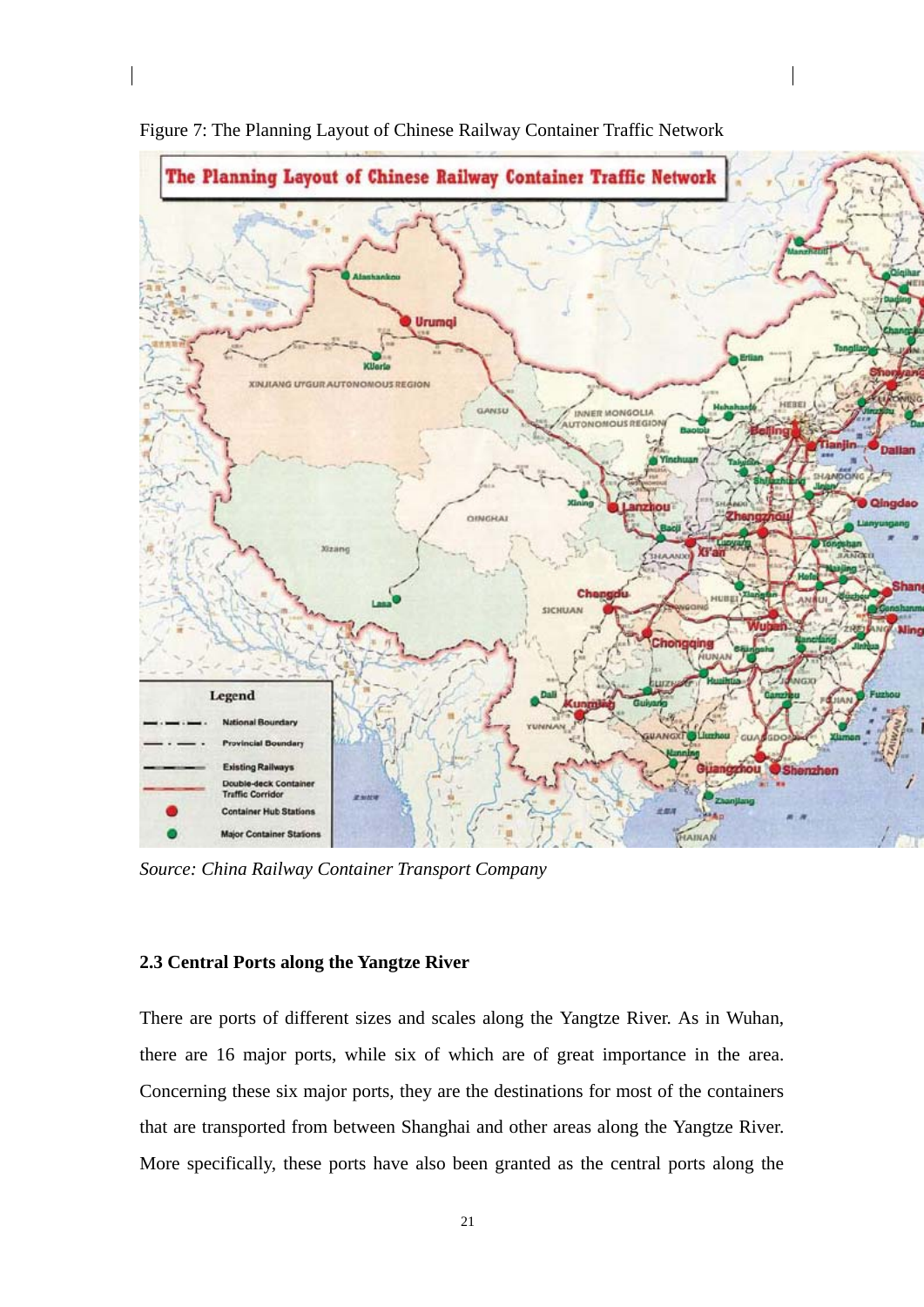Figure 7: The Planning Layout of Chinese Railway Container Traffic Network

*Source: China Railway Container Transport Company*

### 2.3 Central Ports along the Yangtze River

There are ports of different sizes and scales along the Yangtze River. As in Wuhan, there are 16 major ports, while six of which are of great importance in the area. Concerning these six major ports, they are the destinations for most of the containers that are transported from between Shanghai and other areas along the Yangtze River. More specifically, these ports have also been granted as the central ports along the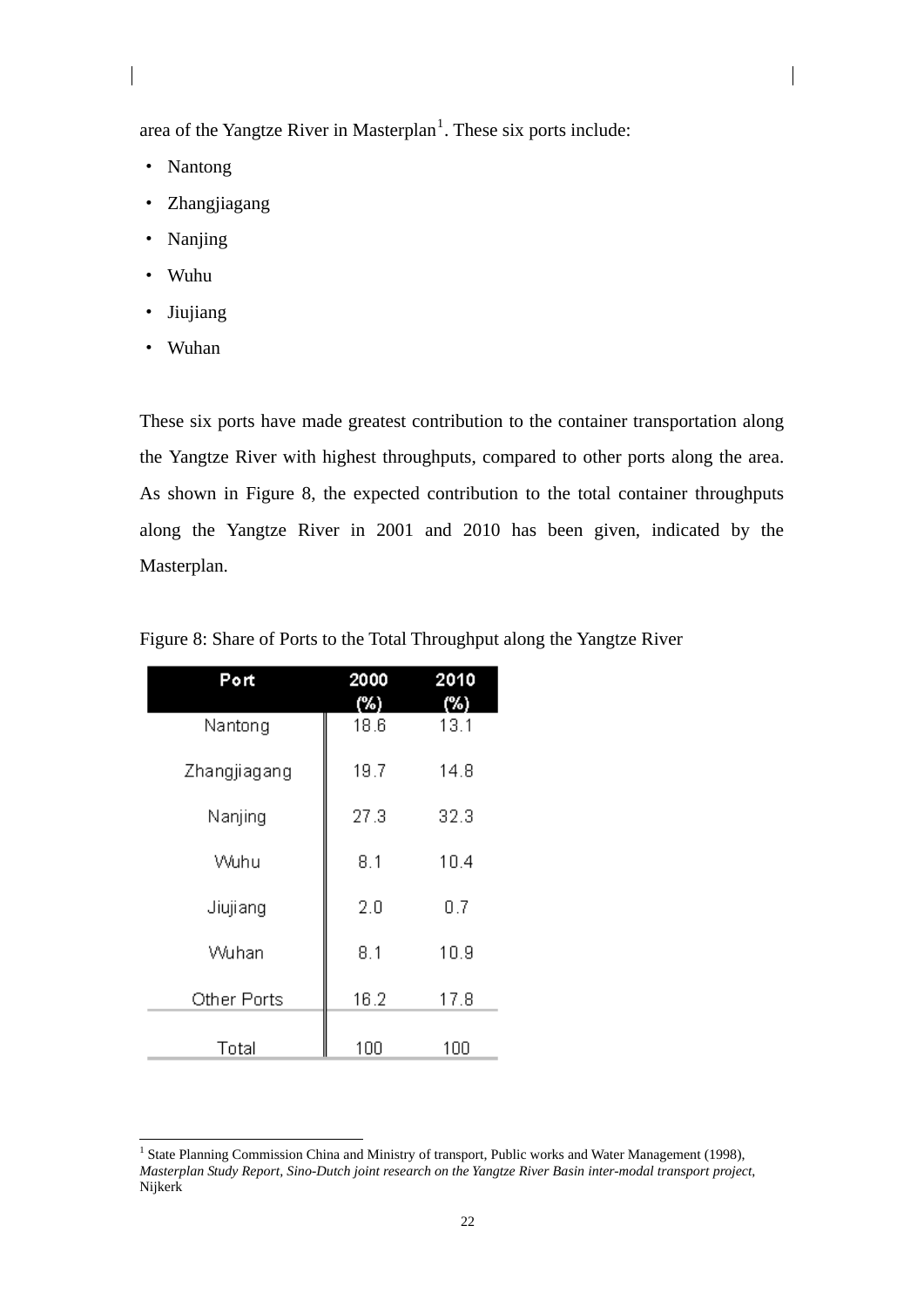area of the Yangtze River in Masterplan[1]. These six ports include:

- Nantong
- Zhangjiagang
- Nanjing
- Wuhu
- Jiujiang
- Wuhan

These six ports have made greatest contribution to the container transportation along the Yangtze River with highest throughputs, compared to other ports along the area. As shown in Figure 8, the expected contribution to the total container throughputs along the Yangtze River in 2001 and 2010 has been given, indicated by the Masterplan.

Figure 8: Share of Ports to the Total Throughput along the Yangtze River

| Port | 2000 (%) | 2010 (%) |
|---|---|---|
| Nantong | 18.6 | 13.1 |
| Zhangjiagang | 19.7 | 14.8 |
| Nanjing | 27.3 | 32.3 |
| Wuhu | 8.1 | 10.4 |
| Jiujiang | 2.0 | 0.7 |
| Wuhan | 8.1 | 10.9 |
| Other Ports | 16.2 | 17.8 |
| Total | 100 | 100 |

[1] State Planning Commission China and Ministry of transport, Public works and Water Management (1998), *Masterplan Study Report, Sino-Dutch joint research on the Yangtze River Basin inter-modal transport project*, Nijkerk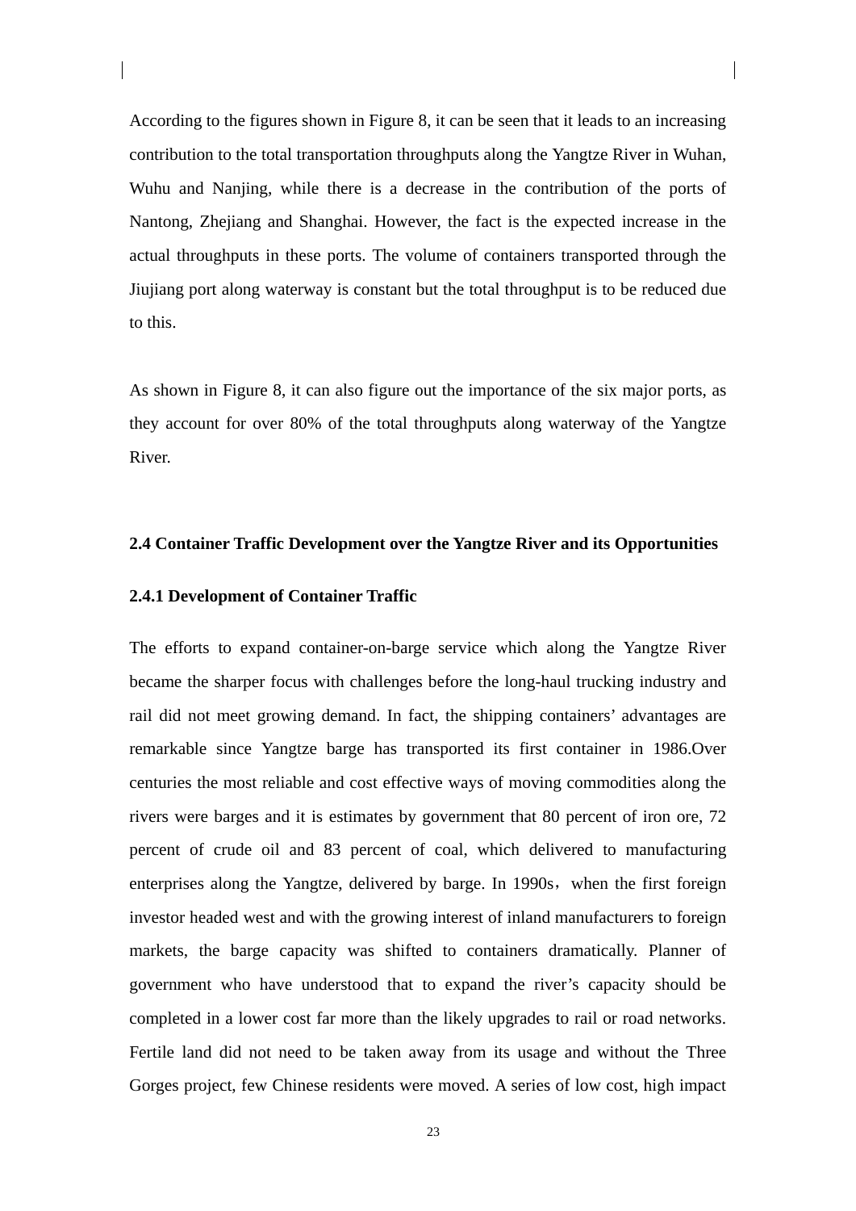According to the figures shown in Figure 8, it can be seen that it leads to an increasing contribution to the total transportation throughputs along the Yangtze River in Wuhan, Wuhu and Nanjing, while there is a decrease in the contribution of the ports of Nantong, Zhejiang and Shanghai. However, the fact is the expected increase in the actual throughputs in these ports. The volume of containers transported through the Jiujiang port along waterway is constant but the total throughput is to be reduced due to this.

As shown in Figure 8, it can also figure out the importance of the six major ports, as they account for over 80% of the total throughputs along waterway of the Yangtze River.

## 2.4 Container Traffic Development over the Yangtze River and its Opportunities

### 2.4.1 Development of Container Traffic

The efforts to expand container-on-barge service which along the Yangtze River became the sharper focus with challenges before the long-haul trucking industry and rail did not meet growing demand. In fact, the shipping containers' advantages are remarkable since Yangtze barge has transported its first container in 1986.Over centuries the most reliable and cost effective ways of moving commodities along the rivers were barges and it is estimates by government that 80 percent of iron ore, 72 percent of crude oil and 83 percent of coal, which delivered to manufacturing enterprises along the Yangtze, delivered by barge. In 1990s，when the first foreign investor headed west and with the growing interest of inland manufacturers to foreign markets, the barge capacity was shifted to containers dramatically. Planner of government who have understood that to expand the river's capacity should be completed in a lower cost far more than the likely upgrades to rail or road networks. Fertile land did not need to be taken away from its usage and without the Three Gorges project, few Chinese residents were moved. A series of low cost, high impact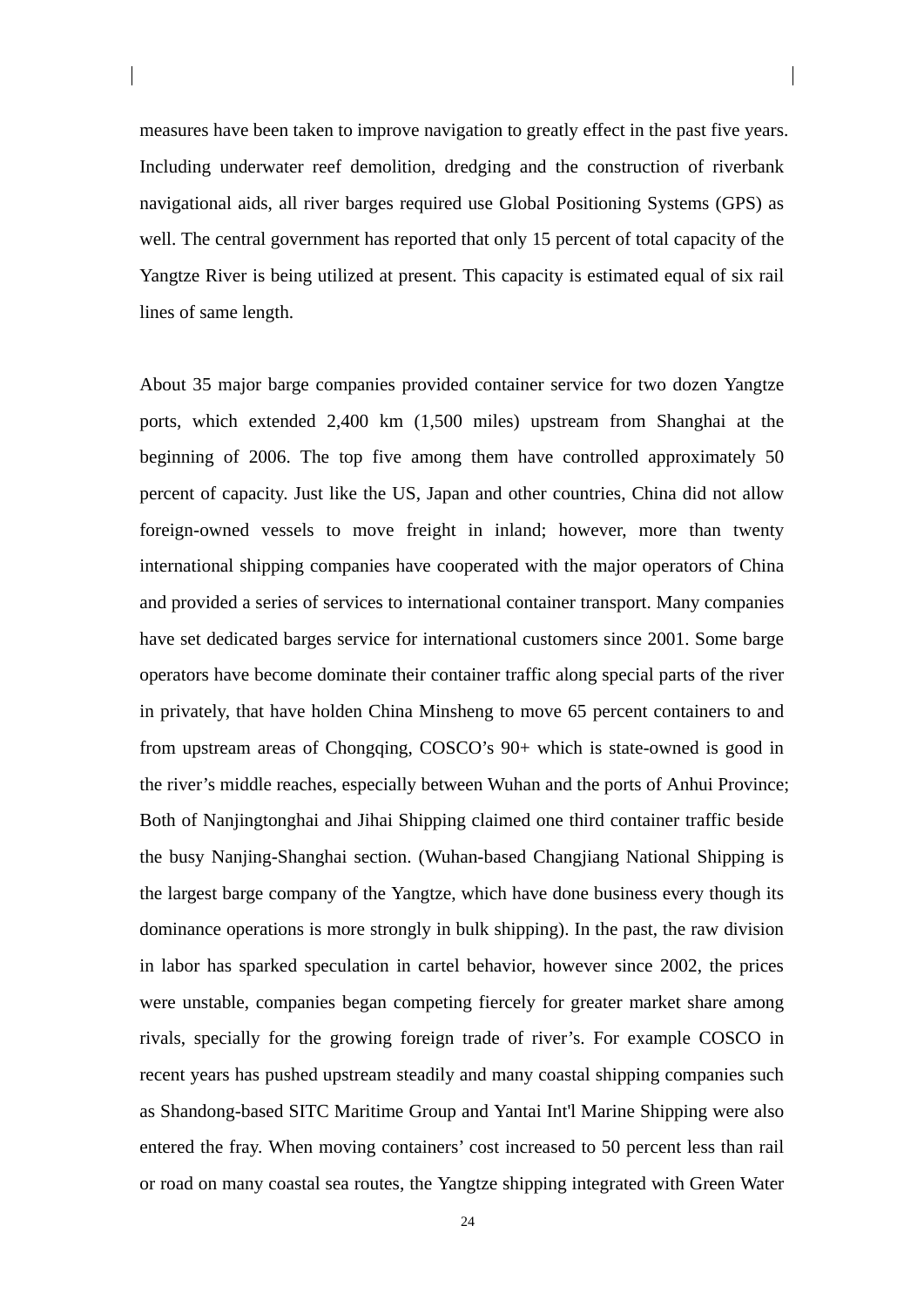measures have been taken to improve navigation to greatly effect in the past five years. Including underwater reef demolition, dredging and the construction of riverbank navigational aids, all river barges required use Global Positioning Systems (GPS) as well. The central government has reported that only 15 percent of total capacity of the Yangtze River is being utilized at present. This capacity is estimated equal of six rail lines of same length.

About 35 major barge companies provided container service for two dozen Yangtze ports, which extended 2,400 km (1,500 miles) upstream from Shanghai at the beginning of 2006. The top five among them have controlled approximately 50 percent of capacity. Just like the US, Japan and other countries, China did not allow foreign-owned vessels to move freight in inland; however, more than twenty international shipping companies have cooperated with the major operators of China and provided a series of services to international container transport. Many companies have set dedicated barges service for international customers since 2001. Some barge operators have become dominate their container traffic along special parts of the river in privately, that have holden China Minsheng to move 65 percent containers to and from upstream areas of Chongqing, COSCO's 90+ which is state-owned is good in the river's middle reaches, especially between Wuhan and the ports of Anhui Province; Both of Nanjingtonghai and Jihai Shipping claimed one third container traffic beside the busy Nanjing-Shanghai section. (Wuhan-based Changjiang National Shipping is the largest barge company of the Yangtze, which have done business every though its dominance operations is more strongly in bulk shipping). In the past, the raw division in labor has sparked speculation in cartel behavior, however since 2002, the prices were unstable, companies began competing fiercely for greater market share among rivals, specially for the growing foreign trade of river's. For example COSCO in recent years has pushed upstream steadily and many coastal shipping companies such as Shandong-based SITC Maritime Group and Yantai Int'l Marine Shipping were also entered the fray. When moving containers' cost increased to 50 percent less than rail or road on many coastal sea routes, the Yangtze shipping integrated with Green Water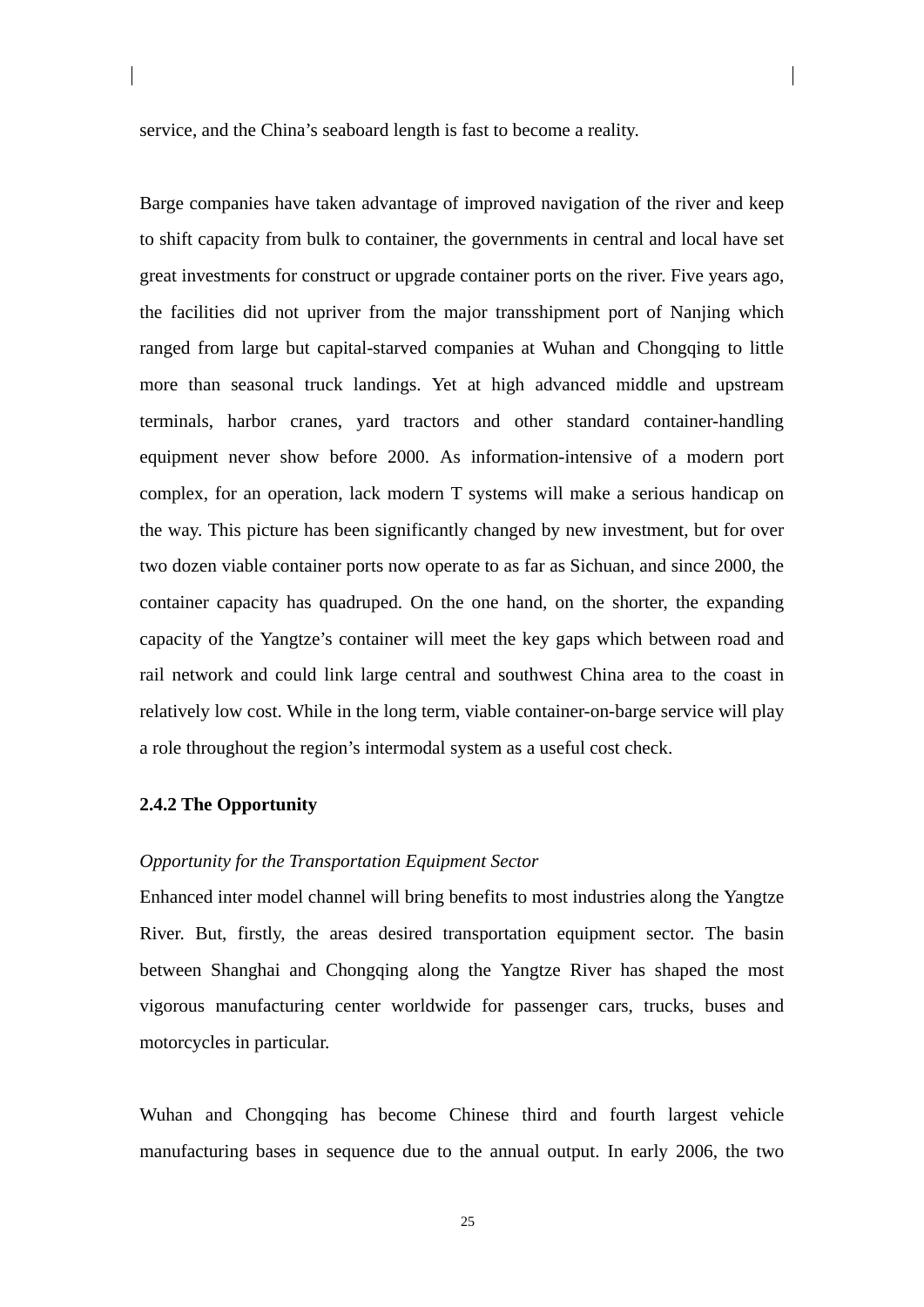service, and the China's seaboard length is fast to become a reality.

Barge companies have taken advantage of improved navigation of the river and keep to shift capacity from bulk to container, the governments in central and local have set great investments for construct or upgrade container ports on the river. Five years ago, the facilities did not upriver from the major transshipment port of Nanjing which ranged from large but capital-starved companies at Wuhan and Chongqing to little more than seasonal truck landings. Yet at high advanced middle and upstream terminals, harbor cranes, yard tractors and other standard container-handling equipment never show before 2000. As information-intensive of a modern port complex, for an operation, lack modern T systems will make a serious handicap on the way. This picture has been significantly changed by new investment, but for over two dozen viable container ports now operate to as far as Sichuan, and since 2000, the container capacity has quadruped. On the one hand, on the shorter, the expanding capacity of the Yangtze's container will meet the key gaps which between road and rail network and could link large central and southwest China area to the coast in relatively low cost. While in the long term, viable container-on-barge service will play a role throughout the region's intermodal system as a useful cost check.

### 2.4.2 The Opportunity

*Opportunity for the Transportation Equipment Sector*

Enhanced inter model channel will bring benefits to most industries along the Yangtze River. But, firstly, the areas desired transportation equipment sector. The basin between Shanghai and Chongqing along the Yangtze River has shaped the most vigorous manufacturing center worldwide for passenger cars, trucks, buses and motorcycles in particular.

Wuhan and Chongqing has become Chinese third and fourth largest vehicle manufacturing bases in sequence due to the annual output. In early 2006, the two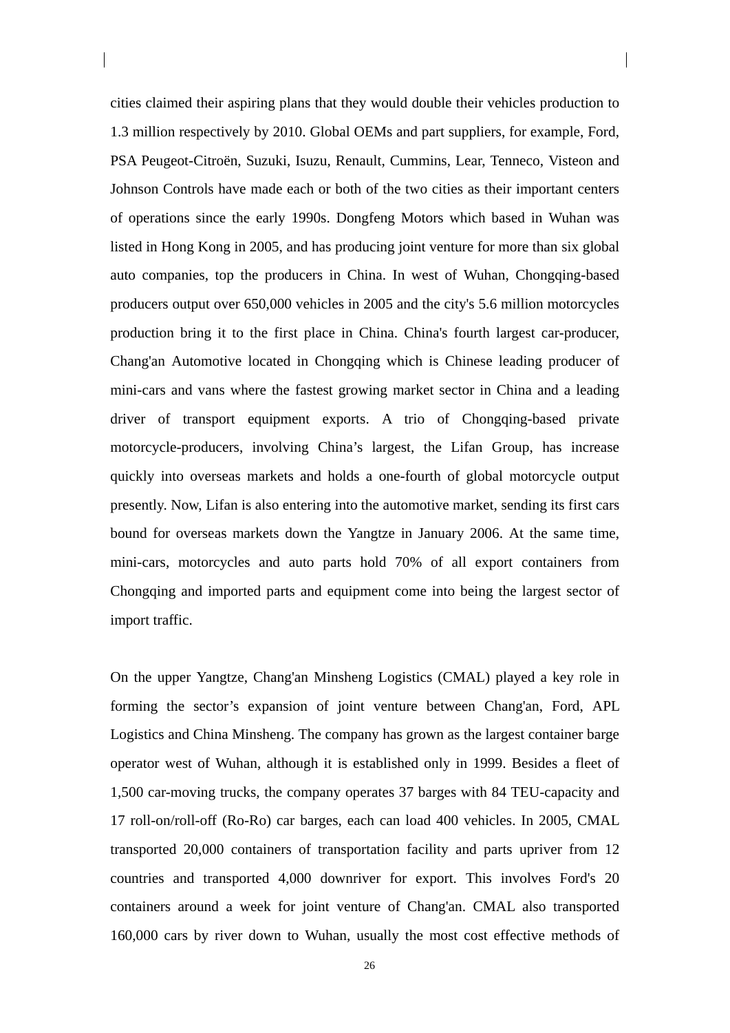cities claimed their aspiring plans that they would double their vehicles production to 1.3 million respectively by 2010. Global OEMs and part suppliers, for example, Ford, PSA Peugeot-Citroën, Suzuki, Isuzu, Renault, Cummins, Lear, Tenneco, Visteon and Johnson Controls have made each or both of the two cities as their important centers of operations since the early 1990s. Dongfeng Motors which based in Wuhan was listed in Hong Kong in 2005, and has producing joint venture for more than six global auto companies, top the producers in China. In west of Wuhan, Chongqing-based producers output over 650,000 vehicles in 2005 and the city's 5.6 million motorcycles production bring it to the first place in China. China's fourth largest car-producer, Chang'an Automotive located in Chongqing which is Chinese leading producer of mini-cars and vans where the fastest growing market sector in China and a leading driver of transport equipment exports. A trio of Chongqing-based private motorcycle-producers, involving China's largest, the Lifan Group, has increase quickly into overseas markets and holds a one-fourth of global motorcycle output presently. Now, Lifan is also entering into the automotive market, sending its first cars bound for overseas markets down the Yangtze in January 2006. At the same time, mini-cars, motorcycles and auto parts hold 70% of all export containers from Chongqing and imported parts and equipment come into being the largest sector of import traffic.

On the upper Yangtze, Chang'an Minsheng Logistics (CMAL) played a key role in forming the sector's expansion of joint venture between Chang'an, Ford, APL Logistics and China Minsheng. The company has grown as the largest container barge operator west of Wuhan, although it is established only in 1999. Besides a fleet of 1,500 car-moving trucks, the company operates 37 barges with 84 TEU-capacity and 17 roll-on/roll-off (Ro-Ro) car barges, each can load 400 vehicles. In 2005, CMAL transported 20,000 containers of transportation facility and parts upriver from 12 countries and transported 4,000 downriver for export. This involves Ford's 20 containers around a week for joint venture of Chang'an. CMAL also transported 160,000 cars by river down to Wuhan, usually the most cost effective methods of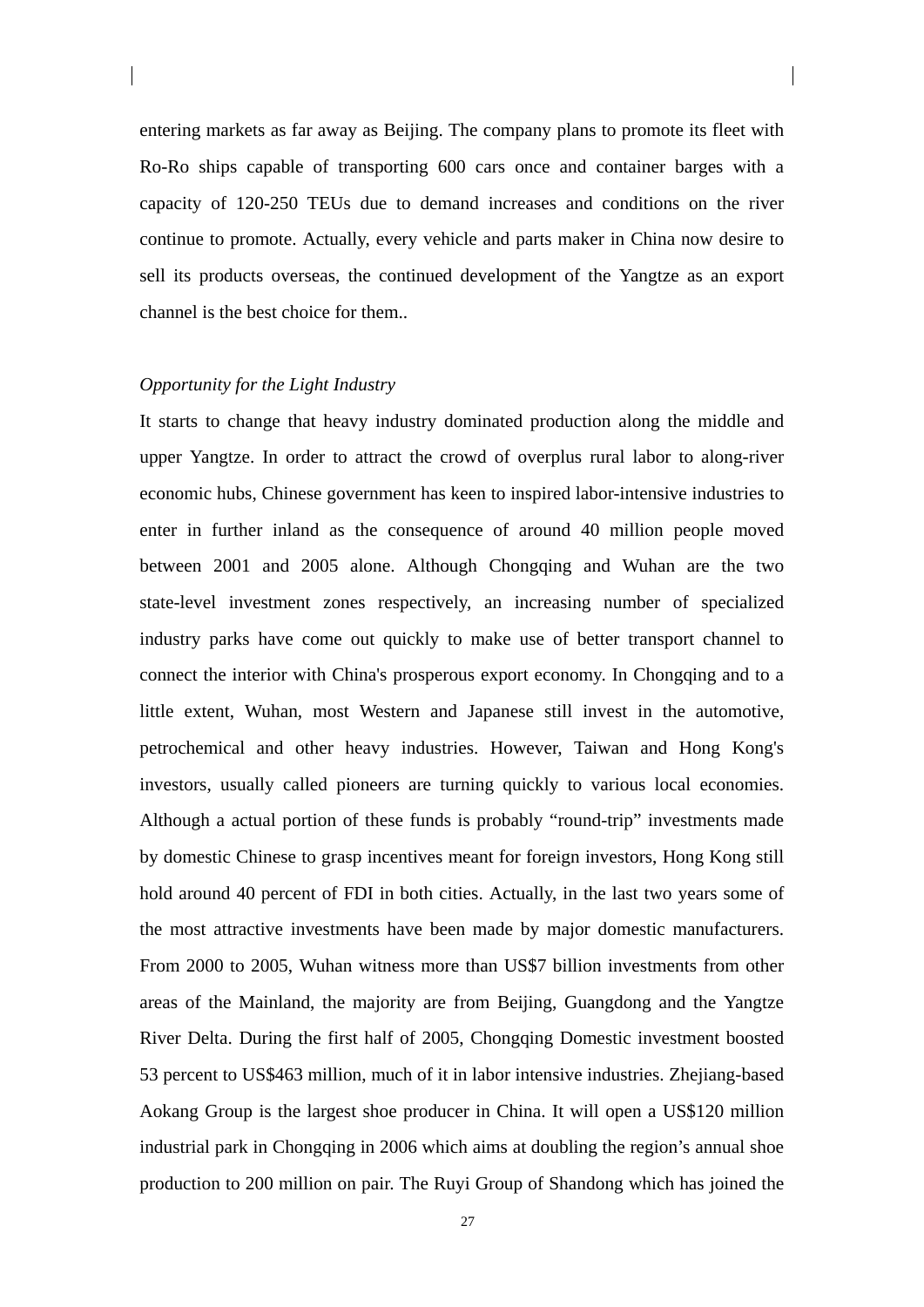entering markets as far away as Beijing. The company plans to promote its fleet with Ro-Ro ships capable of transporting 600 cars once and container barges with a capacity of 120-250 TEUs due to demand increases and conditions on the river continue to promote. Actually, every vehicle and parts maker in China now desire to sell its products overseas, the continued development of the Yangtze as an export channel is the best choice for them..

*Opportunity for the Light Industry*

It starts to change that heavy industry dominated production along the middle and upper Yangtze. In order to attract the crowd of overplus rural labor to along-river economic hubs, Chinese government has keen to inspired labor-intensive industries to enter in further inland as the consequence of around 40 million people moved between 2001 and 2005 alone. Although Chongqing and Wuhan are the two state-level investment zones respectively, an increasing number of specialized industry parks have come out quickly to make use of better transport channel to connect the interior with China's prosperous export economy. In Chongqing and to a little extent, Wuhan, most Western and Japanese still invest in the automotive, petrochemical and other heavy industries. However, Taiwan and Hong Kong's investors, usually called pioneers are turning quickly to various local economies. Although a actual portion of these funds is probably “round-trip” investments made by domestic Chinese to grasp incentives meant for foreign investors, Hong Kong still hold around 40 percent of FDI in both cities. Actually, in the last two years some of the most attractive investments have been made by major domestic manufacturers. From 2000 to 2005, Wuhan witness more than US$7 billion investments from other areas of the Mainland, the majority are from Beijing, Guangdong and the Yangtze River Delta. During the first half of 2005, Chongqing Domestic investment boosted 53 percent to US$463 million, much of it in labor intensive industries. Zhejiang-based Aokang Group is the largest shoe producer in China. It will open a US$120 million industrial park in Chongqing in 2006 which aims at doubling the region’s annual shoe production to 200 million on pair. The Ruyi Group of Shandong which has joined the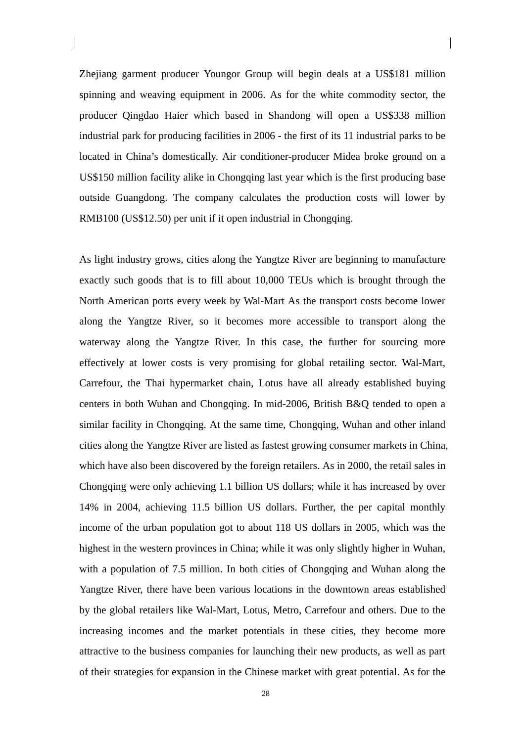Zhejiang garment producer Youngor Group will begin deals at a US$181 million spinning and weaving equipment in 2006. As for the white commodity sector, the producer Qingdao Haier which based in Shandong will open a US$338 million industrial park for producing facilities in 2006 - the first of its 11 industrial parks to be located in China's domestically. Air conditioner-producer Midea broke ground on a US$150 million facility alike in Chongqing last year which is the first producing base outside Guangdong. The company calculates the production costs will lower by RMB100 (US$12.50) per unit if it open industrial in Chongqing.

As light industry grows, cities along the Yangtze River are beginning to manufacture exactly such goods that is to fill about 10,000 TEUs which is brought through the North American ports every week by Wal-Mart As the transport costs become lower along the Yangtze River, so it becomes more accessible to transport along the waterway along the Yangtze River. In this case, the further for sourcing more effectively at lower costs is very promising for global retailing sector. Wal-Mart, Carrefour, the Thai hypermarket chain, Lotus have all already established buying centers in both Wuhan and Chongqing. In mid-2006, British B&Q tended to open a similar facility in Chongqing. At the same time, Chongqing, Wuhan and other inland cities along the Yangtze River are listed as fastest growing consumer markets in China, which have also been discovered by the foreign retailers. As in 2000, the retail sales in Chongqing were only achieving 1.1 billion US dollars; while it has increased by over 14% in 2004, achieving 11.5 billion US dollars. Further, the per capital monthly income of the urban population got to about 118 US dollars in 2005, which was the highest in the western provinces in China; while it was only slightly higher in Wuhan, with a population of 7.5 million. In both cities of Chongqing and Wuhan along the Yangtze River, there have been various locations in the downtown areas established by the global retailers like Wal-Mart, Lotus, Metro, Carrefour and others. Due to the increasing incomes and the market potentials in these cities, they become more attractive to the business companies for launching their new products, as well as part of their strategies for expansion in the Chinese market with great potential. As for the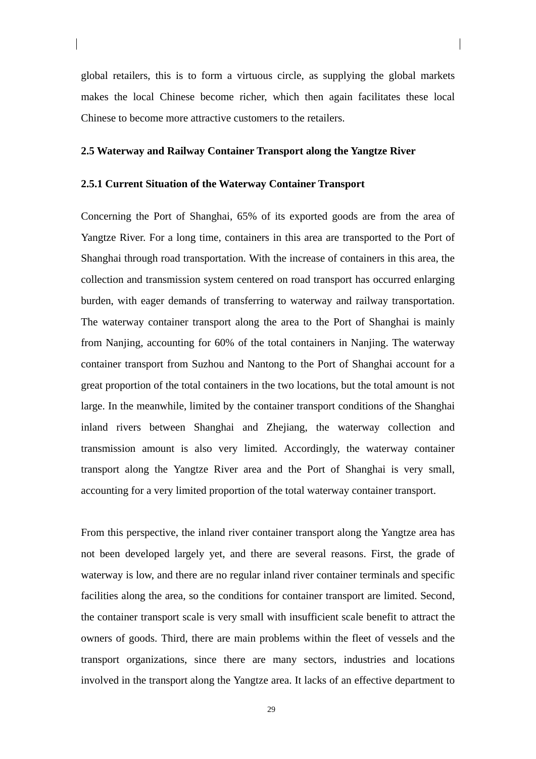global retailers, this is to form a virtuous circle, as supplying the global markets makes the local Chinese become richer, which then again facilitates these local Chinese to become more attractive customers to the retailers.

## 2.5 Waterway and Railway Container Transport along the Yangtze River

### 2.5.1 Current Situation of the Waterway Container Transport

Concerning the Port of Shanghai, 65% of its exported goods are from the area of Yangtze River. For a long time, containers in this area are transported to the Port of Shanghai through road transportation. With the increase of containers in this area, the collection and transmission system centered on road transport has occurred enlarging burden, with eager demands of transferring to waterway and railway transportation. The waterway container transport along the area to the Port of Shanghai is mainly from Nanjing, accounting for 60% of the total containers in Nanjing. The waterway container transport from Suzhou and Nantong to the Port of Shanghai account for a great proportion of the total containers in the two locations, but the total amount is not large. In the meanwhile, limited by the container transport conditions of the Shanghai inland rivers between Shanghai and Zhejiang, the waterway collection and transmission amount is also very limited. Accordingly, the waterway container transport along the Yangtze River area and the Port of Shanghai is very small, accounting for a very limited proportion of the total waterway container transport.

From this perspective, the inland river container transport along the Yangtze area has not been developed largely yet, and there are several reasons. First, the grade of waterway is low, and there are no regular inland river container terminals and specific facilities along the area, so the conditions for container transport are limited. Second, the container transport scale is very small with insufficient scale benefit to attract the owners of goods. Third, there are main problems within the fleet of vessels and the transport organizations, since there are many sectors, industries and locations involved in the transport along the Yangtze area. It lacks of an effective department to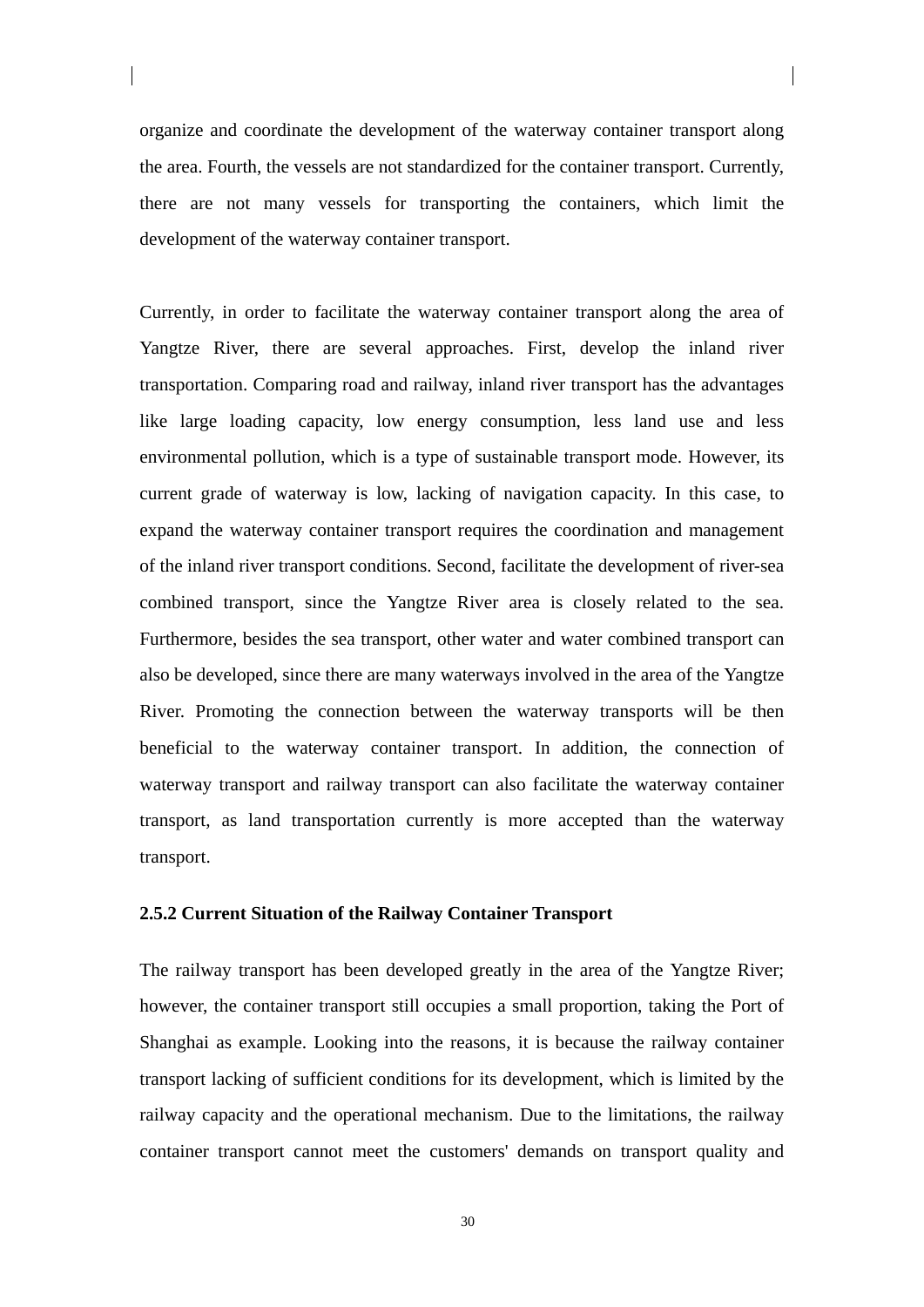organize and coordinate the development of the waterway container transport along the area. Fourth, the vessels are not standardized for the container transport. Currently, there are not many vessels for transporting the containers, which limit the development of the waterway container transport.

Currently, in order to facilitate the waterway container transport along the area of Yangtze River, there are several approaches. First, develop the inland river transportation. Comparing road and railway, inland river transport has the advantages like large loading capacity, low energy consumption, less land use and less environmental pollution, which is a type of sustainable transport mode. However, its current grade of waterway is low, lacking of navigation capacity. In this case, to expand the waterway container transport requires the coordination and management of the inland river transport conditions. Second, facilitate the development of river-sea combined transport, since the Yangtze River area is closely related to the sea. Furthermore, besides the sea transport, other water and water combined transport can also be developed, since there are many waterways involved in the area of the Yangtze River. Promoting the connection between the waterway transports will be then beneficial to the waterway container transport. In addition, the connection of waterway transport and railway transport can also facilitate the waterway container transport, as land transportation currently is more accepted than the waterway transport.

### 2.5.2 Current Situation of the Railway Container Transport

The railway transport has been developed greatly in the area of the Yangtze River; however, the container transport still occupies a small proportion, taking the Port of Shanghai as example. Looking into the reasons, it is because the railway container transport lacking of sufficient conditions for its development, which is limited by the railway capacity and the operational mechanism. Due to the limitations, the railway container transport cannot meet the customers' demands on transport quality and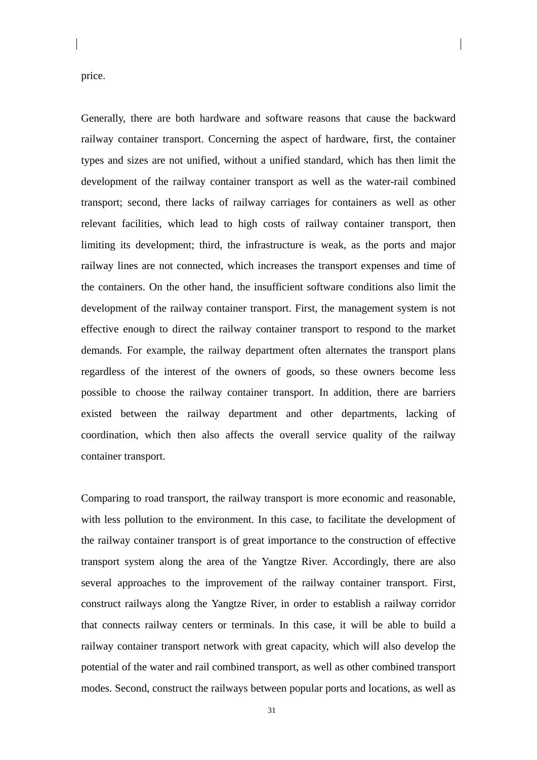price.

Generally, there are both hardware and software reasons that cause the backward railway container transport. Concerning the aspect of hardware, first, the container types and sizes are not unified, without a unified standard, which has then limit the development of the railway container transport as well as the water-rail combined transport; second, there lacks of railway carriages for containers as well as other relevant facilities, which lead to high costs of railway container transport, then limiting its development; third, the infrastructure is weak, as the ports and major railway lines are not connected, which increases the transport expenses and time of the containers. On the other hand, the insufficient software conditions also limit the development of the railway container transport. First, the management system is not effective enough to direct the railway container transport to respond to the market demands. For example, the railway department often alternates the transport plans regardless of the interest of the owners of goods, so these owners become less possible to choose the railway container transport. In addition, there are barriers existed between the railway department and other departments, lacking of coordination, which then also affects the overall service quality of the railway container transport.

Comparing to road transport, the railway transport is more economic and reasonable, with less pollution to the environment. In this case, to facilitate the development of the railway container transport is of great importance to the construction of effective transport system along the area of the Yangtze River. Accordingly, there are also several approaches to the improvement of the railway container transport. First, construct railways along the Yangtze River, in order to establish a railway corridor that connects railway centers or terminals. In this case, it will be able to build a railway container transport network with great capacity, which will also develop the potential of the water and rail combined transport, as well as other combined transport modes. Second, construct the railways between popular ports and locations, as well as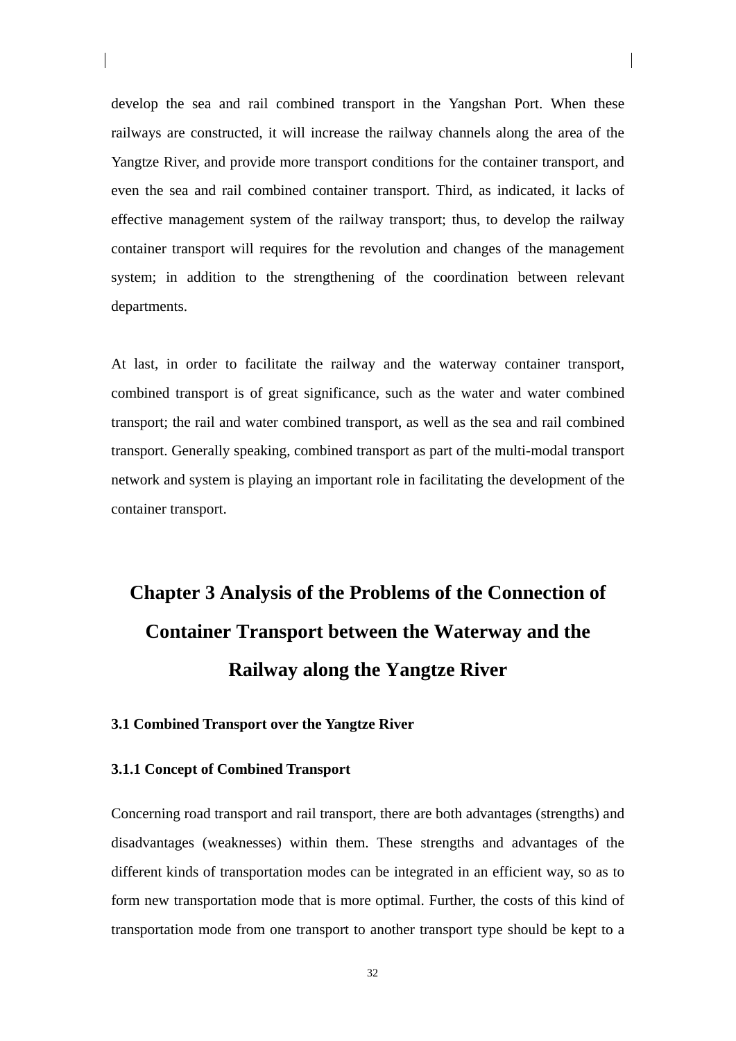develop the sea and rail combined transport in the Yangshan Port. When these railways are constructed, it will increase the railway channels along the area of the Yangtze River, and provide more transport conditions for the container transport, and even the sea and rail combined container transport. Third, as indicated, it lacks of effective management system of the railway transport; thus, to develop the railway container transport will requires for the revolution and changes of the management system; in addition to the strengthening of the coordination between relevant departments.

At last, in order to facilitate the railway and the waterway container transport, combined transport is of great significance, such as the water and water combined transport; the rail and water combined transport, as well as the sea and rail combined transport. Generally speaking, combined transport as part of the multi-modal transport network and system is playing an important role in facilitating the development of the container transport.

# Chapter 3 Analysis of the Problems of the Connection of Container Transport between the Waterway and the Railway along the Yangtze River

## 3.1 Combined Transport over the Yangtze River

### 3.1.1 Concept of Combined Transport

Concerning road transport and rail transport, there are both advantages (strengths) and disadvantages (weaknesses) within them. These strengths and advantages of the different kinds of transportation modes can be integrated in an efficient way, so as to form new transportation mode that is more optimal. Further, the costs of this kind of transportation mode from one transport to another transport type should be kept to a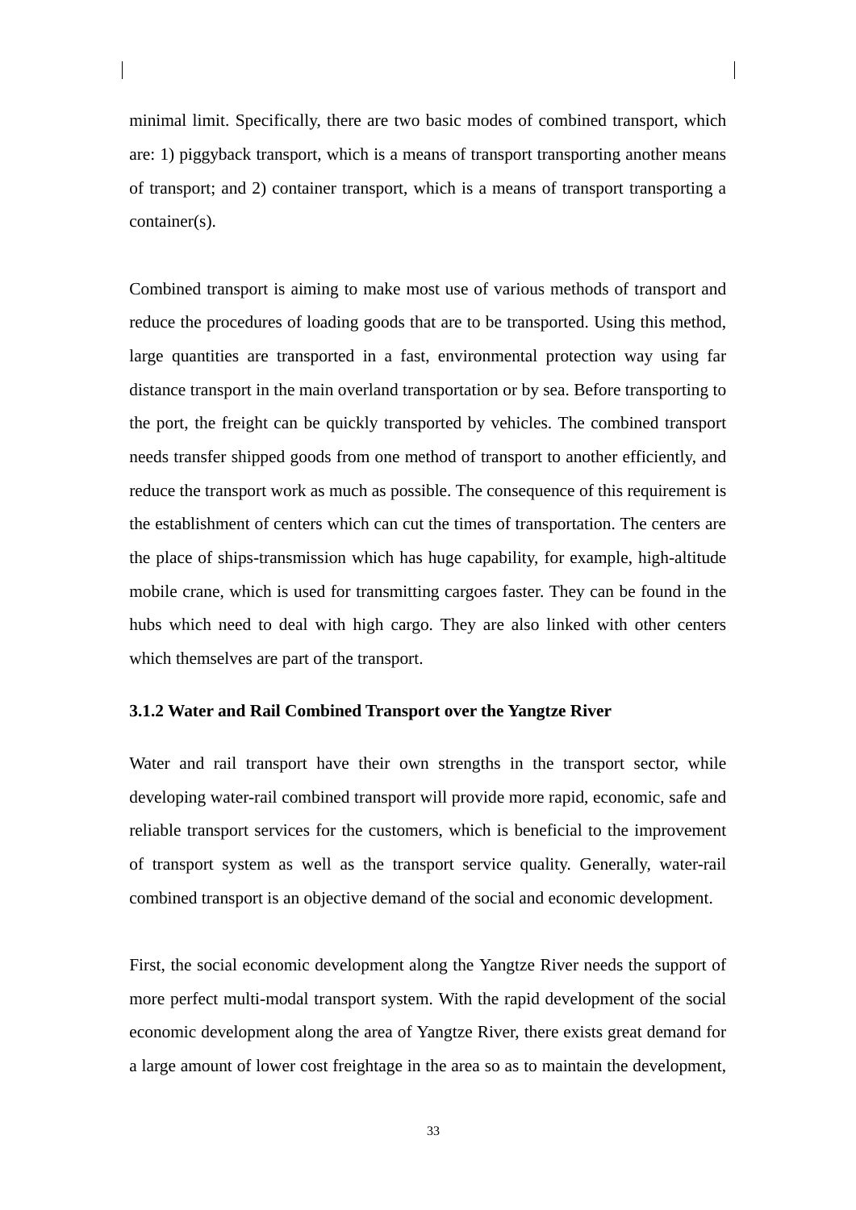minimal limit. Specifically, there are two basic modes of combined transport, which are: 1) piggyback transport, which is a means of transport transporting another means of transport; and 2) container transport, which is a means of transport transporting a container(s).

Combined transport is aiming to make most use of various methods of transport and reduce the procedures of loading goods that are to be transported. Using this method, large quantities are transported in a fast, environmental protection way using far distance transport in the main overland transportation or by sea. Before transporting to the port, the freight can be quickly transported by vehicles. The combined transport needs transfer shipped goods from one method of transport to another efficiently, and reduce the transport work as much as possible. The consequence of this requirement is the establishment of centers which can cut the times of transportation. The centers are the place of ships-transmission which has huge capability, for example, high-altitude mobile crane, which is used for transmitting cargoes faster. They can be found in the hubs which need to deal with high cargo. They are also linked with other centers which themselves are part of the transport.

### 3.1.2 Water and Rail Combined Transport over the Yangtze River

Water and rail transport have their own strengths in the transport sector, while developing water-rail combined transport will provide more rapid, economic, safe and reliable transport services for the customers, which is beneficial to the improvement of transport system as well as the transport service quality. Generally, water-rail combined transport is an objective demand of the social and economic development.

First, the social economic development along the Yangtze River needs the support of more perfect multi-modal transport system. With the rapid development of the social economic development along the area of Yangtze River, there exists great demand for a large amount of lower cost freightage in the area so as to maintain the development,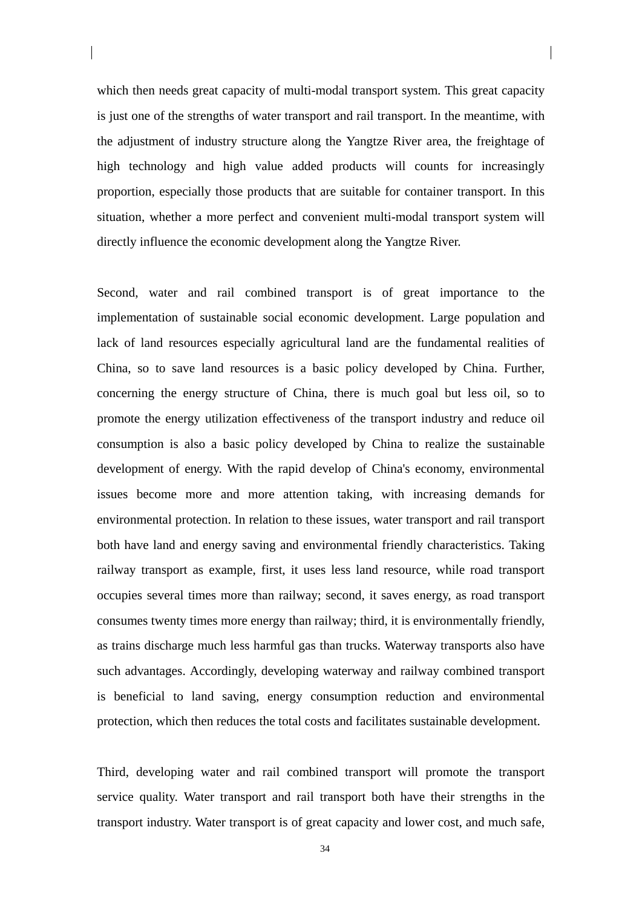which then needs great capacity of multi-modal transport system. This great capacity is just one of the strengths of water transport and rail transport. In the meantime, with the adjustment of industry structure along the Yangtze River area, the freightage of high technology and high value added products will counts for increasingly proportion, especially those products that are suitable for container transport. In this situation, whether a more perfect and convenient multi-modal transport system will directly influence the economic development along the Yangtze River.

Second, water and rail combined transport is of great importance to the implementation of sustainable social economic development. Large population and lack of land resources especially agricultural land are the fundamental realities of China, so to save land resources is a basic policy developed by China. Further, concerning the energy structure of China, there is much goal but less oil, so to promote the energy utilization effectiveness of the transport industry and reduce oil consumption is also a basic policy developed by China to realize the sustainable development of energy. With the rapid develop of China's economy, environmental issues become more and more attention taking, with increasing demands for environmental protection. In relation to these issues, water transport and rail transport both have land and energy saving and environmental friendly characteristics. Taking railway transport as example, first, it uses less land resource, while road transport occupies several times more than railway; second, it saves energy, as road transport consumes twenty times more energy than railway; third, it is environmentally friendly, as trains discharge much less harmful gas than trucks. Waterway transports also have such advantages. Accordingly, developing waterway and railway combined transport is beneficial to land saving, energy consumption reduction and environmental protection, which then reduces the total costs and facilitates sustainable development.

Third, developing water and rail combined transport will promote the transport service quality. Water transport and rail transport both have their strengths in the transport industry. Water transport is of great capacity and lower cost, and much safe,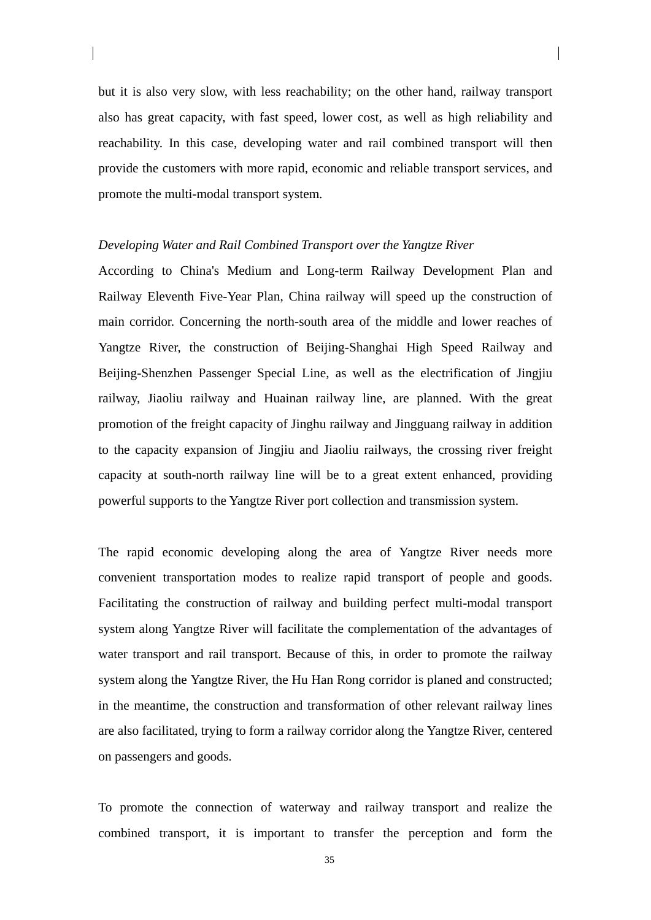but it is also very slow, with less reachability; on the other hand, railway transport also has great capacity, with fast speed, lower cost, as well as high reliability and reachability. In this case, developing water and rail combined transport will then provide the customers with more rapid, economic and reliable transport services, and promote the multi-modal transport system.

*Developing Water and Rail Combined Transport over the Yangtze River*

According to China's Medium and Long-term Railway Development Plan and Railway Eleventh Five-Year Plan, China railway will speed up the construction of main corridor. Concerning the north-south area of the middle and lower reaches of Yangtze River, the construction of Beijing-Shanghai High Speed Railway and Beijing-Shenzhen Passenger Special Line, as well as the electrification of Jingjiu railway, Jiaoliu railway and Huainan railway line, are planned. With the great promotion of the freight capacity of Jinghu railway and Jingguang railway in addition to the capacity expansion of Jingjiu and Jiaoliu railways, the crossing river freight capacity at south-north railway line will be to a great extent enhanced, providing powerful supports to the Yangtze River port collection and transmission system.

The rapid economic developing along the area of Yangtze River needs more convenient transportation modes to realize rapid transport of people and goods. Facilitating the construction of railway and building perfect multi-modal transport system along Yangtze River will facilitate the complementation of the advantages of water transport and rail transport. Because of this, in order to promote the railway system along the Yangtze River, the Hu Han Rong corridor is planed and constructed; in the meantime, the construction and transformation of other relevant railway lines are also facilitated, trying to form a railway corridor along the Yangtze River, centered on passengers and goods.

To promote the connection of waterway and railway transport and realize the combined transport, it is important to transfer the perception and form the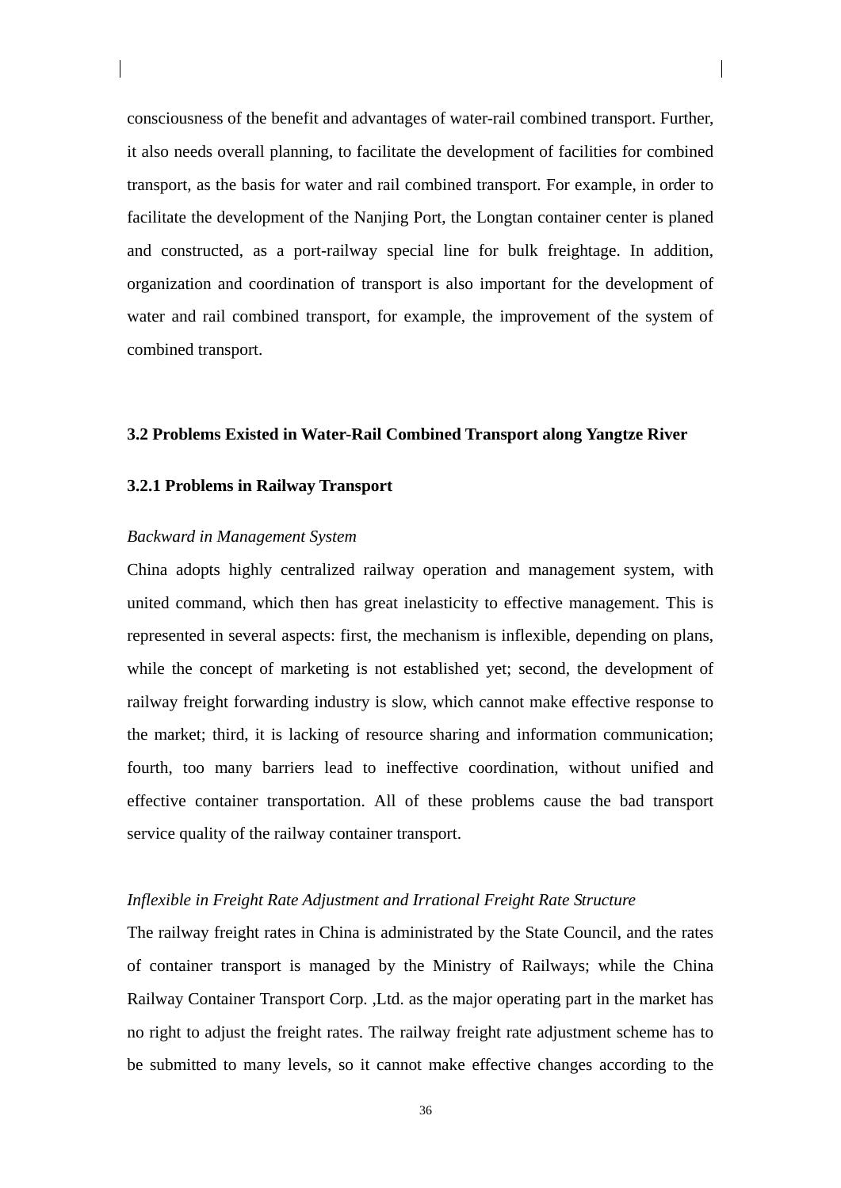consciousness of the benefit and advantages of water-rail combined transport. Further, it also needs overall planning, to facilitate the development of facilities for combined transport, as the basis for water and rail combined transport. For example, in order to facilitate the development of the Nanjing Port, the Longtan container center is planed and constructed, as a port-railway special line for bulk freightage. In addition, organization and coordination of transport is also important for the development of water and rail combined transport, for example, the improvement of the system of combined transport.

### 3.2 Problems Existed in Water-Rail Combined Transport along Yangtze River

#### 3.2.1 Problems in Railway Transport

*Backward in Management System*

China adopts highly centralized railway operation and management system, with united command, which then has great inelasticity to effective management. This is represented in several aspects: first, the mechanism is inflexible, depending on plans, while the concept of marketing is not established yet; second, the development of railway freight forwarding industry is slow, which cannot make effective response to the market; third, it is lacking of resource sharing and information communication; fourth, too many barriers lead to ineffective coordination, without unified and effective container transportation. All of these problems cause the bad transport service quality of the railway container transport.

*Inflexible in Freight Rate Adjustment and Irrational Freight Rate Structure*

The railway freight rates in China is administrated by the State Council, and the rates of container transport is managed by the Ministry of Railways; while the China Railway Container Transport Corp. ,Ltd. as the major operating part in the market has no right to adjust the freight rates. The railway freight rate adjustment scheme has to be submitted to many levels, so it cannot make effective changes according to the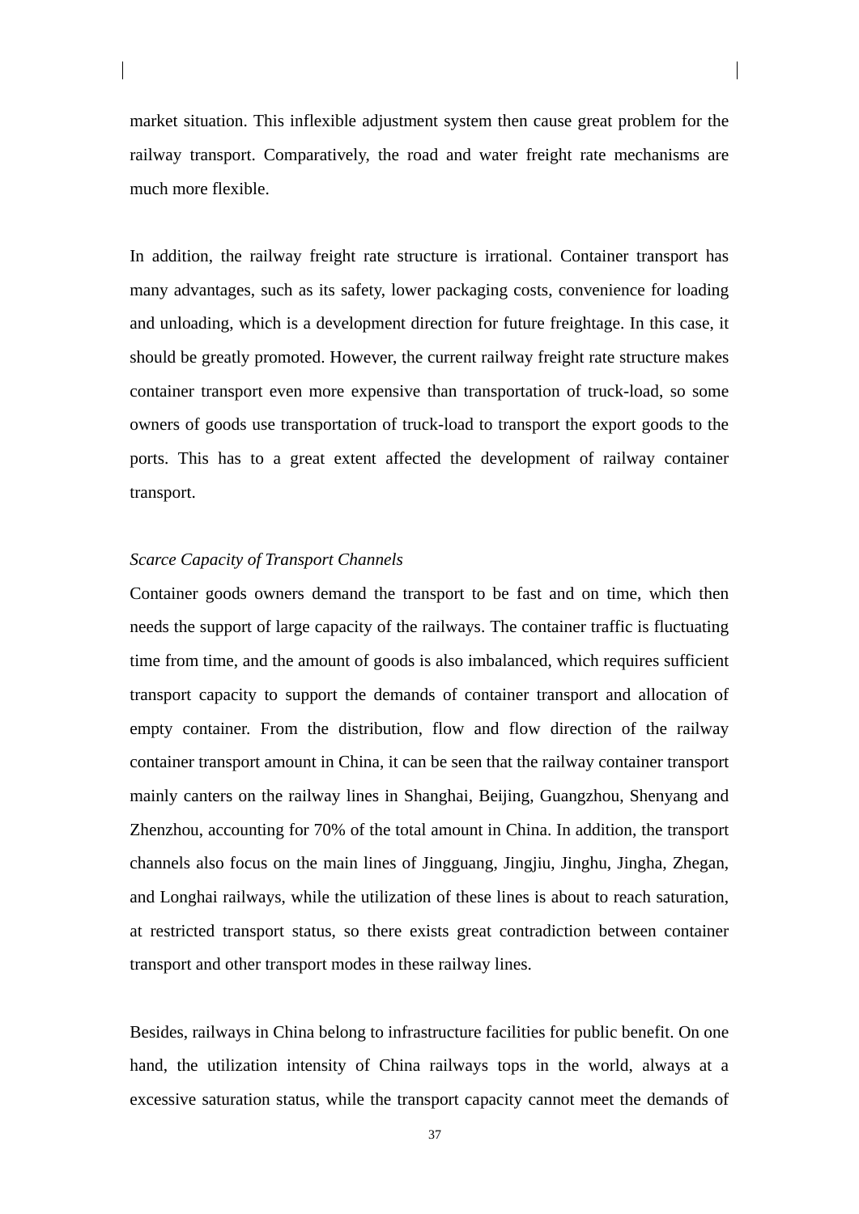market situation. This inflexible adjustment system then cause great problem for the railway transport. Comparatively, the road and water freight rate mechanisms are much more flexible.

In addition, the railway freight rate structure is irrational. Container transport has many advantages, such as its safety, lower packaging costs, convenience for loading and unloading, which is a development direction for future freightage. In this case, it should be greatly promoted. However, the current railway freight rate structure makes container transport even more expensive than transportation of truck-load, so some owners of goods use transportation of truck-load to transport the export goods to the ports. This has to a great extent affected the development of railway container transport.

*Scarce Capacity of Transport Channels*

Container goods owners demand the transport to be fast and on time, which then needs the support of large capacity of the railways. The container traffic is fluctuating time from time, and the amount of goods is also imbalanced, which requires sufficient transport capacity to support the demands of container transport and allocation of empty container. From the distribution, flow and flow direction of the railway container transport amount in China, it can be seen that the railway container transport mainly canters on the railway lines in Shanghai, Beijing, Guangzhou, Shenyang and Zhenzhou, accounting for 70% of the total amount in China. In addition, the transport channels also focus on the main lines of Jingguang, Jingjiu, Jinghu, Jingha, Zhegan, and Longhai railways, while the utilization of these lines is about to reach saturation, at restricted transport status, so there exists great contradiction between container transport and other transport modes in these railway lines.

Besides, railways in China belong to infrastructure facilities for public benefit. On one hand, the utilization intensity of China railways tops in the world, always at a excessive saturation status, while the transport capacity cannot meet the demands of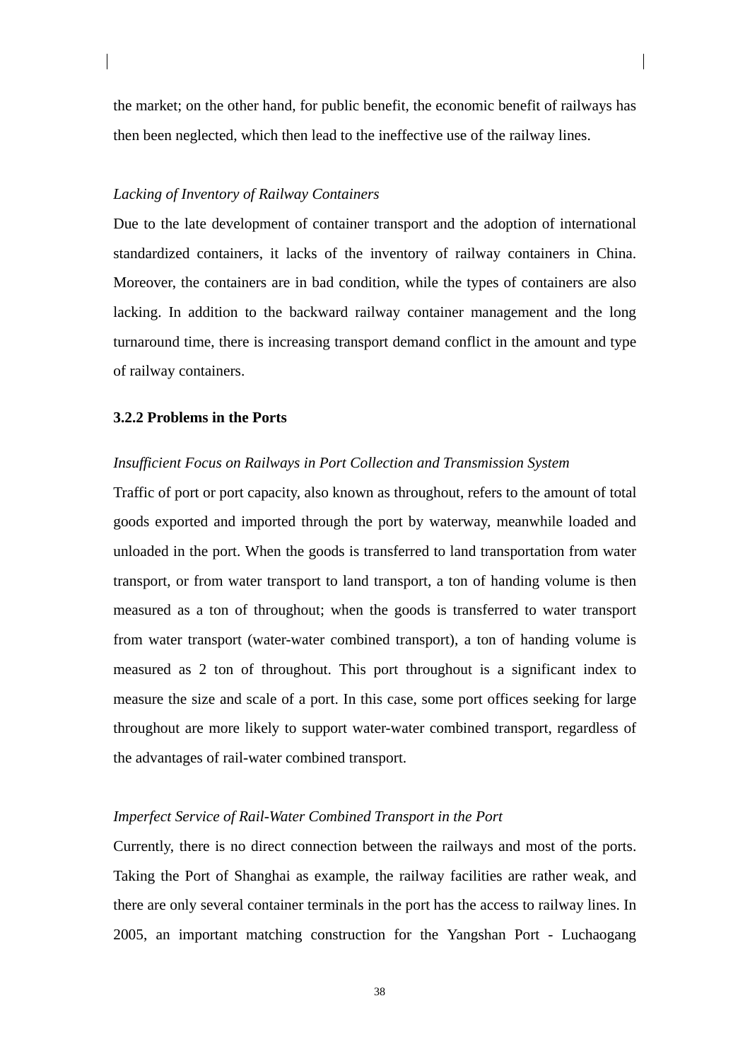the market; on the other hand, for public benefit, the economic benefit of railways has then been neglected, which then lead to the ineffective use of the railway lines.

*Lacking of Inventory of Railway Containers*

Due to the late development of container transport and the adoption of international standardized containers, it lacks of the inventory of railway containers in China. Moreover, the containers are in bad condition, while the types of containers are also lacking. In addition to the backward railway container management and the long turnaround time, there is increasing transport demand conflict in the amount and type of railway containers.

### 3.2.2 Problems in the Ports

*Insufficient Focus on Railways in Port Collection and Transmission System*

Traffic of port or port capacity, also known as throughout, refers to the amount of total goods exported and imported through the port by waterway, meanwhile loaded and unloaded in the port. When the goods is transferred to land transportation from water transport, or from water transport to land transport, a ton of handing volume is then measured as a ton of throughout; when the goods is transferred to water transport from water transport (water-water combined transport), a ton of handing volume is measured as 2 ton of throughout. This port throughout is a significant index to measure the size and scale of a port. In this case, some port offices seeking for large throughout are more likely to support water-water combined transport, regardless of the advantages of rail-water combined transport.

*Imperfect Service of Rail-Water Combined Transport in the Port*

Currently, there is no direct connection between the railways and most of the ports. Taking the Port of Shanghai as example, the railway facilities are rather weak, and there are only several container terminals in the port has the access to railway lines. In 2005, an important matching construction for the Yangshan Port - Luchaogang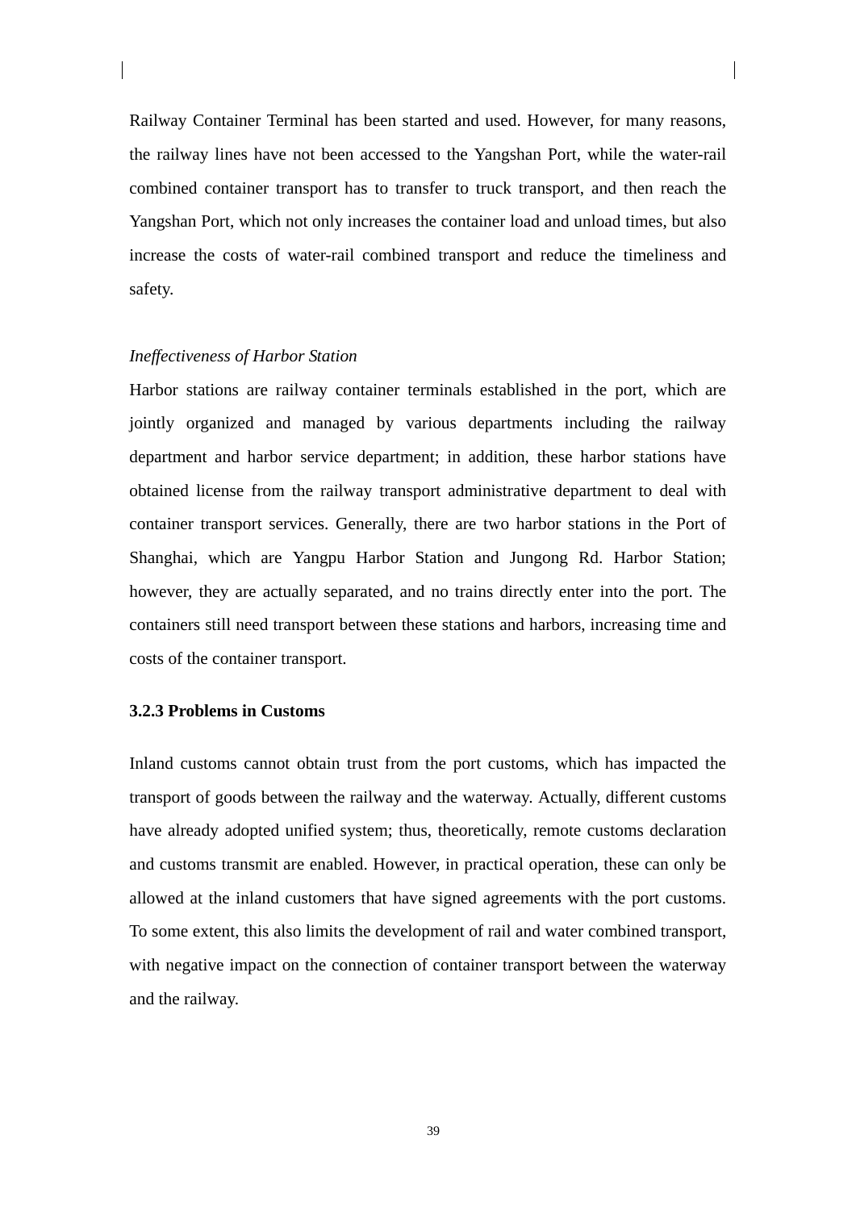Railway Container Terminal has been started and used. However, for many reasons, the railway lines have not been accessed to the Yangshan Port, while the water-rail combined container transport has to transfer to truck transport, and then reach the Yangshan Port, which not only increases the container load and unload times, but also increase the costs of water-rail combined transport and reduce the timeliness and safety.

*Ineffectiveness of Harbor Station*

Harbor stations are railway container terminals established in the port, which are jointly organized and managed by various departments including the railway department and harbor service department; in addition, these harbor stations have obtained license from the railway transport administrative department to deal with container transport services. Generally, there are two harbor stations in the Port of Shanghai, which are Yangpu Harbor Station and Jungong Rd. Harbor Station; however, they are actually separated, and no trains directly enter into the port. The containers still need transport between these stations and harbors, increasing time and costs of the container transport.

### 3.2.3 Problems in Customs

Inland customs cannot obtain trust from the port customs, which has impacted the transport of goods between the railway and the waterway. Actually, different customs have already adopted unified system; thus, theoretically, remote customs declaration and customs transmit are enabled. However, in practical operation, these can only be allowed at the inland customers that have signed agreements with the port customs. To some extent, this also limits the development of rail and water combined transport, with negative impact on the connection of container transport between the waterway and the railway.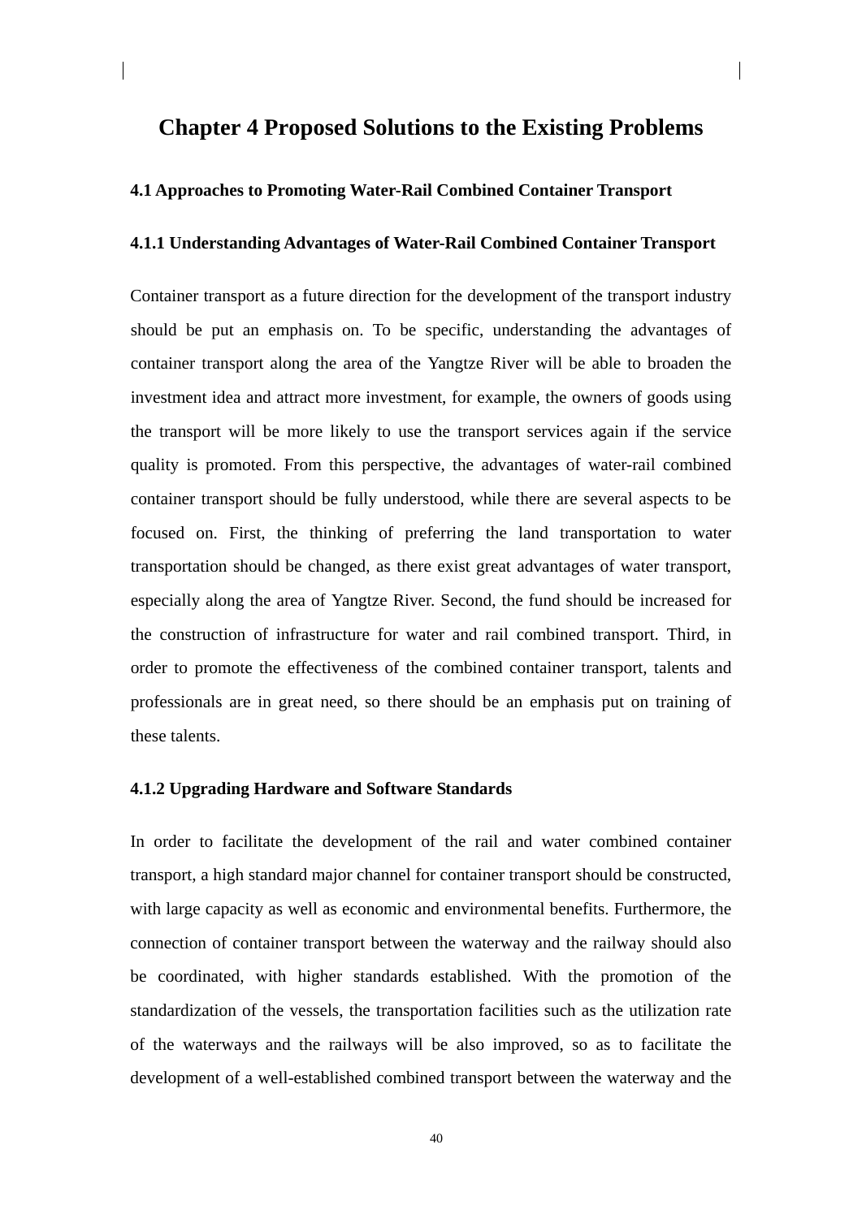# Chapter 4 Proposed Solutions to the Existing Problems

## 4.1 Approaches to Promoting Water-Rail Combined Container Transport

### 4.1.1 Understanding Advantages of Water-Rail Combined Container Transport

Container transport as a future direction for the development of the transport industry should be put an emphasis on. To be specific, understanding the advantages of container transport along the area of the Yangtze River will be able to broaden the investment idea and attract more investment, for example, the owners of goods using the transport will be more likely to use the transport services again if the service quality is promoted. From this perspective, the advantages of water-rail combined container transport should be fully understood, while there are several aspects to be focused on. First, the thinking of preferring the land transportation to water transportation should be changed, as there exist great advantages of water transport, especially along the area of Yangtze River. Second, the fund should be increased for the construction of infrastructure for water and rail combined transport. Third, in order to promote the effectiveness of the combined container transport, talents and professionals are in great need, so there should be an emphasis put on training of these talents.

### 4.1.2 Upgrading Hardware and Software Standards

In order to facilitate the development of the rail and water combined container transport, a high standard major channel for container transport should be constructed, with large capacity as well as economic and environmental benefits. Furthermore, the connection of container transport between the waterway and the railway should also be coordinated, with higher standards established. With the promotion of the standardization of the vessels, the transportation facilities such as the utilization rate of the waterways and the railways will be also improved, so as to facilitate the development of a well-established combined transport between the waterway and the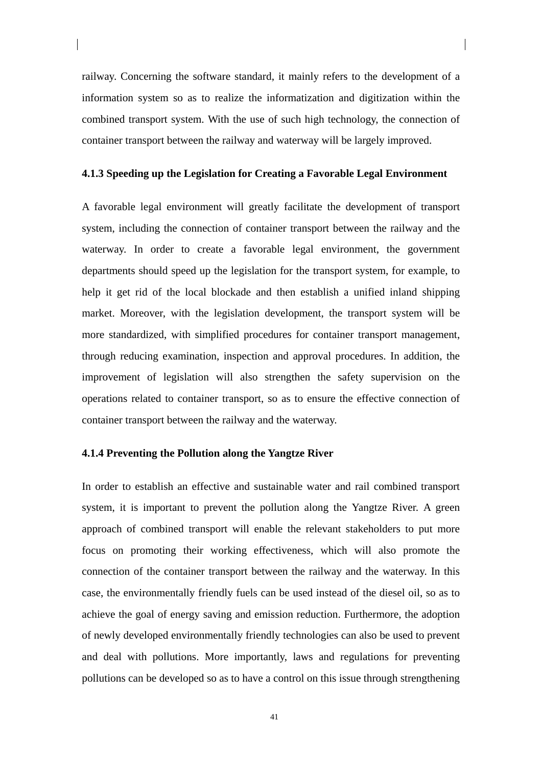railway. Concerning the software standard, it mainly refers to the development of a information system so as to realize the informatization and digitization within the combined transport system. With the use of such high technology, the connection of container transport between the railway and waterway will be largely improved.

#### 4.1.3 Speeding up the Legislation for Creating a Favorable Legal Environment

A favorable legal environment will greatly facilitate the development of transport system, including the connection of container transport between the railway and the waterway. In order to create a favorable legal environment, the government departments should speed up the legislation for the transport system, for example, to help it get rid of the local blockade and then establish a unified inland shipping market. Moreover, with the legislation development, the transport system will be more standardized, with simplified procedures for container transport management, through reducing examination, inspection and approval procedures. In addition, the improvement of legislation will also strengthen the safety supervision on the operations related to container transport, so as to ensure the effective connection of container transport between the railway and the waterway.

#### 4.1.4 Preventing the Pollution along the Yangtze River

In order to establish an effective and sustainable water and rail combined transport system, it is important to prevent the pollution along the Yangtze River. A green approach of combined transport will enable the relevant stakeholders to put more focus on promoting their working effectiveness, which will also promote the connection of the container transport between the railway and the waterway. In this case, the environmentally friendly fuels can be used instead of the diesel oil, so as to achieve the goal of energy saving and emission reduction. Furthermore, the adoption of newly developed environmentally friendly technologies can also be used to prevent and deal with pollutions. More importantly, laws and regulations for preventing pollutions can be developed so as to have a control on this issue through strengthening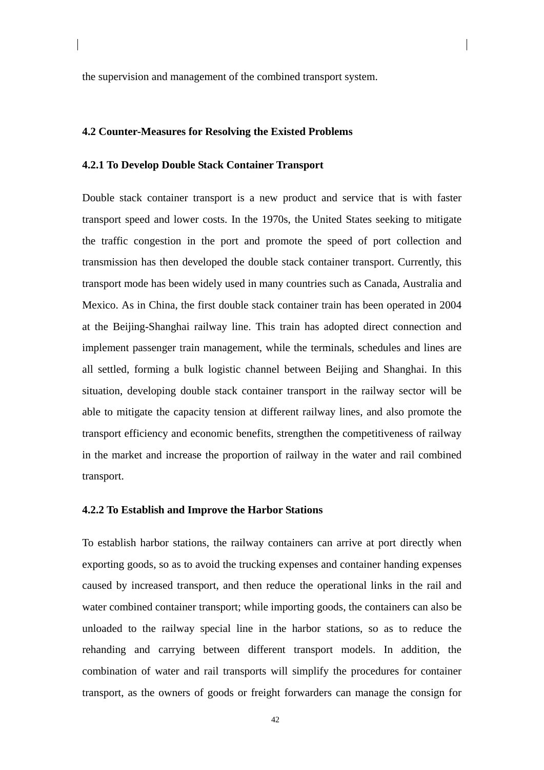the supervision and management of the combined transport system.

## 4.2 Counter-Measures for Resolving the Existed Problems

### 4.2.1 To Develop Double Stack Container Transport

Double stack container transport is a new product and service that is with faster transport speed and lower costs. In the 1970s, the United States seeking to mitigate the traffic congestion in the port and promote the speed of port collection and transmission has then developed the double stack container transport. Currently, this transport mode has been widely used in many countries such as Canada, Australia and Mexico. As in China, the first double stack container train has been operated in 2004 at the Beijing-Shanghai railway line. This train has adopted direct connection and implement passenger train management, while the terminals, schedules and lines are all settled, forming a bulk logistic channel between Beijing and Shanghai. In this situation, developing double stack container transport in the railway sector will be able to mitigate the capacity tension at different railway lines, and also promote the transport efficiency and economic benefits, strengthen the competitiveness of railway in the market and increase the proportion of railway in the water and rail combined transport.

### 4.2.2 To Establish and Improve the Harbor Stations

To establish harbor stations, the railway containers can arrive at port directly when exporting goods, so as to avoid the trucking expenses and container handing expenses caused by increased transport, and then reduce the operational links in the rail and water combined container transport; while importing goods, the containers can also be unloaded to the railway special line in the harbor stations, so as to reduce the rehanding and carrying between different transport models. In addition, the combination of water and rail transports will simplify the procedures for container transport, as the owners of goods or freight forwarders can manage the consign for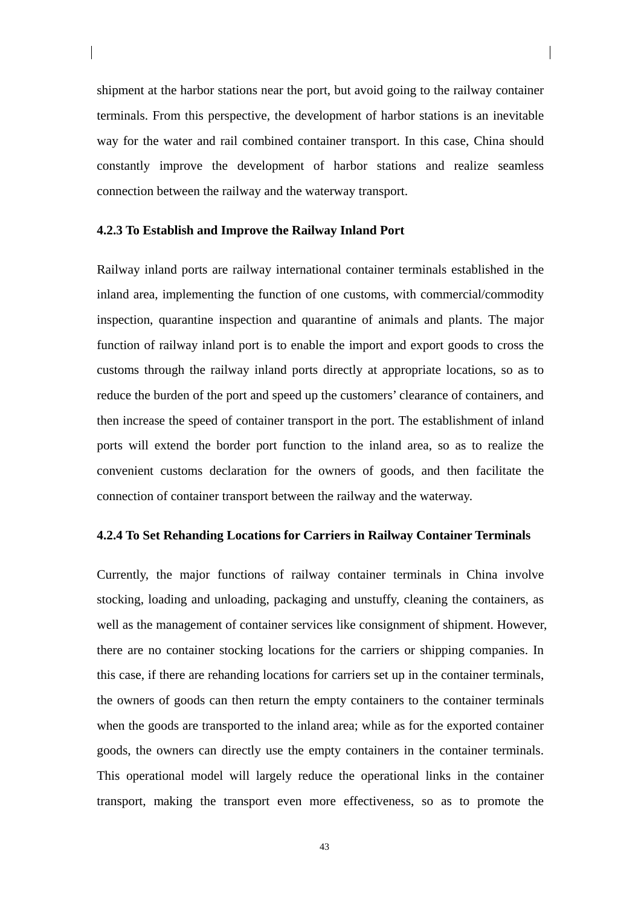shipment at the harbor stations near the port, but avoid going to the railway container terminals. From this perspective, the development of harbor stations is an inevitable way for the water and rail combined container transport. In this case, China should constantly improve the development of harbor stations and realize seamless connection between the railway and the waterway transport.

#### 4.2.3 To Establish and Improve the Railway Inland Port

Railway inland ports are railway international container terminals established in the inland area, implementing the function of one customs, with commercial/commodity inspection, quarantine inspection and quarantine of animals and plants. The major function of railway inland port is to enable the import and export goods to cross the customs through the railway inland ports directly at appropriate locations, so as to reduce the burden of the port and speed up the customers' clearance of containers, and then increase the speed of container transport in the port. The establishment of inland ports will extend the border port function to the inland area, so as to realize the convenient customs declaration for the owners of goods, and then facilitate the connection of container transport between the railway and the waterway.

#### 4.2.4 To Set Rehanding Locations for Carriers in Railway Container Terminals

Currently, the major functions of railway container terminals in China involve stocking, loading and unloading, packaging and unstuffy, cleaning the containers, as well as the management of container services like consignment of shipment. However, there are no container stocking locations for the carriers or shipping companies. In this case, if there are rehanding locations for carriers set up in the container terminals, the owners of goods can then return the empty containers to the container terminals when the goods are transported to the inland area; while as for the exported container goods, the owners can directly use the empty containers in the container terminals. This operational model will largely reduce the operational links in the container transport, making the transport even more effectiveness, so as to promote the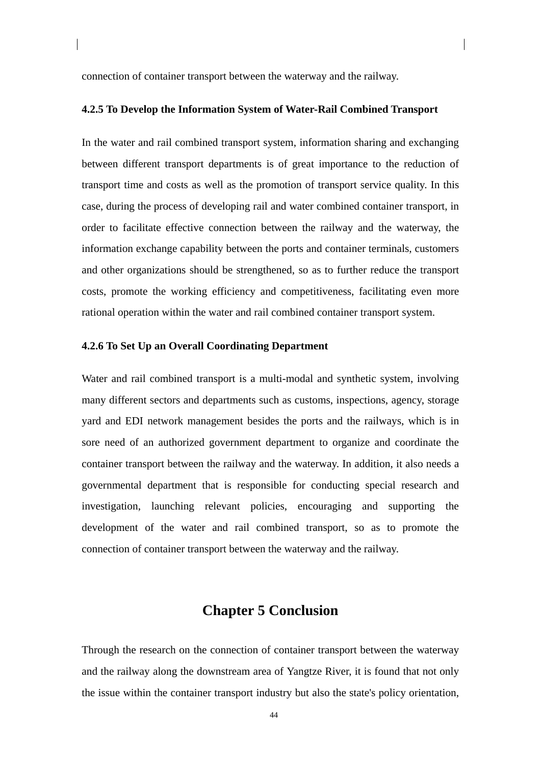connection of container transport between the waterway and the railway.

### 4.2.5 To Develop the Information System of Water-Rail Combined Transport

In the water and rail combined transport system, information sharing and exchanging between different transport departments is of great importance to the reduction of transport time and costs as well as the promotion of transport service quality. In this case, during the process of developing rail and water combined container transport, in order to facilitate effective connection between the railway and the waterway, the information exchange capability between the ports and container terminals, customers and other organizations should be strengthened, so as to further reduce the transport costs, promote the working efficiency and competitiveness, facilitating even more rational operation within the water and rail combined container transport system.

### 4.2.6 To Set Up an Overall Coordinating Department

Water and rail combined transport is a multi-modal and synthetic system, involving many different sectors and departments such as customs, inspections, agency, storage yard and EDI network management besides the ports and the railways, which is in sore need of an authorized government department to organize and coordinate the container transport between the railway and the waterway. In addition, it also needs a governmental department that is responsible for conducting special research and investigation, launching relevant policies, encouraging and supporting the development of the water and rail combined transport, so as to promote the connection of container transport between the waterway and the railway.

# Chapter 5 Conclusion

Through the research on the connection of container transport between the waterway and the railway along the downstream area of Yangtze River, it is found that not only the issue within the container transport industry but also the state's policy orientation,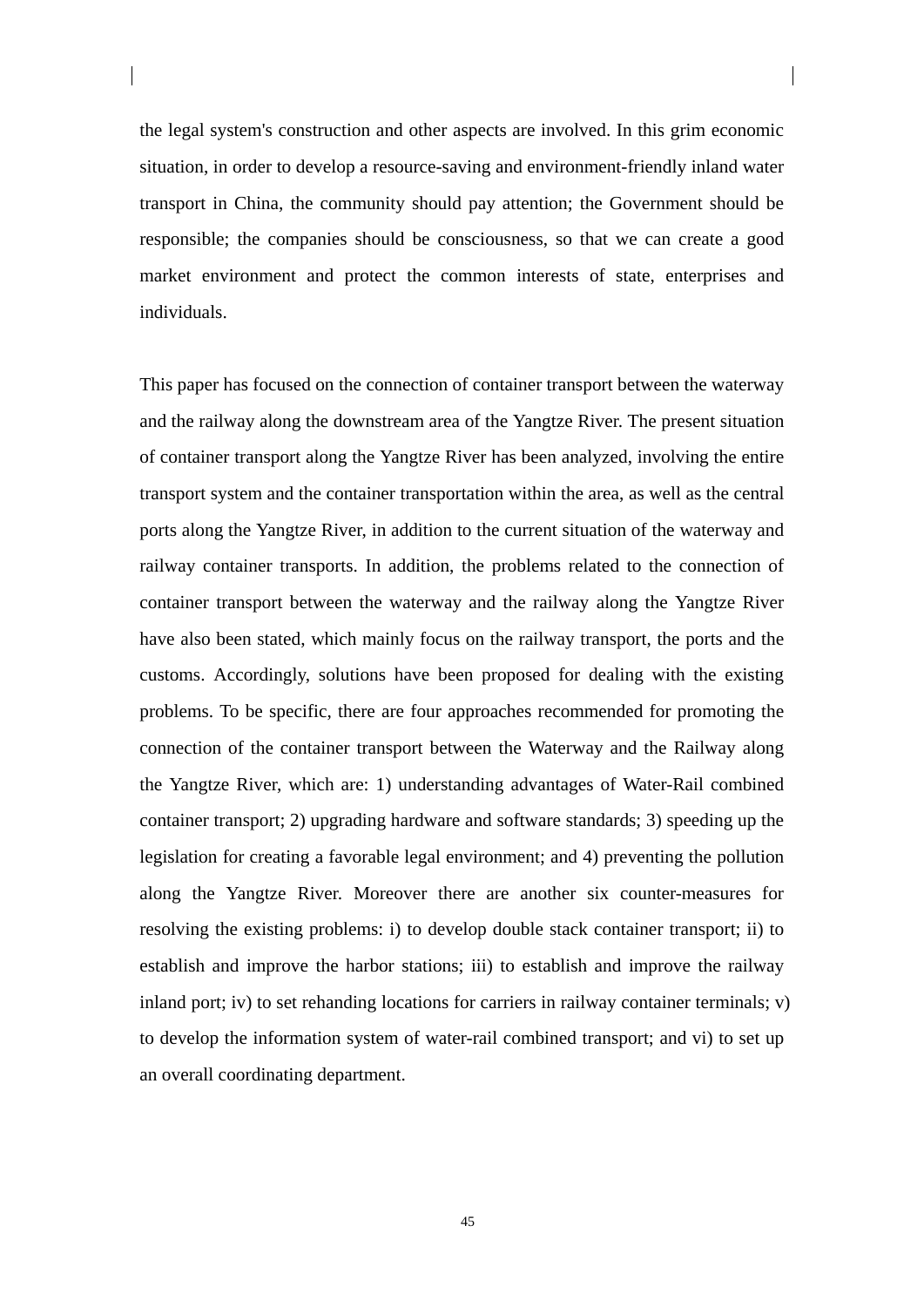the legal system's construction and other aspects are involved. In this grim economic situation, in order to develop a resource-saving and environment-friendly inland water transport in China, the community should pay attention; the Government should be responsible; the companies should be consciousness, so that we can create a good market environment and protect the common interests of state, enterprises and individuals.

This paper has focused on the connection of container transport between the waterway and the railway along the downstream area of the Yangtze River. The present situation of container transport along the Yangtze River has been analyzed, involving the entire transport system and the container transportation within the area, as well as the central ports along the Yangtze River, in addition to the current situation of the waterway and railway container transports. In addition, the problems related to the connection of container transport between the waterway and the railway along the Yangtze River have also been stated, which mainly focus on the railway transport, the ports and the customs. Accordingly, solutions have been proposed for dealing with the existing problems. To be specific, there are four approaches recommended for promoting the connection of the container transport between the Waterway and the Railway along the Yangtze River, which are: 1) understanding advantages of Water-Rail combined container transport; 2) upgrading hardware and software standards; 3) speeding up the legislation for creating a favorable legal environment; and 4) preventing the pollution along the Yangtze River. Moreover there are another six counter-measures for resolving the existing problems: i) to develop double stack container transport; ii) to establish and improve the harbor stations; iii) to establish and improve the railway inland port; iv) to set rehanding locations for carriers in railway container terminals; v) to develop the information system of water-rail combined transport; and vi) to set up an overall coordinating department.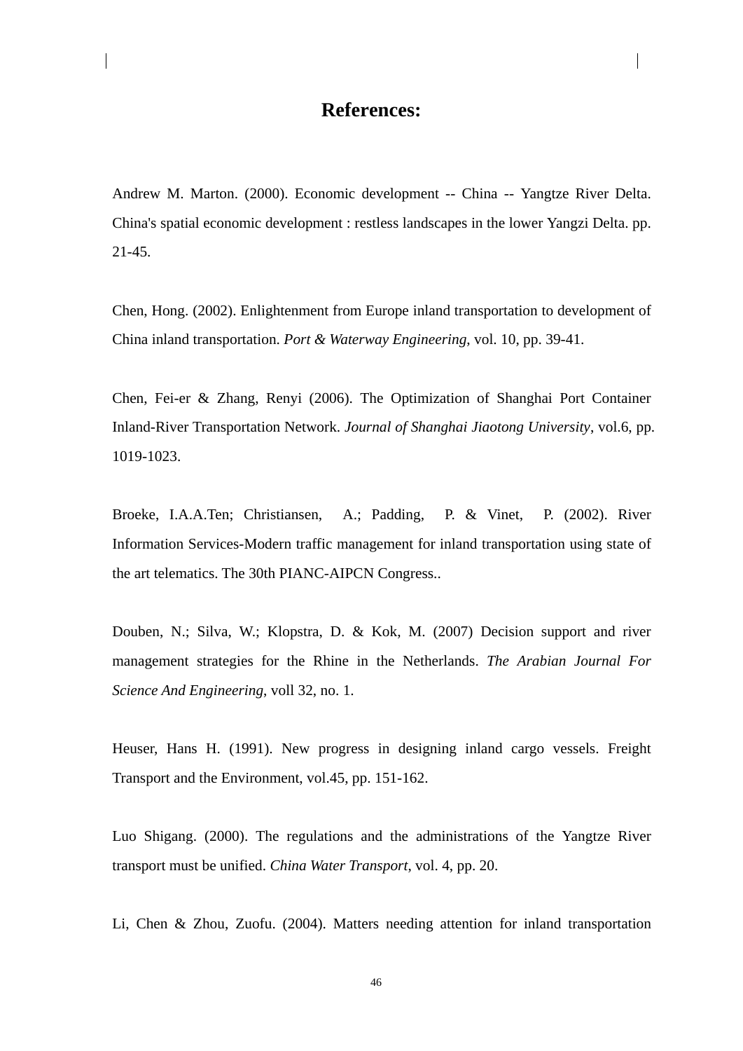# References:

Andrew M. Marton. (2000). Economic development -- China -- Yangtze River Delta. China's spatial economic development : restless landscapes in the lower Yangzi Delta. pp. 21-45.

Chen, Hong. (2002). Enlightenment from Europe inland transportation to development of China inland transportation. *Port & Waterway Engineering*, vol. 10, pp. 39-41.

Chen, Fei-er & Zhang, Renyi (2006). The Optimization of Shanghai Port Container Inland-River Transportation Network. *Journal of Shanghai Jiaotong University*, vol.6, pp. 1019-1023.

Broeke, I.A.A.Ten; Christiansen, A.; Padding, P. & Vinet, P. (2002). River Information Services-Modern traffic management for inland transportation using state of the art telematics. The 30th PIANC-AIPCN Congress..

Douben, N.; Silva, W.; Klopstra, D. & Kok, M. (2007) Decision support and river management strategies for the Rhine in the Netherlands. *The Arabian Journal For Science And Engineering*, voll 32, no. 1.

Heuser, Hans H. (1991). New progress in designing inland cargo vessels. Freight Transport and the Environment, vol.45, pp. 151-162.

Luo Shigang. (2000). The regulations and the administrations of the Yangtze River transport must be unified. *China Water Transport*, vol. 4, pp. 20.

Li, Chen & Zhou, Zuofu. (2004). Matters needing attention for inland transportation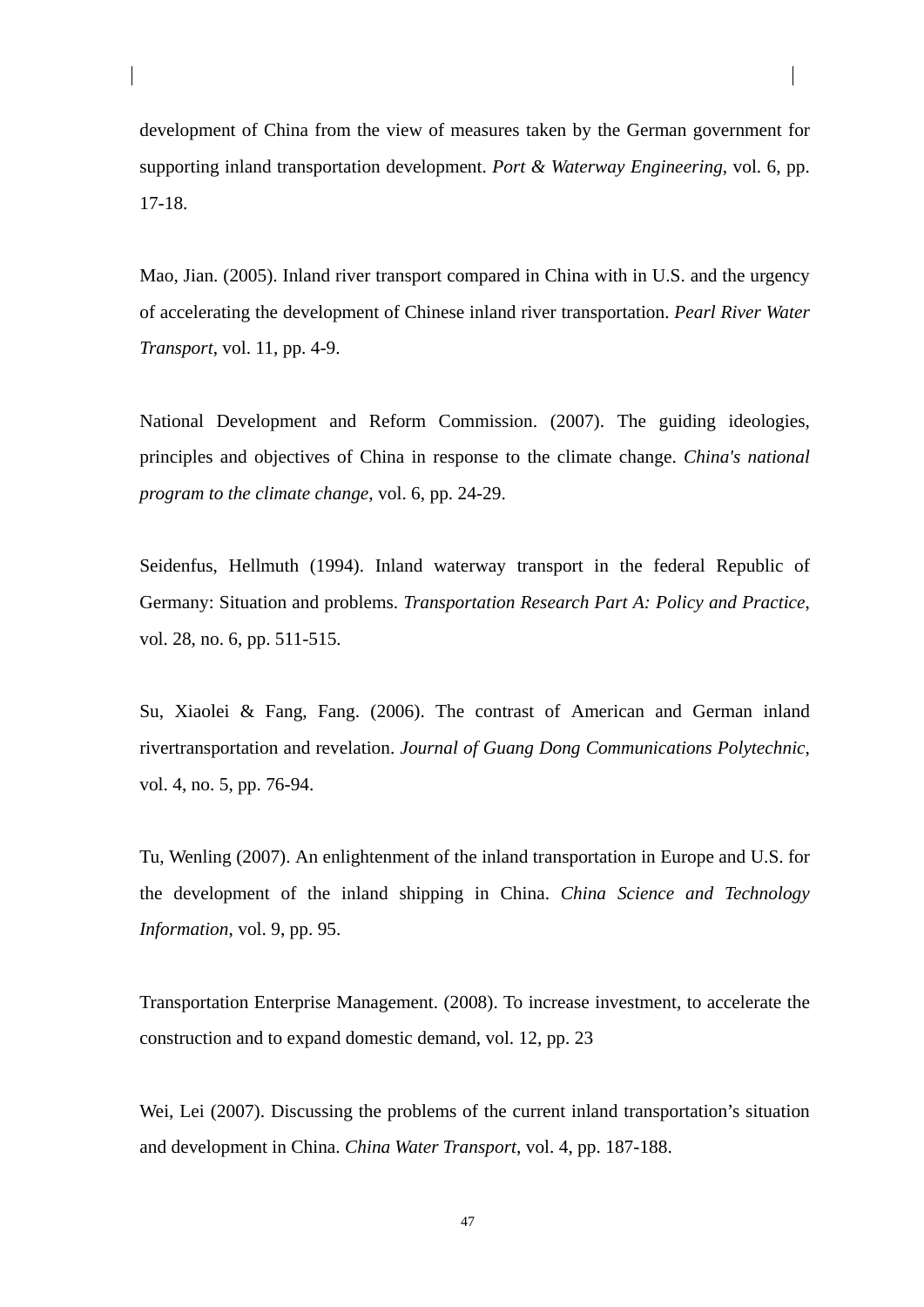development of China from the view of measures taken by the German government for supporting inland transportation development. *Port & Waterway Engineering*, vol. 6, pp. 17-18.

Mao, Jian. (2005). Inland river transport compared in China with in U.S. and the urgency of accelerating the development of Chinese inland river transportation. *Pearl River Water Transport*, vol. 11, pp. 4-9.

National Development and Reform Commission. (2007). The guiding ideologies, principles and objectives of China in response to the climate change. *China's national program to the climate change*, vol. 6, pp. 24-29.

Seidenfus, Hellmuth (1994). Inland waterway transport in the federal Republic of Germany: Situation and problems. *Transportation Research Part A: Policy and Practice*, vol. 28, no. 6, pp. 511-515.

Su, Xiaolei & Fang, Fang. (2006). The contrast of American and German inland rivertransportation and revelation. *Journal of Guang Dong Communications Polytechnic*, vol. 4, no. 5, pp. 76-94.

Tu, Wenling (2007). An enlightenment of the inland transportation in Europe and U.S. for the development of the inland shipping in China. *China Science and Technology Information*, vol. 9, pp. 95.

Transportation Enterprise Management. (2008). To increase investment, to accelerate the construction and to expand domestic demand, vol. 12, pp. 23

Wei, Lei (2007). Discussing the problems of the current inland transportation's situation and development in China. *China Water Transport*, vol. 4, pp. 187-188.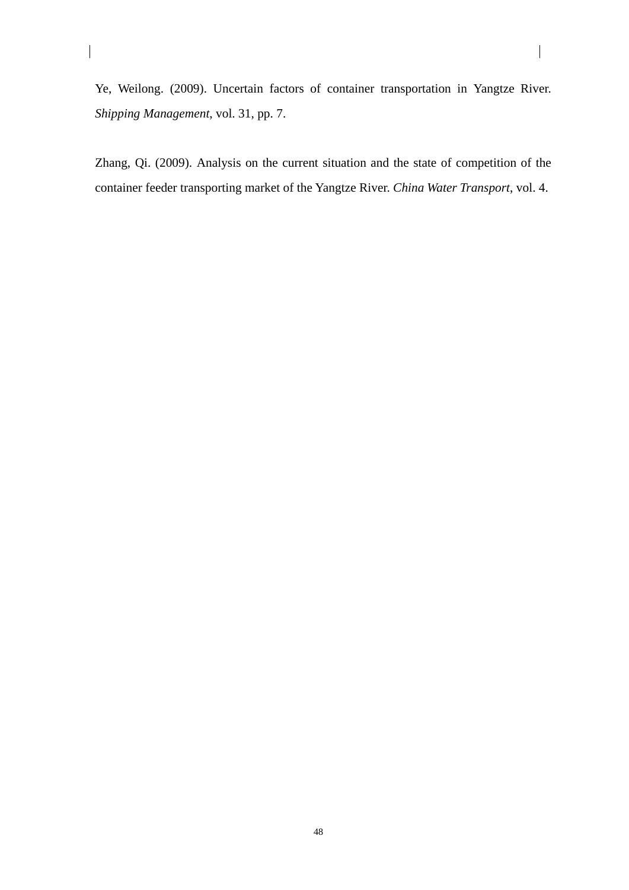Ye, Weilong. (2009). Uncertain factors of container transportation in Yangtze River. *Shipping Management*, vol. 31, pp. 7.

Zhang, Qi. (2009). Analysis on the current situation and the state of competition of the container feeder transporting market of the Yangtze River. *China Water Transport*, vol. 4.